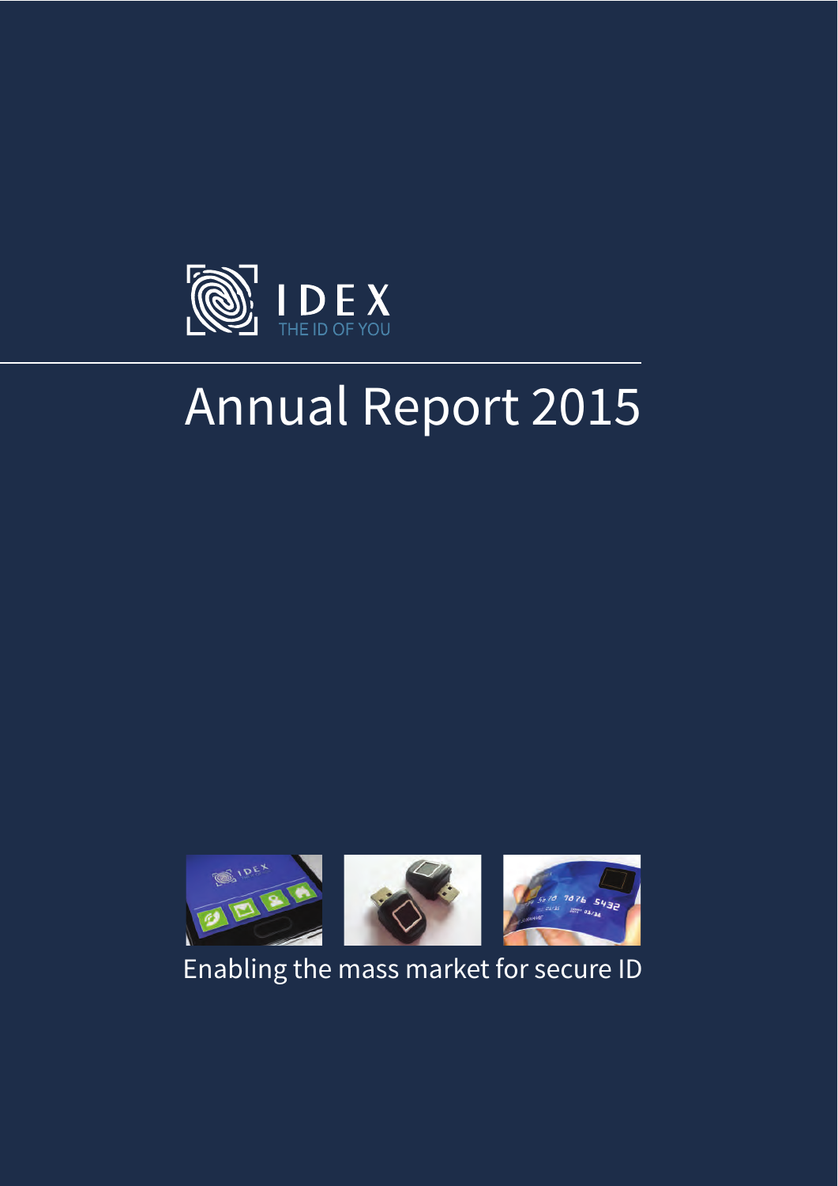IDEX

THE ID OF YOU

# Annual Report 2015

Enabling the mass market for secure ID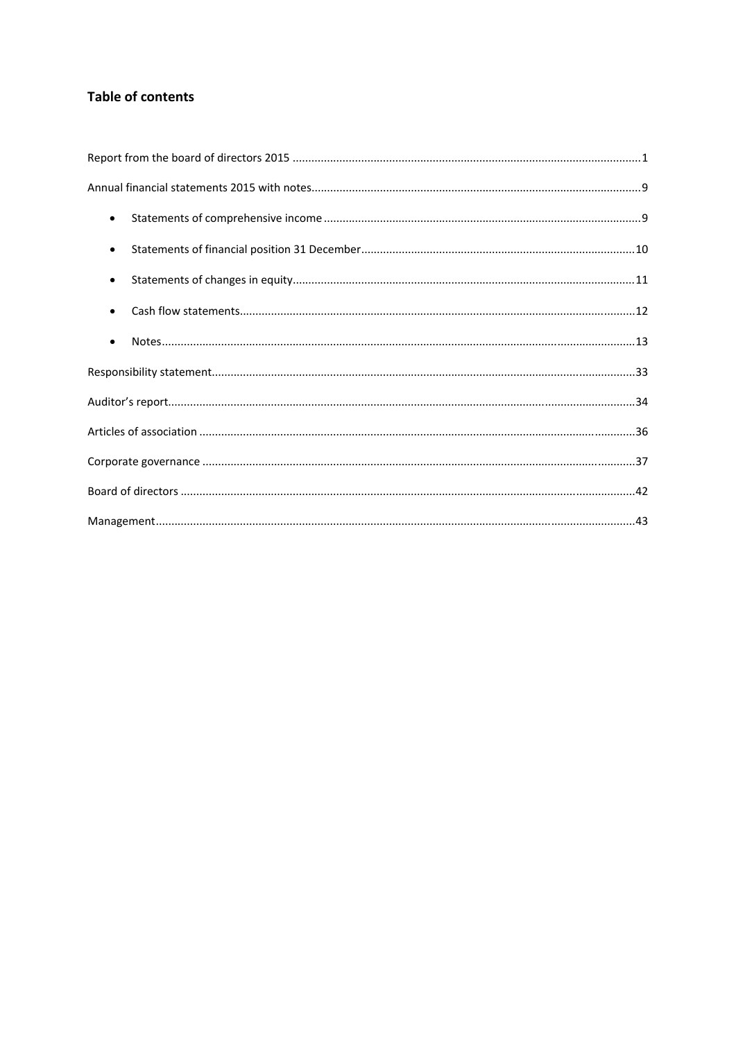## Table of contents

Report from the board of directors 2015 ........................................................................................................... 1

Annual financial statements 2015 with notes........................................................................................................ 9

- Statements of comprehensive income ............................................................................................ 9
- Statements of financial position 31 December ............................................................................ 10
- Statements of changes in equity.................................................................................................. 11
- Cash flow statements................................................................................................................... 12
- Notes............................................................................................................................................. 13

Responsibility statement...................................................................................................................................... 33

Auditor's report.................................................................................................................................................... 34

Articles of association .......................................................................................................................................... 36

Corporate governance ......................................................................................................................................... 37

Board of directors ................................................................................................................................................ 42

Management........................................................................................................................................................ 43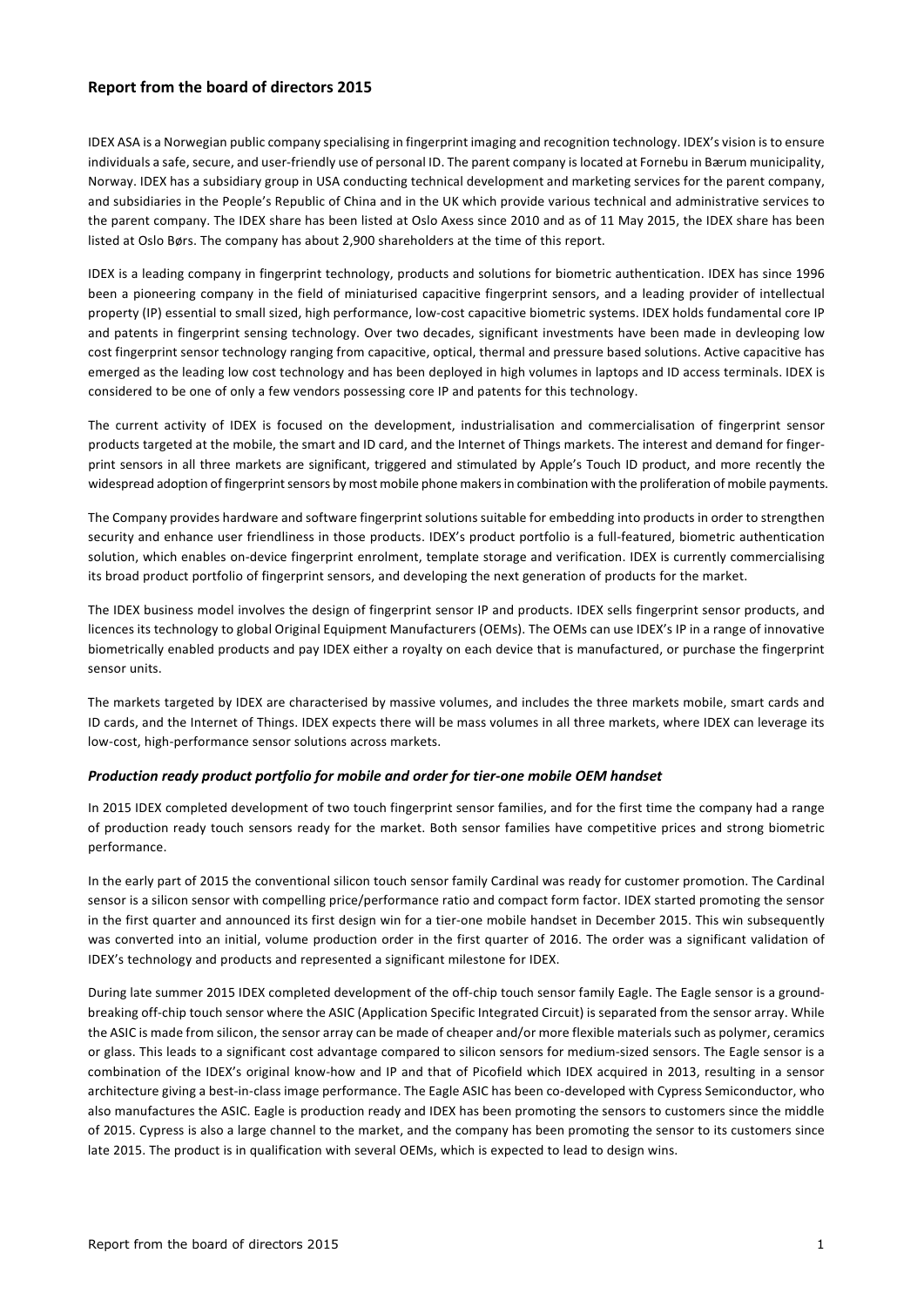## Report from the board of directors 2015

IDEX ASA is a Norwegian public company specialising in fingerprint imaging and recognition technology. IDEX's vision is to ensure individuals a safe, secure, and user-friendly use of personal ID. The parent company is located at Fornebu in Bærum municipality, Norway. IDEX has a subsidiary group in USA conducting technical development and marketing services for the parent company, and subsidiaries in the People's Republic of China and in the UK which provide various technical and administrative services to the parent company. The IDEX share has been listed at Oslo Axess since 2010 and as of 11 May 2015, the IDEX share has been listed at Oslo Børs. The company has about 2,900 shareholders at the time of this report.

IDEX is a leading company in fingerprint technology, products and solutions for biometric authentication. IDEX has since 1996 been a pioneering company in the field of miniaturised capacitive fingerprint sensors, and a leading provider of intellectual property (IP) essential to small sized, high performance, low-cost capacitive biometric systems. IDEX holds fundamental core IP and patents in fingerprint sensing technology. Over two decades, significant investments have been made in devleoping low cost fingerprint sensor technology ranging from capacitive, optical, thermal and pressure based solutions. Active capacitive has emerged as the leading low cost technology and has been deployed in high volumes in laptops and ID access terminals. IDEX is considered to be one of only a few vendors possessing core IP and patents for this technology.

The current activity of IDEX is focused on the development, industrialisation and commercialisation of fingerprint sensor products targeted at the mobile, the smart and ID card, and the Internet of Things markets. The interest and demand for fingerprint sensors in all three markets are significant, triggered and stimulated by Apple's Touch ID product, and more recently the widespread adoption of fingerprint sensors by most mobile phone makers in combination with the proliferation of mobile payments.

The Company provides hardware and software fingerprint solutions suitable for embedding into products in order to strengthen security and enhance user friendliness in those products. IDEX's product portfolio is a full-featured, biometric authentication solution, which enables on-device fingerprint enrolment, template storage and verification. IDEX is currently commercialising its broad product portfolio of fingerprint sensors, and developing the next generation of products for the market.

The IDEX business model involves the design of fingerprint sensor IP and products. IDEX sells fingerprint sensor products, and licences its technology to global Original Equipment Manufacturers (OEMs). The OEMs can use IDEX's IP in a range of innovative biometrically enabled products and pay IDEX either a royalty on each device that is manufactured, or purchase the fingerprint sensor units.

The markets targeted by IDEX are characterised by massive volumes, and includes the three markets mobile, smart cards and ID cards, and the Internet of Things. IDEX expects there will be mass volumes in all three markets, where IDEX can leverage its low-cost, high-performance sensor solutions across markets.

### *Production ready product portfolio for mobile and order for tier-one mobile OEM handset*

In 2015 IDEX completed development of two touch fingerprint sensor families, and for the first time the company had a range of production ready touch sensors ready for the market. Both sensor families have competitive prices and strong biometric performance.

In the early part of 2015 the conventional silicon touch sensor family Cardinal was ready for customer promotion. The Cardinal sensor is a silicon sensor with compelling price/performance ratio and compact form factor. IDEX started promoting the sensor in the first quarter and announced its first design win for a tier-one mobile handset in December 2015. This win subsequently was converted into an initial, volume production order in the first quarter of 2016. The order was a significant validation of IDEX's technology and products and represented a significant milestone for IDEX.

During late summer 2015 IDEX completed development of the off-chip touch sensor family Eagle. The Eagle sensor is a groundbreaking off-chip touch sensor where the ASIC (Application Specific Integrated Circuit) is separated from the sensor array. While the ASIC is made from silicon, the sensor array can be made of cheaper and/or more flexible materials such as polymer, ceramics or glass. This leads to a significant cost advantage compared to silicon sensors for medium-sized sensors. The Eagle sensor is a combination of the IDEX's original know-how and IP and that of Picofield which IDEX acquired in 2013, resulting in a sensor architecture giving a best-in-class image performance. The Eagle ASIC has been co-developed with Cypress Semiconductor, who also manufactures the ASIC. Eagle is production ready and IDEX has been promoting the sensors to customers since the middle of 2015. Cypress is also a large channel to the market, and the company has been promoting the sensor to its customers since late 2015. The product is in qualification with several OEMs, which is expected to lead to design wins.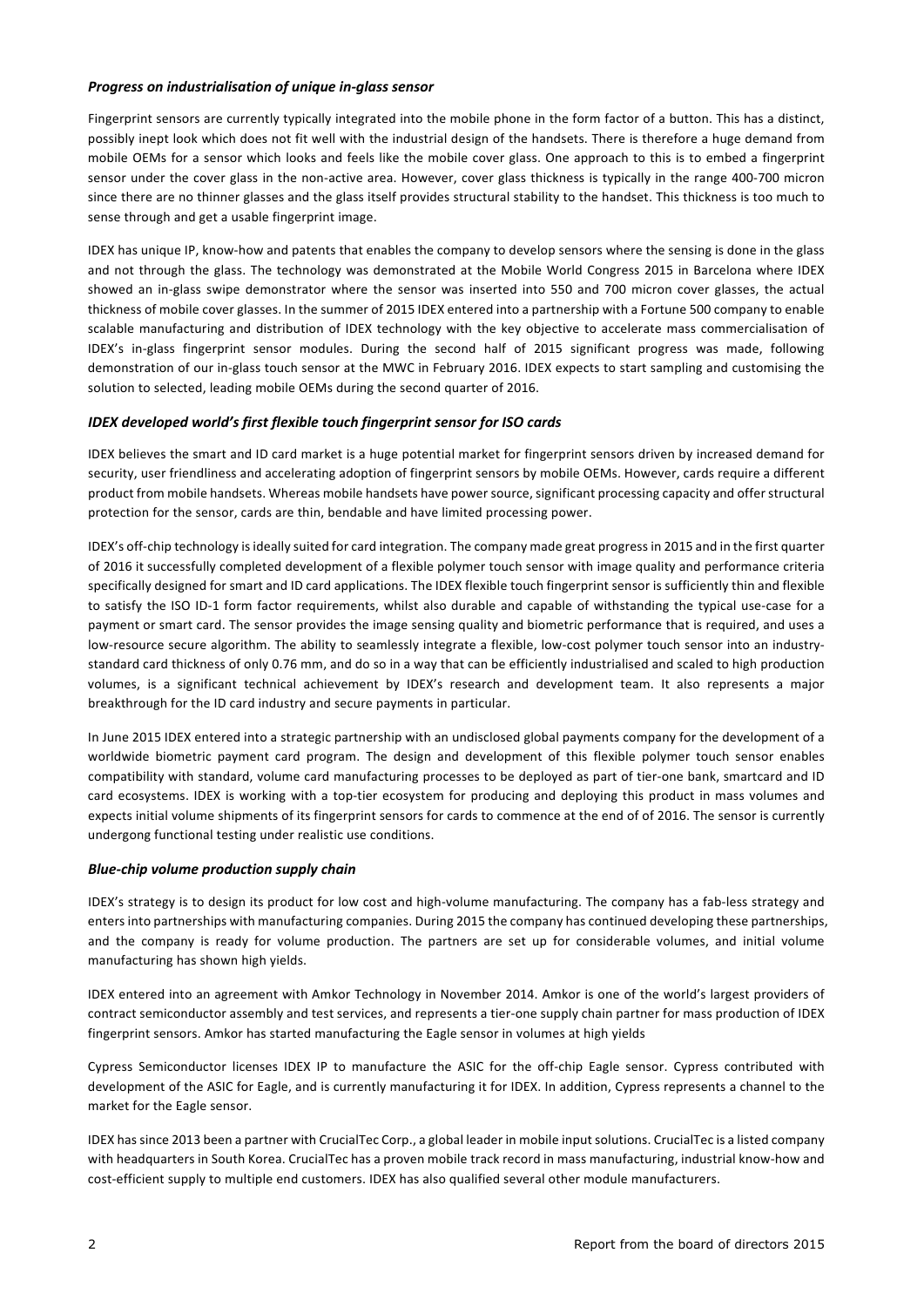### *Progress on industrialisation of unique in-glass sensor*

Fingerprint sensors are currently typically integrated into the mobile phone in the form factor of a button. This has a distinct, possibly inept look which does not fit well with the industrial design of the handsets. There is therefore a huge demand from mobile OEMs for a sensor which looks and feels like the mobile cover glass. One approach to this is to embed a fingerprint sensor under the cover glass in the non-active area. However, cover glass thickness is typically in the range 400-700 micron since there are no thinner glasses and the glass itself provides structural stability to the handset. This thickness is too much to sense through and get a usable fingerprint image.

IDEX has unique IP, know-how and patents that enables the company to develop sensors where the sensing is done in the glass and not through the glass. The technology was demonstrated at the Mobile World Congress 2015 in Barcelona where IDEX showed an in-glass swipe demonstrator where the sensor was inserted into 550 and 700 micron cover glasses, the actual thickness of mobile cover glasses. In the summer of 2015 IDEX entered into a partnership with a Fortune 500 company to enable scalable manufacturing and distribution of IDEX technology with the key objective to accelerate mass commercialisation of IDEX's in-glass fingerprint sensor modules. During the second half of 2015 significant progress was made, following demonstration of our in-glass touch sensor at the MWC in February 2016. IDEX expects to start sampling and customising the solution to selected, leading mobile OEMs during the second quarter of 2016.

### *IDEX developed world's first flexible touch fingerprint sensor for ISO cards*

IDEX believes the smart and ID card market is a huge potential market for fingerprint sensors driven by increased demand for security, user friendliness and accelerating adoption of fingerprint sensors by mobile OEMs. However, cards require a different product from mobile handsets. Whereas mobile handsets have power source, significant processing capacity and offer structural protection for the sensor, cards are thin, bendable and have limited processing power.

IDEX's off-chip technology is ideally suited for card integration. The company made great progress in 2015 and in the first quarter of 2016 it successfully completed development of a flexible polymer touch sensor with image quality and performance criteria specifically designed for smart and ID card applications. The IDEX flexible touch fingerprint sensor is sufficiently thin and flexible to satisfy the ISO ID-1 form factor requirements, whilst also durable and capable of withstanding the typical use-case for a payment or smart card. The sensor provides the image sensing quality and biometric performance that is required, and uses a low-resource secure algorithm. The ability to seamlessly integrate a flexible, low-cost polymer touch sensor into an industry-standard card thickness of only 0.76 mm, and do so in a way that can be efficiently industrialised and scaled to high production volumes, is a significant technical achievement by IDEX's research and development team. It also represents a major breakthrough for the ID card industry and secure payments in particular.

In June 2015 IDEX entered into a strategic partnership with an undisclosed global payments company for the development of a worldwide biometric payment card program. The design and development of this flexible polymer touch sensor enables compatibility with standard, volume card manufacturing processes to be deployed as part of tier-one bank, smartcard and ID card ecosystems. IDEX is working with a top-tier ecosystem for producing and deploying this product in mass volumes and expects initial volume shipments of its fingerprint sensors for cards to commence at the end of of 2016. The sensor is currently undergong functional testing under realistic use conditions.

### *Blue-chip volume production supply chain*

IDEX's strategy is to design its product for low cost and high-volume manufacturing. The company has a fab-less strategy and enters into partnerships with manufacturing companies. During 2015 the company has continued developing these partnerships, and the company is ready for volume production. The partners are set up for considerable volumes, and initial volume manufacturing has shown high yields.

IDEX entered into an agreement with Amkor Technology in November 2014. Amkor is one of the world's largest providers of contract semiconductor assembly and test services, and represents a tier-one supply chain partner for mass production of IDEX fingerprint sensors. Amkor has started manufacturing the Eagle sensor in volumes at high yields

Cypress Semiconductor licenses IDEX IP to manufacture the ASIC for the off-chip Eagle sensor. Cypress contributed with development of the ASIC for Eagle, and is currently manufacturing it for IDEX. In addition, Cypress represents a channel to the market for the Eagle sensor.

IDEX has since 2013 been a partner with CrucialTec Corp., a global leader in mobile input solutions. CrucialTec is a listed company with headquarters in South Korea. CrucialTec has a proven mobile track record in mass manufacturing, industrial know-how and cost-efficient supply to multiple end customers. IDEX has also qualified several other module manufacturers.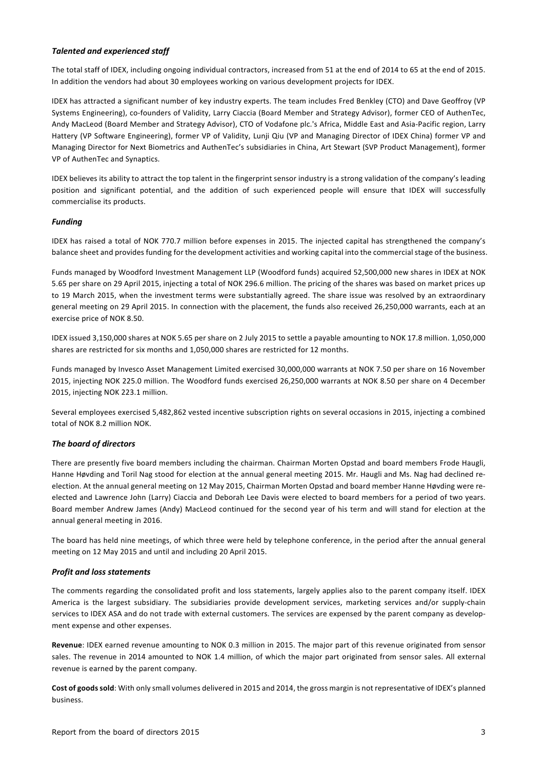### *Talented and experienced staff*

The total staff of IDEX, including ongoing individual contractors, increased from 51 at the end of 2014 to 65 at the end of 2015. In addition the vendors had about 30 employees working on various development projects for IDEX.

IDEX has attracted a significant number of key industry experts. The team includes Fred Benkley (CTO) and Dave Geoffroy (VP Systems Engineering), co-founders of Validity, Larry Ciaccia (Board Member and Strategy Advisor), former CEO of AuthenTec, Andy MacLeod (Board Member and Strategy Advisor), CTO of Vodafone plc.'s Africa, Middle East and Asia-Pacific region, Larry Hattery (VP Software Engineering), former VP of Validity, Lunji Qiu (VP and Managing Director of IDEX China) former VP and Managing Director for Next Biometrics and AuthenTec's subsidiaries in China, Art Stewart (SVP Product Management), former VP of AuthenTec and Synaptics.

IDEX believes its ability to attract the top talent in the fingerprint sensor industry is a strong validation of the company's leading position and significant potential, and the addition of such experienced people will ensure that IDEX will successfully commercialise its products.

### *Funding*

IDEX has raised a total of NOK 770.7 million before expenses in 2015. The injected capital has strengthened the company's balance sheet and provides funding for the development activities and working capital into the commercial stage of the business.

Funds managed by Woodford Investment Management LLP (Woodford funds) acquired 52,500,000 new shares in IDEX at NOK 5.65 per share on 29 April 2015, injecting a total of NOK 296.6 million. The pricing of the shares was based on market prices up to 19 March 2015, when the investment terms were substantially agreed. The share issue was resolved by an extraordinary general meeting on 29 April 2015. In connection with the placement, the funds also received 26,250,000 warrants, each at an exercise price of NOK 8.50.

IDEX issued 3,150,000 shares at NOK 5.65 per share on 2 July 2015 to settle a payable amounting to NOK 17.8 million. 1,050,000 shares are restricted for six months and 1,050,000 shares are restricted for 12 months.

Funds managed by Invesco Asset Management Limited exercised 30,000,000 warrants at NOK 7.50 per share on 16 November 2015, injecting NOK 225.0 million. The Woodford funds exercised 26,250,000 warrants at NOK 8.50 per share on 4 December 2015, injecting NOK 223.1 million.

Several employees exercised 5,482,862 vested incentive subscription rights on several occasions in 2015, injecting a combined total of NOK 8.2 million NOK.

### *The board of directors*

There are presently five board members including the chairman. Chairman Morten Opstad and board members Frode Haugli, Hanne Høvding and Toril Nag stood for election at the annual general meeting 2015. Mr. Haugli and Ms. Nag had declined re-election. At the annual general meeting on 12 May 2015, Chairman Morten Opstad and board member Hanne Høvding were re-elected and Lawrence John (Larry) Ciaccia and Deborah Lee Davis were elected to board members for a period of two years. Board member Andrew James (Andy) MacLeod continued for the second year of his term and will stand for election at the annual general meeting in 2016.

The board has held nine meetings, of which three were held by telephone conference, in the period after the annual general meeting on 12 May 2015 and until and including 20 April 2015.

### *Profit and loss statements*

The comments regarding the consolidated profit and loss statements, largely applies also to the parent company itself. IDEX America is the largest subsidiary. The subsidiaries provide development services, marketing services and/or supply-chain services to IDEX ASA and do not trade with external customers. The services are expensed by the parent company as development expense and other expenses.

**Revenue**: IDEX earned revenue amounting to NOK 0.3 million in 2015. The major part of this revenue originated from sensor sales. The revenue in 2014 amounted to NOK 1.4 million, of which the major part originated from sensor sales. All external revenue is earned by the parent company.

**Cost of goods sold**: With only small volumes delivered in 2015 and 2014, the gross margin is not representative of IDEX's planned business.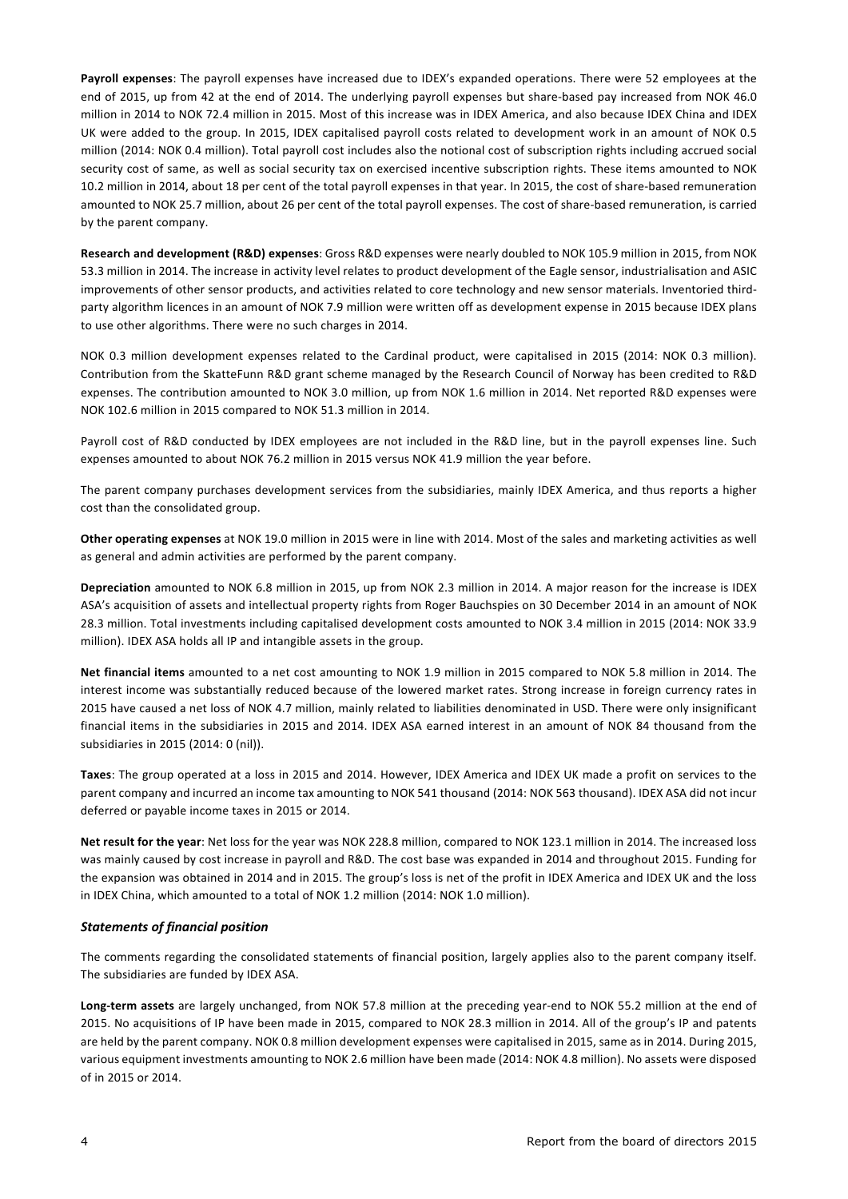**Payroll expenses**: The payroll expenses have increased due to IDEX's expanded operations. There were 52 employees at the end of 2015, up from 42 at the end of 2014. The underlying payroll expenses but share-based pay increased from NOK 46.0 million in 2014 to NOK 72.4 million in 2015. Most of this increase was in IDEX America, and also because IDEX China and IDEX UK were added to the group. In 2015, IDEX capitalised payroll costs related to development work in an amount of NOK 0.5 million (2014: NOK 0.4 million). Total payroll cost includes also the notional cost of subscription rights including accrued social security cost of same, as well as social security tax on exercised incentive subscription rights. These items amounted to NOK 10.2 million in 2014, about 18 per cent of the total payroll expenses in that year. In 2015, the cost of share-based remuneration amounted to NOK 25.7 million, about 26 per cent of the total payroll expenses. The cost of share-based remuneration, is carried by the parent company.

**Research and development (R&D) expenses**: Gross R&D expenses were nearly doubled to NOK 105.9 million in 2015, from NOK 53.3 million in 2014. The increase in activity level relates to product development of the Eagle sensor, industrialisation and ASIC improvements of other sensor products, and activities related to core technology and new sensor materials. Inventoried third-party algorithm licences in an amount of NOK 7.9 million were written off as development expense in 2015 because IDEX plans to use other algorithms. There were no such charges in 2014.

NOK 0.3 million development expenses related to the Cardinal product, were capitalised in 2015 (2014: NOK 0.3 million). Contribution from the SkatteFunn R&D grant scheme managed by the Research Council of Norway has been credited to R&D expenses. The contribution amounted to NOK 3.0 million, up from NOK 1.6 million in 2014. Net reported R&D expenses were NOK 102.6 million in 2015 compared to NOK 51.3 million in 2014.

Payroll cost of R&D conducted by IDEX employees are not included in the R&D line, but in the payroll expenses line. Such expenses amounted to about NOK 76.2 million in 2015 versus NOK 41.9 million the year before.

The parent company purchases development services from the subsidiaries, mainly IDEX America, and thus reports a higher cost than the consolidated group.

**Other operating expenses** at NOK 19.0 million in 2015 were in line with 2014. Most of the sales and marketing activities as well as general and admin activities are performed by the parent company.

**Depreciation** amounted to NOK 6.8 million in 2015, up from NOK 2.3 million in 2014. A major reason for the increase is IDEX ASA's acquisition of assets and intellectual property rights from Roger Bauchspies on 30 December 2014 in an amount of NOK 28.3 million. Total investments including capitalised development costs amounted to NOK 3.4 million in 2015 (2014: NOK 33.9 million). IDEX ASA holds all IP and intangible assets in the group.

**Net financial items** amounted to a net cost amounting to NOK 1.9 million in 2015 compared to NOK 5.8 million in 2014. The interest income was substantially reduced because of the lowered market rates. Strong increase in foreign currency rates in 2015 have caused a net loss of NOK 4.7 million, mainly related to liabilities denominated in USD. There were only insignificant financial items in the subsidiaries in 2015 and 2014. IDEX ASA earned interest in an amount of NOK 84 thousand from the subsidiaries in 2015 (2014: 0 (nil)).

**Taxes**: The group operated at a loss in 2015 and 2014. However, IDEX America and IDEX UK made a profit on services to the parent company and incurred an income tax amounting to NOK 541 thousand (2014: NOK 563 thousand). IDEX ASA did not incur deferred or payable income taxes in 2015 or 2014.

**Net result for the year**: Net loss for the year was NOK 228.8 million, compared to NOK 123.1 million in 2014. The increased loss was mainly caused by cost increase in payroll and R&D. The cost base was expanded in 2014 and throughout 2015. Funding for the expansion was obtained in 2014 and in 2015. The group's loss is net of the profit in IDEX America and IDEX UK and the loss in IDEX China, which amounted to a total of NOK 1.2 million (2014: NOK 1.0 million).

### *Statements of financial position*

The comments regarding the consolidated statements of financial position, largely applies also to the parent company itself. The subsidiaries are funded by IDEX ASA.

**Long-term assets** are largely unchanged, from NOK 57.8 million at the preceding year-end to NOK 55.2 million at the end of 2015. No acquisitions of IP have been made in 2015, compared to NOK 28.3 million in 2014. All of the group's IP and patents are held by the parent company. NOK 0.8 million development expenses were capitalised in 2015, same as in 2014. During 2015, various equipment investments amounting to NOK 2.6 million have been made (2014: NOK 4.8 million). No assets were disposed of in 2015 or 2014.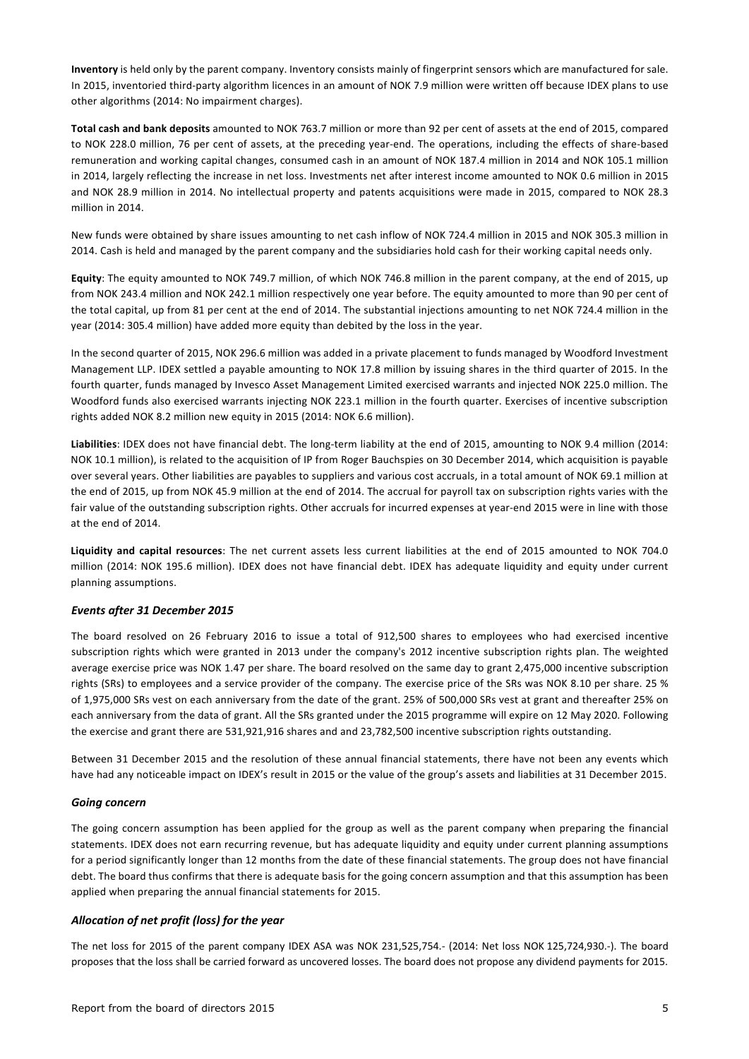**Inventory** is held only by the parent company. Inventory consists mainly of fingerprint sensors which are manufactured for sale. In 2015, inventoried third-party algorithm licences in an amount of NOK 7.9 million were written off because IDEX plans to use other algorithms (2014: No impairment charges).

**Total cash and bank deposits** amounted to NOK 763.7 million or more than 92 per cent of assets at the end of 2015, compared to NOK 228.0 million, 76 per cent of assets, at the preceding year-end. The operations, including the effects of share-based remuneration and working capital changes, consumed cash in an amount of NOK 187.4 million in 2014 and NOK 105.1 million in 2014, largely reflecting the increase in net loss. Investments net after interest income amounted to NOK 0.6 million in 2015 and NOK 28.9 million in 2014. No intellectual property and patents acquisitions were made in 2015, compared to NOK 28.3 million in 2014.

New funds were obtained by share issues amounting to net cash inflow of NOK 724.4 million in 2015 and NOK 305.3 million in 2014. Cash is held and managed by the parent company and the subsidiaries hold cash for their working capital needs only.

**Equity**: The equity amounted to NOK 749.7 million, of which NOK 746.8 million in the parent company, at the end of 2015, up from NOK 243.4 million and NOK 242.1 million respectively one year before. The equity amounted to more than 90 per cent of the total capital, up from 81 per cent at the end of 2014. The substantial injections amounting to net NOK 724.4 million in the year (2014: 305.4 million) have added more equity than debited by the loss in the year.

In the second quarter of 2015, NOK 296.6 million was added in a private placement to funds managed by Woodford Investment Management LLP. IDEX settled a payable amounting to NOK 17.8 million by issuing shares in the third quarter of 2015. In the fourth quarter, funds managed by Invesco Asset Management Limited exercised warrants and injected NOK 225.0 million. The Woodford funds also exercised warrants injecting NOK 223.1 million in the fourth quarter. Exercises of incentive subscription rights added NOK 8.2 million new equity in 2015 (2014: NOK 6.6 million).

**Liabilities**: IDEX does not have financial debt. The long-term liability at the end of 2015, amounting to NOK 9.4 million (2014: NOK 10.1 million), is related to the acquisition of IP from Roger Bauchspies on 30 December 2014, which acquisition is payable over several years. Other liabilities are payables to suppliers and various cost accruals, in a total amount of NOK 69.1 million at the end of 2015, up from NOK 45.9 million at the end of 2014. The accrual for payroll tax on subscription rights varies with the fair value of the outstanding subscription rights. Other accruals for incurred expenses at year-end 2015 were in line with those at the end of 2014.

**Liquidity and capital resources**: The net current assets less current liabilities at the end of 2015 amounted to NOK 704.0 million (2014: NOK 195.6 million). IDEX does not have financial debt. IDEX has adequate liquidity and equity under current planning assumptions.

### *Events after 31 December 2015*

The board resolved on 26 February 2016 to issue a total of 912,500 shares to employees who had exercised incentive subscription rights which were granted in 2013 under the company's 2012 incentive subscription rights plan. The weighted average exercise price was NOK 1.47 per share. The board resolved on the same day to grant 2,475,000 incentive subscription rights (SRs) to employees and a service provider of the company. The exercise price of the SRs was NOK 8.10 per share. 25 % of 1,975,000 SRs vest on each anniversary from the date of the grant. 25% of 500,000 SRs vest at grant and thereafter 25% on each anniversary from the data of grant. All the SRs granted under the 2015 programme will expire on 12 May 2020. Following the exercise and grant there are 531,921,916 shares and and 23,782,500 incentive subscription rights outstanding.

Between 31 December 2015 and the resolution of these annual financial statements, there have not been any events which have had any noticeable impact on IDEX's result in 2015 or the value of the group's assets and liabilities at 31 December 2015.

### *Going concern*

The going concern assumption has been applied for the group as well as the parent company when preparing the financial statements. IDEX does not earn recurring revenue, but has adequate liquidity and equity under current planning assumptions for a period significantly longer than 12 months from the date of these financial statements. The group does not have financial debt. The board thus confirms that there is adequate basis for the going concern assumption and that this assumption has been applied when preparing the annual financial statements for 2015.

### *Allocation of net profit (loss) for the year*

The net loss for 2015 of the parent company IDEX ASA was NOK 231,525,754.- (2014: Net loss NOK 125,724,930.-). The board proposes that the loss shall be carried forward as uncovered losses. The board does not propose any dividend payments for 2015.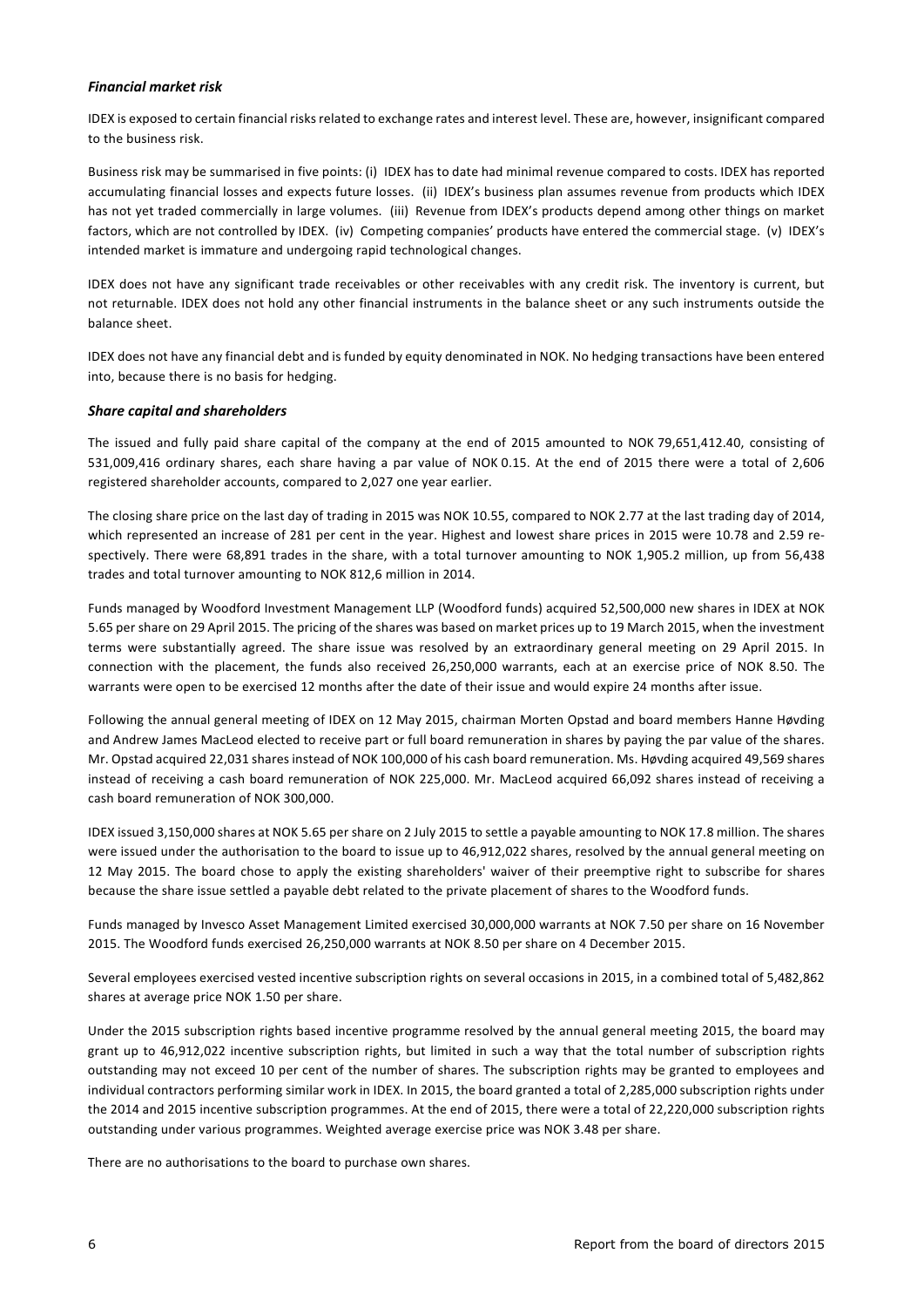### *Financial market risk*

IDEX is exposed to certain financial risks related to exchange rates and interest level. These are, however, insignificant compared to the business risk.

Business risk may be summarised in five points: (i) IDEX has to date had minimal revenue compared to costs. IDEX has reported accumulating financial losses and expects future losses. (ii) IDEX's business plan assumes revenue from products which IDEX has not yet traded commercially in large volumes. (iii) Revenue from IDEX's products depend among other things on market factors, which are not controlled by IDEX. (iv) Competing companies' products have entered the commercial stage. (v) IDEX's intended market is immature and undergoing rapid technological changes.

IDEX does not have any significant trade receivables or other receivables with any credit risk. The inventory is current, but not returnable. IDEX does not hold any other financial instruments in the balance sheet or any such instruments outside the balance sheet.

IDEX does not have any financial debt and is funded by equity denominated in NOK. No hedging transactions have been entered into, because there is no basis for hedging.

### *Share capital and shareholders*

The issued and fully paid share capital of the company at the end of 2015 amounted to NOK 79,651,412.40, consisting of 531,009,416 ordinary shares, each share having a par value of NOK 0.15. At the end of 2015 there were a total of 2,606 registered shareholder accounts, compared to 2,027 one year earlier.

The closing share price on the last day of trading in 2015 was NOK 10.55, compared to NOK 2.77 at the last trading day of 2014, which represented an increase of 281 per cent in the year. Highest and lowest share prices in 2015 were 10.78 and 2.59 respectively. There were 68,891 trades in the share, with a total turnover amounting to NOK 1,905.2 million, up from 56,438 trades and total turnover amounting to NOK 812,6 million in 2014.

Funds managed by Woodford Investment Management LLP (Woodford funds) acquired 52,500,000 new shares in IDEX at NOK 5.65 per share on 29 April 2015. The pricing of the shares was based on market prices up to 19 March 2015, when the investment terms were substantially agreed. The share issue was resolved by an extraordinary general meeting on 29 April 2015. In connection with the placement, the funds also received 26,250,000 warrants, each at an exercise price of NOK 8.50. The warrants were open to be exercised 12 months after the date of their issue and would expire 24 months after issue.

Following the annual general meeting of IDEX on 12 May 2015, chairman Morten Opstad and board members Hanne Høvding and Andrew James MacLeod elected to receive part or full board remuneration in shares by paying the par value of the shares. Mr. Opstad acquired 22,031 shares instead of NOK 100,000 of his cash board remuneration. Ms. Høvding acquired 49,569 shares instead of receiving a cash board remuneration of NOK 225,000. Mr. MacLeod acquired 66,092 shares instead of receiving a cash board remuneration of NOK 300,000.

IDEX issued 3,150,000 shares at NOK 5.65 per share on 2 July 2015 to settle a payable amounting to NOK 17.8 million. The shares were issued under the authorisation to the board to issue up to 46,912,022 shares, resolved by the annual general meeting on 12 May 2015. The board chose to apply the existing shareholders' waiver of their preemptive right to subscribe for shares because the share issue settled a payable debt related to the private placement of shares to the Woodford funds.

Funds managed by Invesco Asset Management Limited exercised 30,000,000 warrants at NOK 7.50 per share on 16 November 2015. The Woodford funds exercised 26,250,000 warrants at NOK 8.50 per share on 4 December 2015.

Several employees exercised vested incentive subscription rights on several occasions in 2015, in a combined total of 5,482,862 shares at average price NOK 1.50 per share.

Under the 2015 subscription rights based incentive programme resolved by the annual general meeting 2015, the board may grant up to 46,912,022 incentive subscription rights, but limited in such a way that the total number of subscription rights outstanding may not exceed 10 per cent of the number of shares. The subscription rights may be granted to employees and individual contractors performing similar work in IDEX. In 2015, the board granted a total of 2,285,000 subscription rights under the 2014 and 2015 incentive subscription programmes. At the end of 2015, there were a total of 22,220,000 subscription rights outstanding under various programmes. Weighted average exercise price was NOK 3.48 per share.

There are no authorisations to the board to purchase own shares.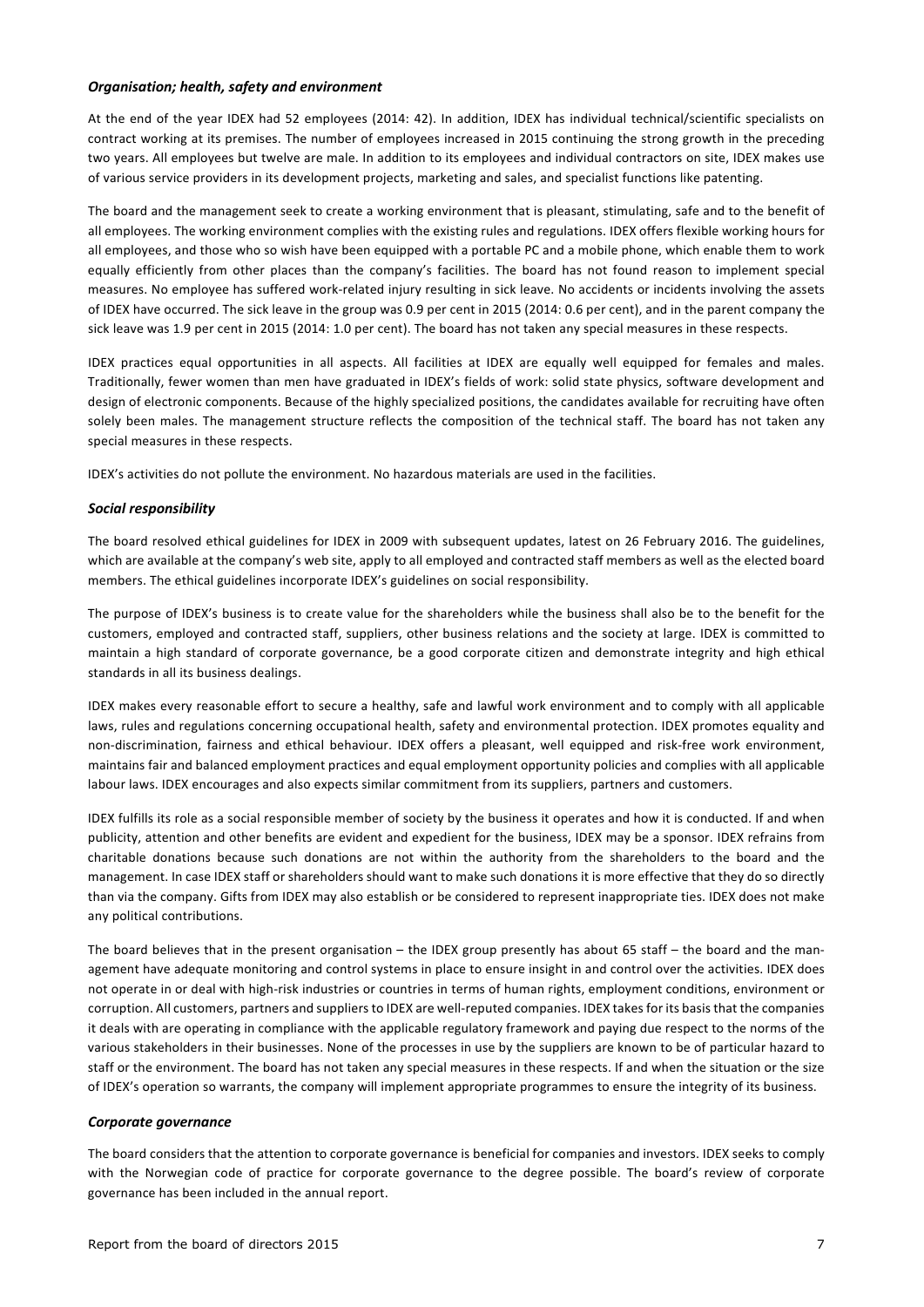### *Organisation; health, safety and environment*

At the end of the year IDEX had 52 employees (2014: 42). In addition, IDEX has individual technical/scientific specialists on contract working at its premises. The number of employees increased in 2015 continuing the strong growth in the preceding two years. All employees but twelve are male. In addition to its employees and individual contractors on site, IDEX makes use of various service providers in its development projects, marketing and sales, and specialist functions like patenting.

The board and the management seek to create a working environment that is pleasant, stimulating, safe and to the benefit of all employees. The working environment complies with the existing rules and regulations. IDEX offers flexible working hours for all employees, and those who so wish have been equipped with a portable PC and a mobile phone, which enable them to work equally efficiently from other places than the company's facilities. The board has not found reason to implement special measures. No employee has suffered work-related injury resulting in sick leave. No accidents or incidents involving the assets of IDEX have occurred. The sick leave in the group was 0.9 per cent in 2015 (2014: 0.6 per cent), and in the parent company the sick leave was 1.9 per cent in 2015 (2014: 1.0 per cent). The board has not taken any special measures in these respects.

IDEX practices equal opportunities in all aspects. All facilities at IDEX are equally well equipped for females and males. Traditionally, fewer women than men have graduated in IDEX's fields of work: solid state physics, software development and design of electronic components. Because of the highly specialized positions, the candidates available for recruiting have often solely been males. The management structure reflects the composition of the technical staff. The board has not taken any special measures in these respects.

IDEX's activities do not pollute the environment. No hazardous materials are used in the facilities.

### *Social responsibility*

The board resolved ethical guidelines for IDEX in 2009 with subsequent updates, latest on 26 February 2016. The guidelines, which are available at the company's web site, apply to all employed and contracted staff members as well as the elected board members. The ethical guidelines incorporate IDEX's guidelines on social responsibility.

The purpose of IDEX's business is to create value for the shareholders while the business shall also be to the benefit for the customers, employed and contracted staff, suppliers, other business relations and the society at large. IDEX is committed to maintain a high standard of corporate governance, be a good corporate citizen and demonstrate integrity and high ethical standards in all its business dealings.

IDEX makes every reasonable effort to secure a healthy, safe and lawful work environment and to comply with all applicable laws, rules and regulations concerning occupational health, safety and environmental protection. IDEX promotes equality and non-discrimination, fairness and ethical behaviour. IDEX offers a pleasant, well equipped and risk-free work environment, maintains fair and balanced employment practices and equal employment opportunity policies and complies with all applicable labour laws. IDEX encourages and also expects similar commitment from its suppliers, partners and customers.

IDEX fulfills its role as a social responsible member of society by the business it operates and how it is conducted. If and when publicity, attention and other benefits are evident and expedient for the business, IDEX may be a sponsor. IDEX refrains from charitable donations because such donations are not within the authority from the shareholders to the board and the management. In case IDEX staff or shareholders should want to make such donations it is more effective that they do so directly than via the company. Gifts from IDEX may also establish or be considered to represent inappropriate ties. IDEX does not make any political contributions.

The board believes that in the present organisation – the IDEX group presently has about 65 staff – the board and the management have adequate monitoring and control systems in place to ensure insight in and control over the activities. IDEX does not operate in or deal with high-risk industries or countries in terms of human rights, employment conditions, environment or corruption. All customers, partners and suppliers to IDEX are well-reputed companies. IDEX takes for its basis that the companies it deals with are operating in compliance with the applicable regulatory framework and paying due respect to the norms of the various stakeholders in their businesses. None of the processes in use by the suppliers are known to be of particular hazard to staff or the environment. The board has not taken any special measures in these respects. If and when the situation or the size of IDEX's operation so warrants, the company will implement appropriate programmes to ensure the integrity of its business.

### *Corporate governance*

The board considers that the attention to corporate governance is beneficial for companies and investors. IDEX seeks to comply with the Norwegian code of practice for corporate governance to the degree possible. The board's review of corporate governance has been included in the annual report.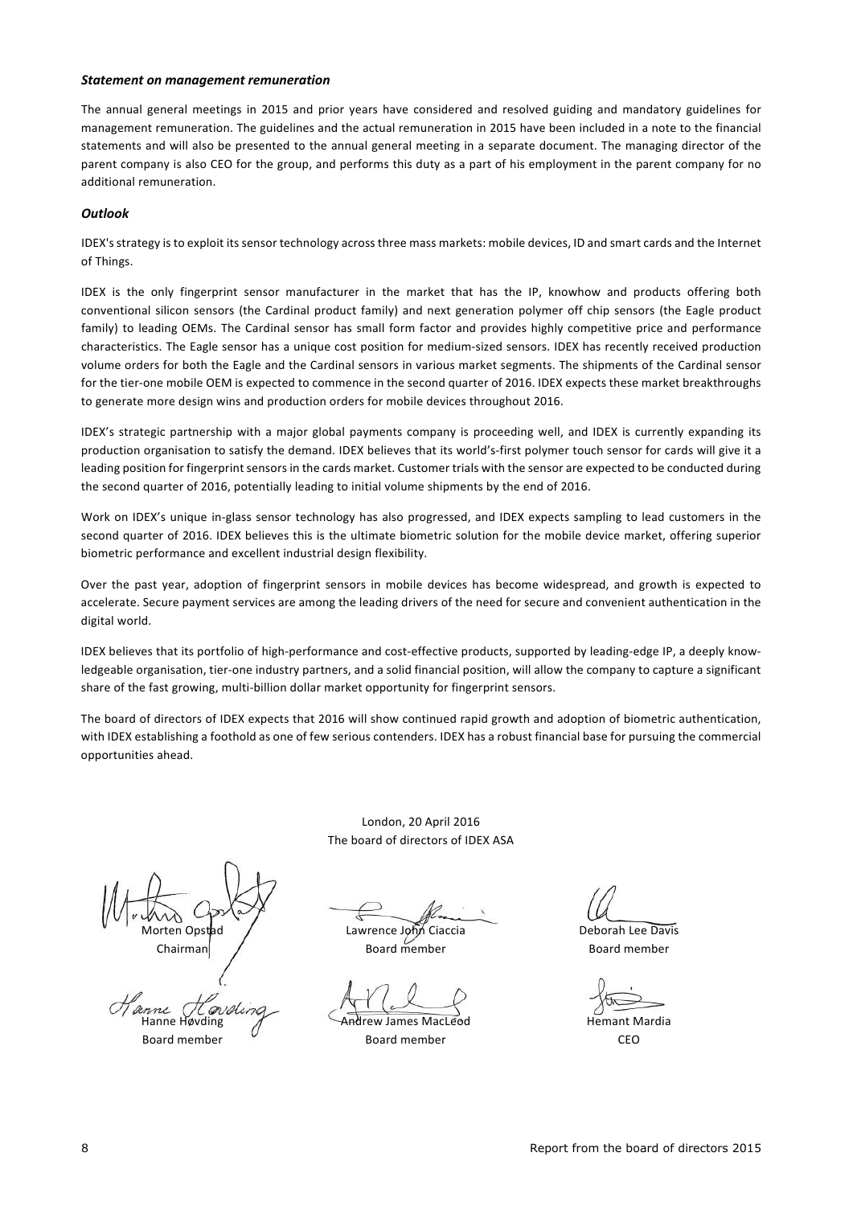### *Statement on management remuneration*

The annual general meetings in 2015 and prior years have considered and resolved guiding and mandatory guidelines for management remuneration. The guidelines and the actual remuneration in 2015 have been included in a note to the financial statements and will also be presented to the annual general meeting in a separate document. The managing director of the parent company is also CEO for the group, and performs this duty as a part of his employment in the parent company for no additional remuneration.

### *Outlook*

IDEX's strategy is to exploit its sensor technology across three mass markets: mobile devices, ID and smart cards and the Internet of Things.

IDEX is the only fingerprint sensor manufacturer in the market that has the IP, knowhow and products offering both conventional silicon sensors (the Cardinal product family) and next generation polymer off chip sensors (the Eagle product family) to leading OEMs. The Cardinal sensor has small form factor and provides highly competitive price and performance characteristics. The Eagle sensor has a unique cost position for medium-sized sensors. IDEX has recently received production volume orders for both the Eagle and the Cardinal sensors in various market segments. The shipments of the Cardinal sensor for the tier-one mobile OEM is expected to commence in the second quarter of 2016. IDEX expects these market breakthroughs to generate more design wins and production orders for mobile devices throughout 2016.

IDEX's strategic partnership with a major global payments company is proceeding well, and IDEX is currently expanding its production organisation to satisfy the demand. IDEX believes that its world's-first polymer touch sensor for cards will give it a leading position for fingerprint sensors in the cards market. Customer trials with the sensor are expected to be conducted during the second quarter of 2016, potentially leading to initial volume shipments by the end of 2016.

Work on IDEX's unique in-glass sensor technology has also progressed, and IDEX expects sampling to lead customers in the second quarter of 2016. IDEX believes this is the ultimate biometric solution for the mobile device market, offering superior biometric performance and excellent industrial design flexibility.

Over the past year, adoption of fingerprint sensors in mobile devices has become widespread, and growth is expected to accelerate. Secure payment services are among the leading drivers of the need for secure and convenient authentication in the digital world.

IDEX believes that its portfolio of high-performance and cost-effective products, supported by leading-edge IP, a deeply knowledgeable organisation, tier-one industry partners, and a solid financial position, will allow the company to capture a significant share of the fast growing, multi-billion dollar market opportunity for fingerprint sensors.

The board of directors of IDEX expects that 2016 will show continued rapid growth and adoption of biometric authentication, with IDEX establishing a foothold as one of few serious contenders. IDEX has a robust financial base for pursuing the commercial opportunities ahead.

London, 20 April 2016
The board of directors of IDEX ASA

| | | |
|---|---|---|
| Morten Opstad<br>Chairman | Lawrence John Ciaccia<br>Board member | Deborah Lee Davis<br>Board member |
| Hanne Høvding<br>Board member | Andrew James MacLeod<br>Board member | Hemant Mardia<br>CEO |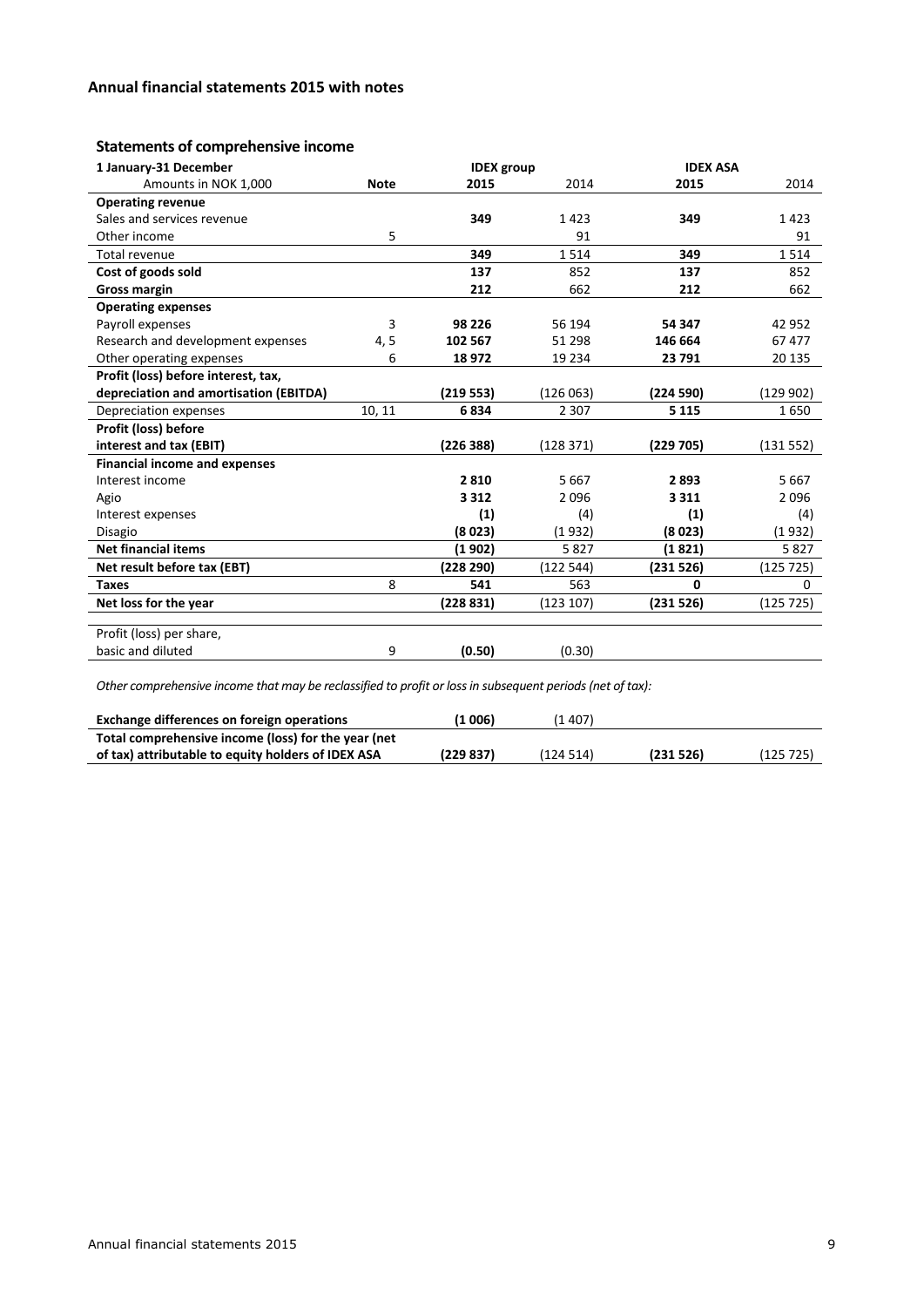## Annual financial statements 2015 with notes

### Statements of comprehensive income

| 1 January-31 December | | IDEX group | | IDEX ASA | |
|---|---|---|---|---|---|
| Amounts in NOK 1,000 | Note | **2015** | 2014 | **2015** | 2014 |
| **Operating revenue** | | | | | |
| Sales and services revenue | | **349** | 1 423 | **349** | 1 423 |
| Other income | 5 | | 91 | | 91 |
| Total revenue | | **349** | 1 514 | **349** | 1 514 |
| **Cost of goods sold** | | **137** | 852 | **137** | 852 |
| **Gross margin** | | **212** | 662 | **212** | 662 |
| **Operating expenses** | | | | | |
| Payroll expenses | 3 | **98 226** | 56 194 | **54 347** | 42 952 |
| Research and development expenses | 4, 5 | **102 567** | 51 298 | **146 664** | 67 477 |
| Other operating expenses | 6 | **18 972** | 19 234 | **23 791** | 20 135 |
| **Profit (loss) before interest, tax, depreciation and amortisation (EBITDA)** | | **(219 553)** | (126 063) | **(224 590)** | (129 902) |
| Depreciation expenses | 10, 11 | **6 834** | 2 307 | **5 115** | 1 650 |
| **Profit (loss) before interest and tax (EBIT)** | | **(226 388)** | (128 371) | **(229 705)** | (131 552) |
| **Financial income and expenses** | | | | | |
| Interest income | | **2 810** | 5 667 | **2 893** | 5 667 |
| Agio | | **3 312** | 2 096 | **3 311** | 2 096 |
| Interest expenses | | **(1)** | (4) | **(1)** | (4) |
| Disagio | | **(8 023)** | (1 932) | **(8 023)** | (1 932) |
| **Net financial items** | | **(1 902)** | 5 827 | **(1 821)** | 5 827 |
| **Net result before tax (EBT)** | | **(228 290)** | (122 544) | **(231 526)** | (125 725) |
| **Taxes** | 8 | **541** | 563 | **0** | 0 |
| **Net loss for the year** | | **(228 831)** | (123 107) | **(231 526)** | (125 725) |
| Profit (loss) per share, basic and diluted | 9 | **(0.50)** | (0.30) | | |

*Other comprehensive income that may be reclassified to profit or loss in subsequent periods (net of tax):*

| | | | | |
|---|---|---|---|---|
| **Exchange differences on foreign operations** | **(1 006)** | (1 407) | | |
| **Total comprehensive income (loss) for the year (net of tax) attributable to equity holders of IDEX ASA** | **(229 837)** | (124 514) | **(231 526)** | (125 725) |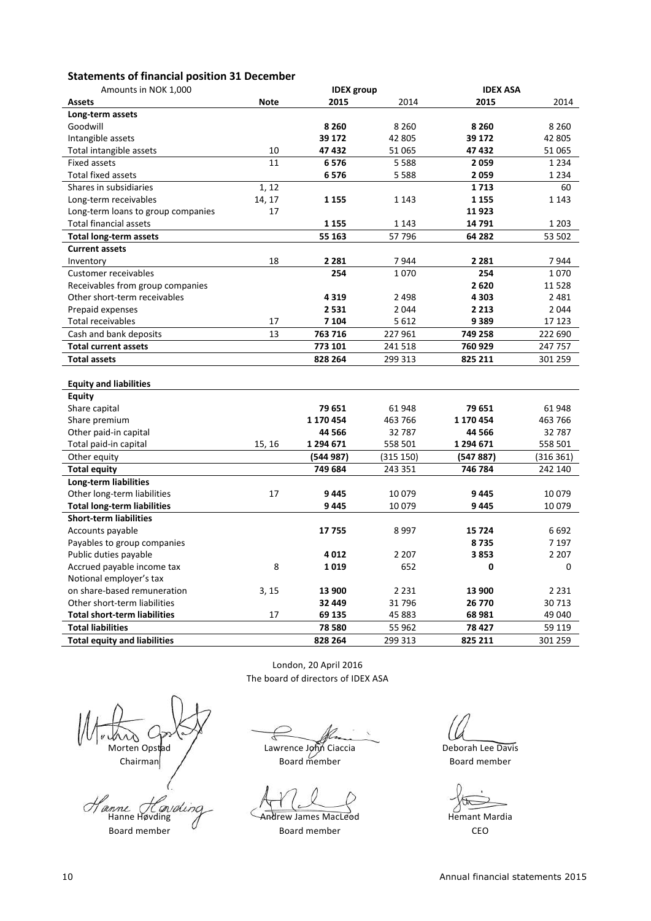## Statements of financial position 31 December

| Amounts in NOK 1,000 | | IDEX group | | IDEX ASA | |
|---|---|---|---|---|---|
| **Assets** | **Note** | **2015** | 2014 | **2015** | 2014 |
| **Long-term assets** | | | | | |
| Goodwill | | **8 260** | 8 260 | **8 260** | 8 260 |
| Intangible assets | | **39 172** | 42 805 | **39 172** | 42 805 |
| Total intangible assets | 10 | **47 432** | 51 065 | **47 432** | 51 065 |
| Fixed assets | 11 | **6 576** | 5 588 | **2 059** | 1 234 |
| Total fixed assets | | **6 576** | 5 588 | **2 059** | 1 234 |
| Shares in subsidiaries | 1, 12 | | | **1 713** | 60 |
| Long-term receivables | 14, 17 | **1 155** | 1 143 | **1 155** | 1 143 |
| Long-term loans to group companies | 17 | | | **11 923** | |
| Total financial assets | | **1 155** | 1 143 | **14 791** | 1 203 |
| **Total long-term assets** | | **55 163** | 57 796 | **64 282** | 53 502 |
| **Current assets** | | | | | |
| Inventory | 18 | **2 281** | 7 944 | **2 281** | 7 944 |
| Customer receivables | | **254** | 1 070 | **254** | 1 070 |
| Receivables from group companies | | | | **2 620** | 11 528 |
| Other short-term receivables | | **4 319** | 2 498 | **4 303** | 2 481 |
| Prepaid expenses | | **2 531** | 2 044 | **2 213** | 2 044 |
| Total receivables | 17 | **7 104** | 5 612 | **9 389** | 17 123 |
| Cash and bank deposits | 13 | **763 716** | 227 961 | **749 258** | 222 690 |
| **Total current assets** | | **773 101** | 241 518 | **760 929** | 247 757 |
| **Total assets** | | **828 264** | 299 313 | **825 211** | 301 259 |
| | | | | | |
| **Equity and liabilities** | | | | | |
| **Equity** | | | | | |
| Share capital | | **79 651** | 61 948 | **79 651** | 61 948 |
| Share premium | | **1 170 454** | 463 766 | **1 170 454** | 463 766 |
| Other paid-in capital | | **44 566** | 32 787 | **44 566** | 32 787 |
| Total paid-in capital | 15, 16 | **1 294 671** | 558 501 | **1 294 671** | 558 501 |
| Other equity | | **(544 987)** | (315 150) | **(547 887)** | (316 361) |
| **Total equity** | | **749 684** | 243 351 | **746 784** | 242 140 |
| **Long-term liabilities** | | | | | |
| Other long-term liabilities | 17 | **9 445** | 10 079 | **9 445** | 10 079 |
| **Total long-term liabilities** | | **9 445** | 10 079 | **9 445** | 10 079 |
| **Short-term liabilities** | | | | | |
| Accounts payable | | **17 755** | 8 997 | **15 724** | 6 692 |
| Payables to group companies | | | | **8 735** | 7 197 |
| Public duties payable | | **4 012** | 2 207 | **3 853** | 2 207 |
| Accrued payable income tax | 8 | **1 019** | 652 | **0** | 0 |
| Notional employer's tax on share-based remuneration | 3, 15 | **13 900** | 2 231 | **13 900** | 2 231 |
| Other short-term liabilities | | **32 449** | 31 796 | **26 770** | 30 713 |
| **Total short-term liabilities** | 17 | **69 135** | 45 883 | **68 981** | 49 040 |
| **Total liabilities** | | **78 580** | 55 962 | **78 427** | 59 119 |
| **Total equity and liabilities** | | **828 264** | 299 313 | **825 211** | 301 259 |

London, 20 April 2016
The board of directors of IDEX ASA

Morten Opstad
Chairman

Lawrence John Ciaccia
Board member

Deborah Lee Davis
Board member

Hanne Høvding
Board member

Andrew James MacLeod
Board member

Hemant Mardia
CEO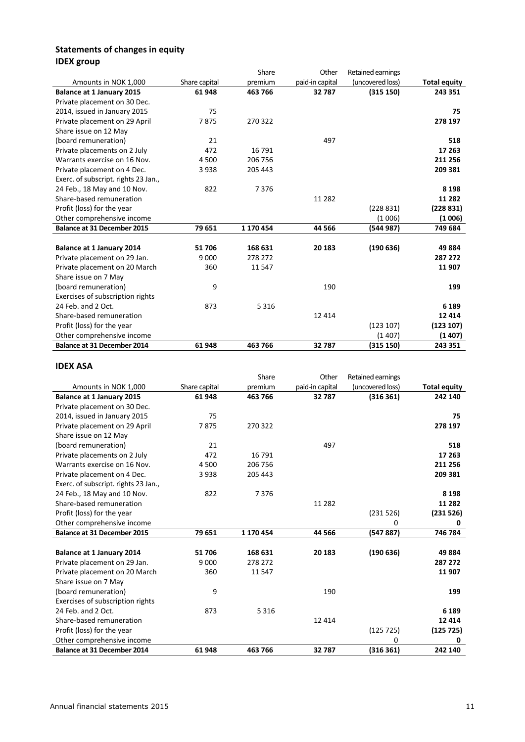## Statements of changes in equity

### IDEX group

| Amounts in NOK 1,000 | Share capital | Share premium | Other paid-in capital | Retained earnings (uncovered loss) | Total equity |
|---|---|---|---|---|---|
| **Balance at 1 January 2015** | **61 948** | **463 766** | **32 787** | **(315 150)** | **243 351** |
| Private placement on 30 Dec. 2014, issued in January 2015 | 75 | | | | **75** |
| Private placement on 29 April | 7 875 | 270 322 | | | **278 197** |
| Share issue on 12 May (board remuneration) | 21 | | 497 | | **518** |
| Private placements on 2 July | 472 | 16 791 | | | **17 263** |
| Warrants exercise on 16 Nov. | 4 500 | 206 756 | | | **211 256** |
| Private placement on 4 Dec. | 3 938 | 205 443 | | | **209 381** |
| Exerc. of subscript. rights 23 Jan., 24 Feb., 18 May and 10 Nov. | 822 | 7 376 | | | **8 198** |
| Share-based remuneration | | | 11 282 | | **11 282** |
| Profit (loss) for the year | | | | (228 831) | **(228 831)** |
| Other comprehensive income | | | | (1 006) | **(1 006)** |
| **Balance at 31 December 2015** | **79 651** | **1 170 454** | **44 566** | **(544 987)** | **749 684** |
| | | | | | |
| **Balance at 1 January 2014** | **51 706** | **168 631** | **20 183** | **(190 636)** | **49 884** |
| Private placement on 29 Jan. | 9 000 | 278 272 | | | **287 272** |
| Private placement on 20 March | 360 | 11 547 | | | **11 907** |
| Share issue on 7 May (board remuneration) | 9 | | 190 | | **199** |
| Exercises of subscription rights 24 Feb. and 2 Oct. | 873 | 5 316 | | | **6 189** |
| Share-based remuneration | | | 12 414 | | **12 414** |
| Profit (loss) for the year | | | | (123 107) | **(123 107)** |
| Other comprehensive income | | | | (1 407) | **(1 407)** |
| **Balance at 31 December 2014** | **61 948** | **463 766** | **32 787** | **(315 150)** | **243 351** |

### IDEX ASA

| Amounts in NOK 1,000 | Share capital | Share premium | Other paid-in capital | Retained earnings (uncovered loss) | Total equity |
|---|---|---|---|---|---|
| **Balance at 1 January 2015** | **61 948** | **463 766** | **32 787** | **(316 361)** | **242 140** |
| Private placement on 30 Dec. 2014, issued in January 2015 | 75 | | | | **75** |
| Private placement on 29 April | 7 875 | 270 322 | | | **278 197** |
| Share issue on 12 May (board remuneration) | 21 | | 497 | | **518** |
| Private placements on 2 July | 472 | 16 791 | | | **17 263** |
| Warrants exercise on 16 Nov. | 4 500 | 206 756 | | | **211 256** |
| Private placement on 4 Dec. | 3 938 | 205 443 | | | **209 381** |
| Exerc. of subscript. rights 23 Jan., 24 Feb., 18 May and 10 Nov. | 822 | 7 376 | | | **8 198** |
| Share-based remuneration | | | 11 282 | | **11 282** |
| Profit (loss) for the year | | | | (231 526) | **(231 526)** |
| Other comprehensive income | | | | 0 | **0** |
| **Balance at 31 December 2015** | **79 651** | **1 170 454** | **44 566** | **(547 887)** | **746 784** |
| | | | | | |
| **Balance at 1 January 2014** | **51 706** | **168 631** | **20 183** | **(190 636)** | **49 884** |
| Private placement on 29 Jan. | 9 000 | 278 272 | | | **287 272** |
| Private placement on 20 March | 360 | 11 547 | | | **11 907** |
| Share issue on 7 May (board remuneration) | 9 | | 190 | | **199** |
| Exercises of subscription rights 24 Feb. and 2 Oct. | 873 | 5 316 | | | **6 189** |
| Share-based remuneration | | | 12 414 | | **12 414** |
| Profit (loss) for the year | | | | (125 725) | **(125 725)** |
| Other comprehensive income | | | | 0 | **0** |
| **Balance at 31 December 2014** | **61 948** | **463 766** | **32 787** | **(316 361)** | **242 140** |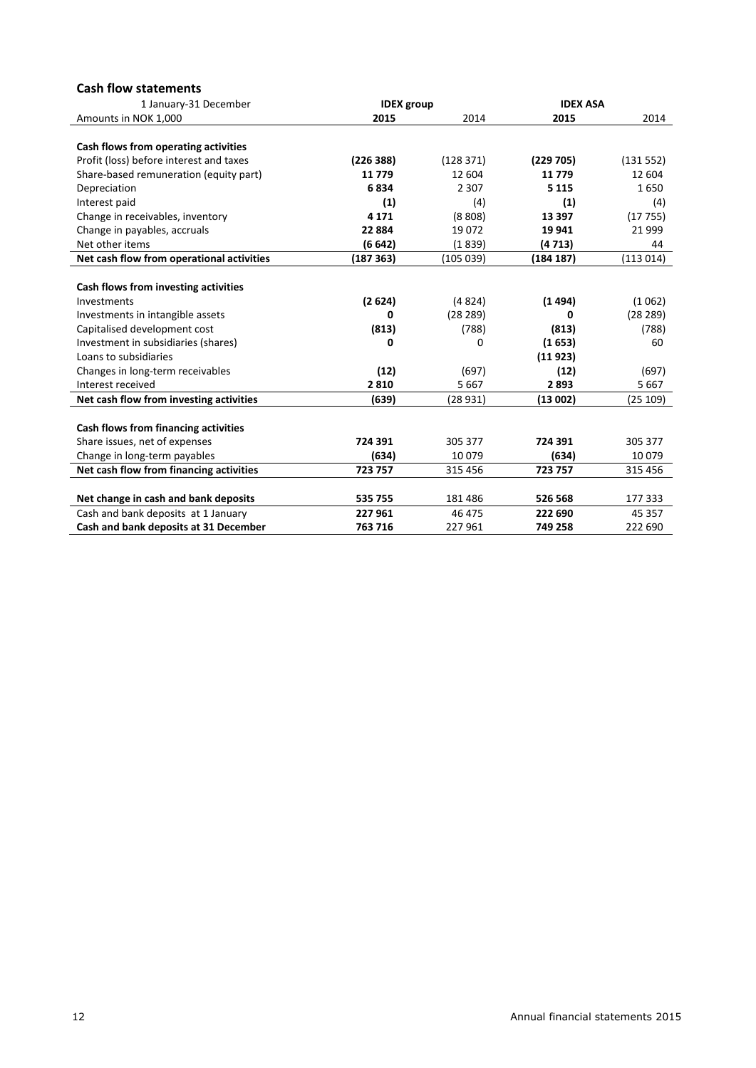## Cash flow statements

| 1 January-31 December | IDEX group | | IDEX ASA | |
|---|---|---|---|---|
| Amounts in NOK 1,000 | **2015** | 2014 | **2015** | 2014 |
| **Cash flows from operating activities** | | | | |
| Profit (loss) before interest and taxes | **(226 388)** | (128 371) | **(229 705)** | (131 552) |
| Share-based remuneration (equity part) | **11 779** | 12 604 | **11 779** | 12 604 |
| Depreciation | **6 834** | 2 307 | **5 115** | 1 650 |
| Interest paid | **(1)** | (4) | **(1)** | (4) |
| Change in receivables, inventory | **4 171** | (8 808) | **13 397** | (17 755) |
| Change in payables, accruals | **22 884** | 19 072 | **19 941** | 21 999 |
| Net other items | **(6 642)** | (1 839) | **(4 713)** | 44 |
| **Net cash flow from operational activities** | **(187 363)** | (105 039) | **(184 187)** | (113 014) |
| **Cash flows from investing activities** | | | | |
| Investments | **(2 624)** | (4 824) | **(1 494)** | (1 062) |
| Investments in intangible assets | **0** | (28 289) | **0** | (28 289) |
| Capitalised development cost | **(813)** | (788) | **(813)** | (788) |
| Investment in subsidiaries (shares) | **0** | 0 | **(1 653)** | 60 |
| Loans to subsidiaries | | | **(11 923)** | |
| Changes in long-term receivables | **(12)** | (697) | **(12)** | (697) |
| Interest received | **2 810** | 5 667 | **2 893** | 5 667 |
| **Net cash flow from investing activities** | **(639)** | (28 931) | **(13 002)** | (25 109) |
| **Cash flows from financing activities** | | | | |
| Share issues, net of expenses | **724 391** | 305 377 | **724 391** | 305 377 |
| Change in long-term payables | **(634)** | 10 079 | **(634)** | 10 079 |
| **Net cash flow from financing activities** | **723 757** | 315 456 | **723 757** | 315 456 |
| **Net change in cash and bank deposits** | **535 755** | 181 486 | **526 568** | 177 333 |
| Cash and bank deposits at 1 January | **227 961** | 46 475 | **222 690** | 45 357 |
| **Cash and bank deposits at 31 December** | **763 716** | 227 961 | **749 258** | 222 690 |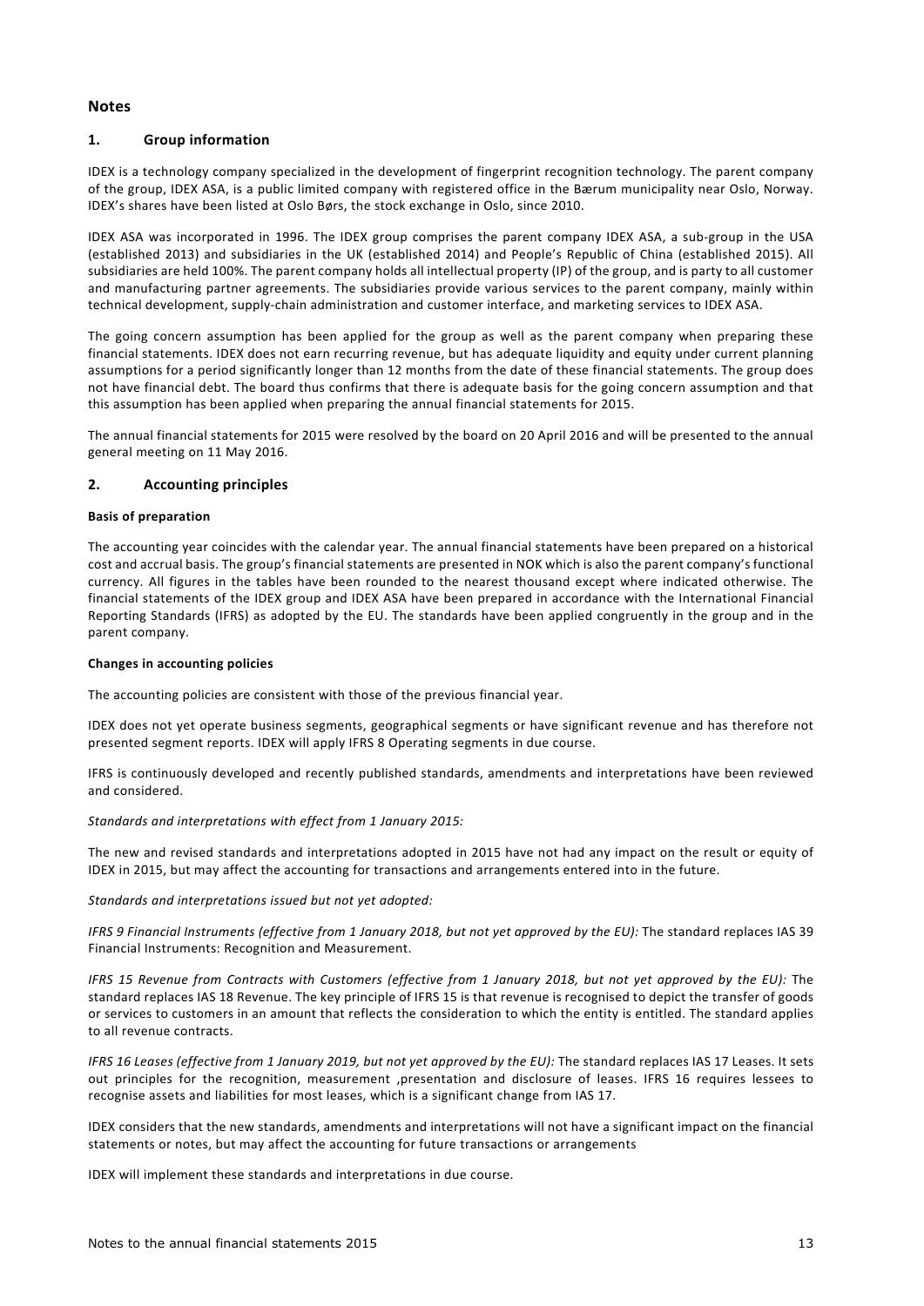## Notes

### 1. Group information

IDEX is a technology company specialized in the development of fingerprint recognition technology. The parent company of the group, IDEX ASA, is a public limited company with registered office in the Bærum municipality near Oslo, Norway. IDEX's shares have been listed at Oslo Børs, the stock exchange in Oslo, since 2010.

IDEX ASA was incorporated in 1996. The IDEX group comprises the parent company IDEX ASA, a sub-group in the USA (established 2013) and subsidiaries in the UK (established 2014) and People's Republic of China (established 2015). All subsidiaries are held 100%. The parent company holds all intellectual property (IP) of the group, and is party to all customer and manufacturing partner agreements. The subsidiaries provide various services to the parent company, mainly within technical development, supply-chain administration and customer interface, and marketing services to IDEX ASA.

The going concern assumption has been applied for the group as well as the parent company when preparing these financial statements. IDEX does not earn recurring revenue, but has adequate liquidity and equity under current planning assumptions for a period significantly longer than 12 months from the date of these financial statements. The group does not have financial debt. The board thus confirms that there is adequate basis for the going concern assumption and that this assumption has been applied when preparing the annual financial statements for 2015.

The annual financial statements for 2015 were resolved by the board on 20 April 2016 and will be presented to the annual general meeting on 11 May 2016.

### 2. Accounting principles

**Basis of preparation**

The accounting year coincides with the calendar year. The annual financial statements have been prepared on a historical cost and accrual basis. The group's financial statements are presented in NOK which is also the parent company's functional currency. All figures in the tables have been rounded to the nearest thousand except where indicated otherwise. The financial statements of the IDEX group and IDEX ASA have been prepared in accordance with the International Financial Reporting Standards (IFRS) as adopted by the EU. The standards have been applied congruently in the group and in the parent company.

**Changes in accounting policies**

The accounting policies are consistent with those of the previous financial year.

IDEX does not yet operate business segments, geographical segments or have significant revenue and has therefore not presented segment reports. IDEX will apply IFRS 8 Operating segments in due course.

IFRS is continuously developed and recently published standards, amendments and interpretations have been reviewed and considered.

*Standards and interpretations with effect from 1 January 2015:*

The new and revised standards and interpretations adopted in 2015 have not had any impact on the result or equity of IDEX in 2015, but may affect the accounting for transactions and arrangements entered into in the future.

*Standards and interpretations issued but not yet adopted:*

*IFRS 9 Financial Instruments (effective from 1 January 2018, but not yet approved by the EU):* The standard replaces IAS 39 Financial Instruments: Recognition and Measurement.

*IFRS 15 Revenue from Contracts with Customers (effective from 1 January 2018, but not yet approved by the EU):* The standard replaces IAS 18 Revenue. The key principle of IFRS 15 is that revenue is recognised to depict the transfer of goods or services to customers in an amount that reflects the consideration to which the entity is entitled. The standard applies to all revenue contracts.

*IFRS 16 Leases (effective from 1 January 2019, but not yet approved by the EU):* The standard replaces IAS 17 Leases. It sets out principles for the recognition, measurement ,presentation and disclosure of leases. IFRS 16 requires lessees to recognise assets and liabilities for most leases, which is a significant change from IAS 17.

IDEX considers that the new standards, amendments and interpretations will not have a significant impact on the financial statements or notes, but may affect the accounting for future transactions or arrangements

IDEX will implement these standards and interpretations in due course.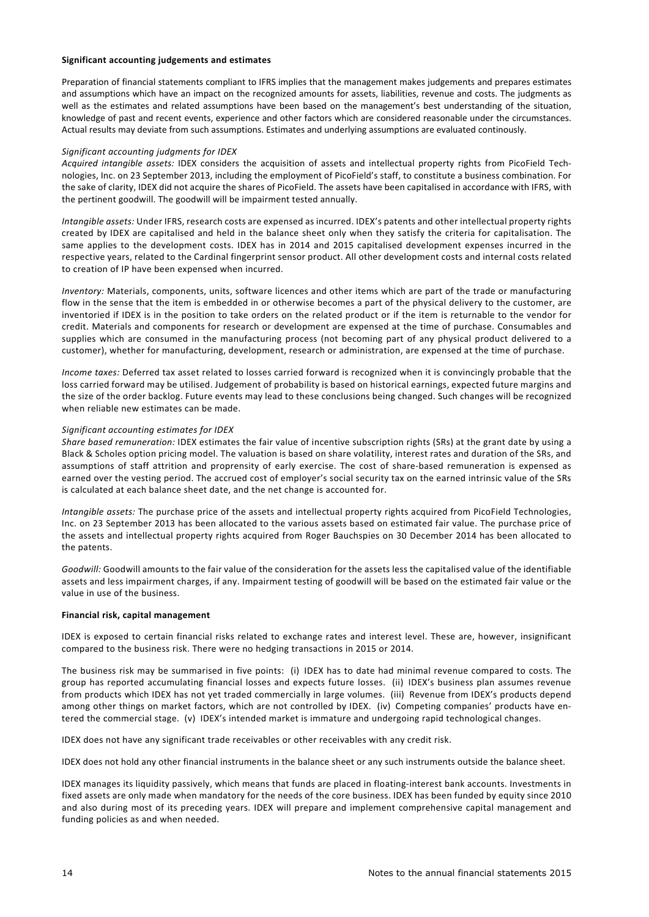**Significant accounting judgements and estimates**

Preparation of financial statements compliant to IFRS implies that the management makes judgements and prepares estimates and assumptions which have an impact on the recognized amounts for assets, liabilities, revenue and costs. The judgments as well as the estimates and related assumptions have been based on the management's best understanding of the situation, knowledge of past and recent events, experience and other factors which are considered reasonable under the circumstances. Actual results may deviate from such assumptions. Estimates and underlying assumptions are evaluated continously.

*Significant accounting judgments for IDEX*

*Acquired intangible assets:* IDEX considers the acquisition of assets and intellectual property rights from PicoField Technologies, Inc. on 23 September 2013, including the employment of PicoField's staff, to constitute a business combination. For the sake of clarity, IDEX did not acquire the shares of PicoField. The assets have been capitalised in accordance with IFRS, with the pertinent goodwill. The goodwill will be impairment tested annually.

*Intangible assets:* Under IFRS, research costs are expensed as incurred. IDEX's patents and other intellectual property rights created by IDEX are capitalised and held in the balance sheet only when they satisfy the criteria for capitalisation. The same applies to the development costs. IDEX has in 2014 and 2015 capitalised development expenses incurred in the respective years, related to the Cardinal fingerprint sensor product. All other development costs and internal costs related to creation of IP have been expensed when incurred.

*Inventory:* Materials, components, units, software licences and other items which are part of the trade or manufacturing flow in the sense that the item is embedded in or otherwise becomes a part of the physical delivery to the customer, are inventoried if IDEX is in the position to take orders on the related product or if the item is returnable to the vendor for credit. Materials and components for research or development are expensed at the time of purchase. Consumables and supplies which are consumed in the manufacturing process (not becoming part of any physical product delivered to a customer), whether for manufacturing, development, research or administration, are expensed at the time of purchase.

*Income taxes:* Deferred tax asset related to losses carried forward is recognized when it is convincingly probable that the loss carried forward may be utilised. Judgement of probability is based on historical earnings, expected future margins and the size of the order backlog. Future events may lead to these conclusions being changed. Such changes will be recognized when reliable new estimates can be made.

*Significant accounting estimates for IDEX*

*Share based remuneration:* IDEX estimates the fair value of incentive subscription rights (SRs) at the grant date by using a Black & Scholes option pricing model. The valuation is based on share volatility, interest rates and duration of the SRs, and assumptions of staff attrition and proprensity of early exercise. The cost of share-based remuneration is expensed as earned over the vesting period. The accrued cost of employer's social security tax on the earned intrinsic value of the SRs is calculated at each balance sheet date, and the net change is accounted for.

*Intangible assets:* The purchase price of the assets and intellectual property rights acquired from PicoField Technologies, Inc. on 23 September 2013 has been allocated to the various assets based on estimated fair value. The purchase price of the assets and intellectual property rights acquired from Roger Bauchspies on 30 December 2014 has been allocated to the patents.

*Goodwill:* Goodwill amounts to the fair value of the consideration for the assets less the capitalised value of the identifiable assets and less impairment charges, if any. Impairment testing of goodwill will be based on the estimated fair value or the value in use of the business.

**Financial risk, capital management**

IDEX is exposed to certain financial risks related to exchange rates and interest level. These are, however, insignificant compared to the business risk. There were no hedging transactions in 2015 or 2014.

The business risk may be summarised in five points: (i) IDEX has to date had minimal revenue compared to costs. The group has reported accumulating financial losses and expects future losses. (ii) IDEX's business plan assumes revenue from products which IDEX has not yet traded commercially in large volumes. (iii) Revenue from IDEX's products depend among other things on market factors, which are not controlled by IDEX. (iv) Competing companies' products have entered the commercial stage. (v) IDEX's intended market is immature and undergoing rapid technological changes.

IDEX does not have any significant trade receivables or other receivables with any credit risk.

IDEX does not hold any other financial instruments in the balance sheet or any such instruments outside the balance sheet.

IDEX manages its liquidity passively, which means that funds are placed in floating-interest bank accounts. Investments in fixed assets are only made when mandatory for the needs of the core business. IDEX has been funded by equity since 2010 and also during most of its preceding years. IDEX will prepare and implement comprehensive capital management and funding policies as and when needed.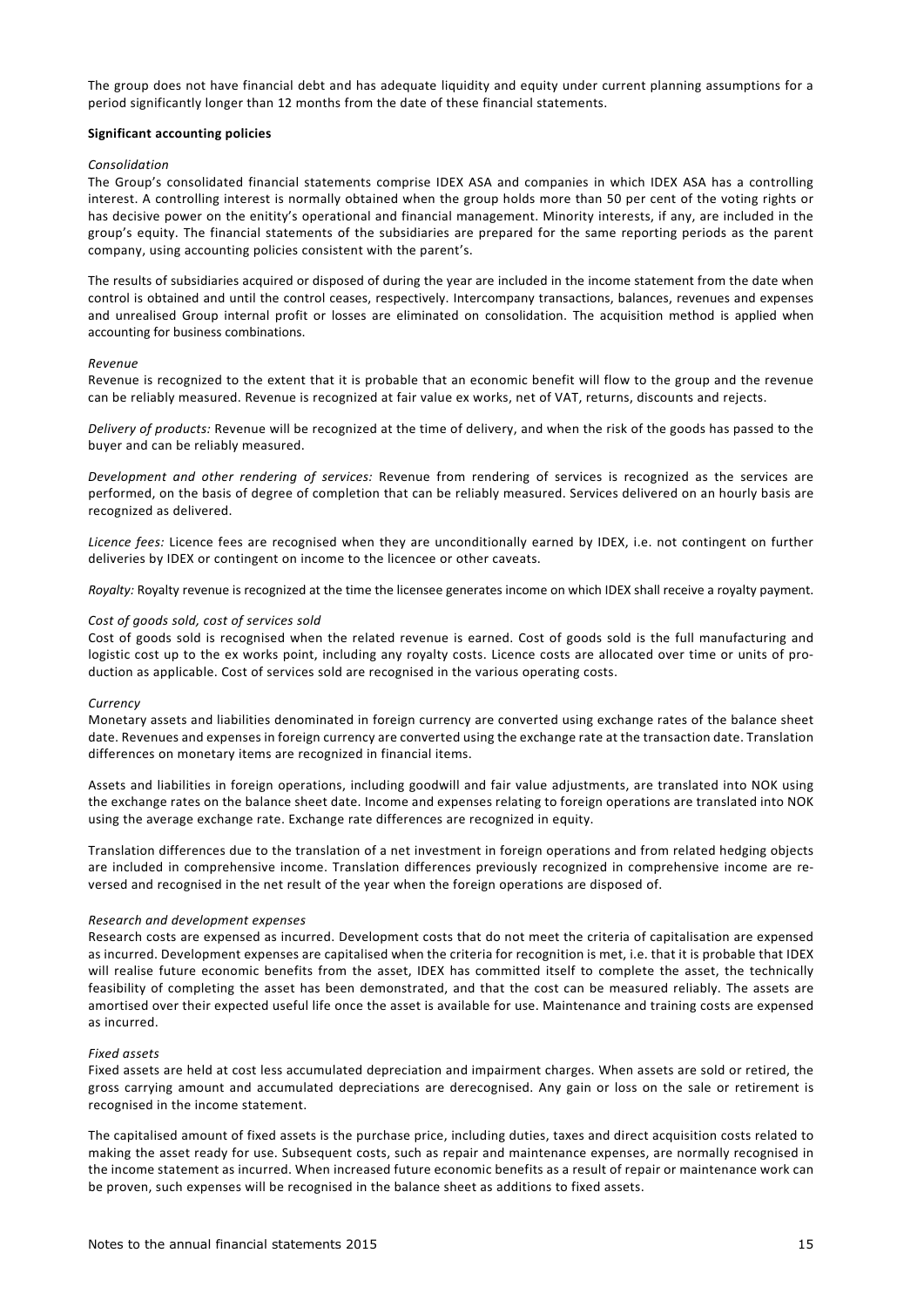The group does not have financial debt and has adequate liquidity and equity under current planning assumptions for a period significantly longer than 12 months from the date of these financial statements.

**Significant accounting policies**

*Consolidation*

The Group's consolidated financial statements comprise IDEX ASA and companies in which IDEX ASA has a controlling interest. A controlling interest is normally obtained when the group holds more than 50 per cent of the voting rights or has decisive power on the enitity's operational and financial management. Minority interests, if any, are included in the group's equity. The financial statements of the subsidiaries are prepared for the same reporting periods as the parent company, using accounting policies consistent with the parent's.

The results of subsidiaries acquired or disposed of during the year are included in the income statement from the date when control is obtained and until the control ceases, respectively. Intercompany transactions, balances, revenues and expenses and unrealised Group internal profit or losses are eliminated on consolidation. The acquisition method is applied when accounting for business combinations.

*Revenue*

Revenue is recognized to the extent that it is probable that an economic benefit will flow to the group and the revenue can be reliably measured. Revenue is recognized at fair value ex works, net of VAT, returns, discounts and rejects.

*Delivery of products:* Revenue will be recognized at the time of delivery, and when the risk of the goods has passed to the buyer and can be reliably measured.

*Development and other rendering of services:* Revenue from rendering of services is recognized as the services are performed, on the basis of degree of completion that can be reliably measured. Services delivered on an hourly basis are recognized as delivered.

*Licence fees:* Licence fees are recognised when they are unconditionally earned by IDEX, i.e. not contingent on further deliveries by IDEX or contingent on income to the licencee or other caveats.

*Royalty:* Royalty revenue is recognized at the time the licensee generates income on which IDEX shall receive a royalty payment.

*Cost of goods sold, cost of services sold*

Cost of goods sold is recognised when the related revenue is earned. Cost of goods sold is the full manufacturing and logistic cost up to the ex works point, including any royalty costs. Licence costs are allocated over time or units of production as applicable. Cost of services sold are recognised in the various operating costs.

*Currency*

Monetary assets and liabilities denominated in foreign currency are converted using exchange rates of the balance sheet date. Revenues and expenses in foreign currency are converted using the exchange rate at the transaction date. Translation differences on monetary items are recognized in financial items.

Assets and liabilities in foreign operations, including goodwill and fair value adjustments, are translated into NOK using the exchange rates on the balance sheet date. Income and expenses relating to foreign operations are translated into NOK using the average exchange rate. Exchange rate differences are recognized in equity.

Translation differences due to the translation of a net investment in foreign operations and from related hedging objects are included in comprehensive income. Translation differences previously recognized in comprehensive income are reversed and recognised in the net result of the year when the foreign operations are disposed of.

*Research and development expenses*

Research costs are expensed as incurred. Development costs that do not meet the criteria of capitalisation are expensed as incurred. Development expenses are capitalised when the criteria for recognition is met, i.e. that it is probable that IDEX will realise future economic benefits from the asset, IDEX has committed itself to complete the asset, the technically feasibility of completing the asset has been demonstrated, and that the cost can be measured reliably. The assets are amortised over their expected useful life once the asset is available for use. Maintenance and training costs are expensed as incurred.

*Fixed assets*

Fixed assets are held at cost less accumulated depreciation and impairment charges. When assets are sold or retired, the gross carrying amount and accumulated depreciations are derecognised. Any gain or loss on the sale or retirement is recognised in the income statement.

The capitalised amount of fixed assets is the purchase price, including duties, taxes and direct acquisition costs related to making the asset ready for use. Subsequent costs, such as repair and maintenance expenses, are normally recognised in the income statement as incurred. When increased future economic benefits as a result of repair or maintenance work can be proven, such expenses will be recognised in the balance sheet as additions to fixed assets.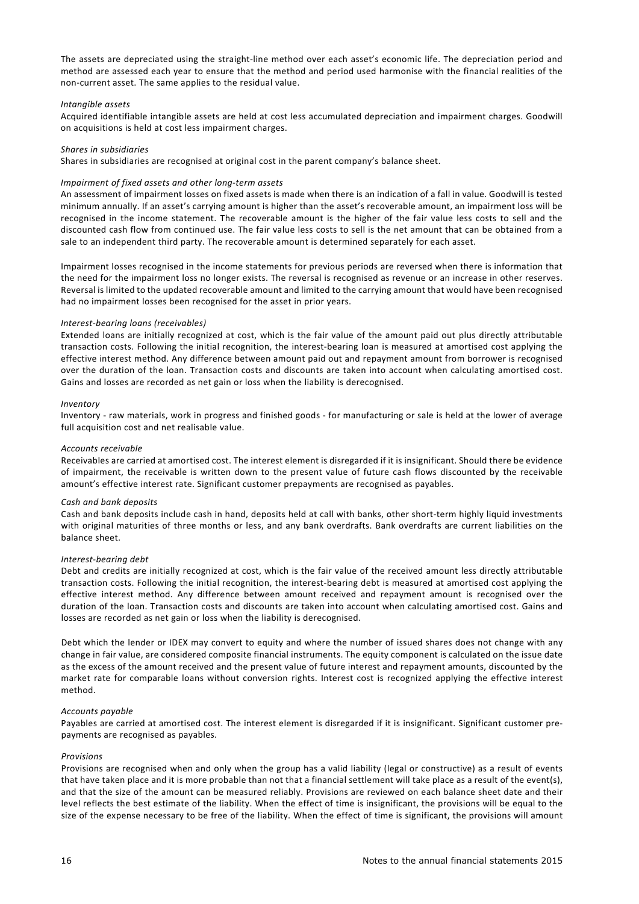The assets are depreciated using the straight-line method over each asset's economic life. The depreciation period and method are assessed each year to ensure that the method and period used harmonise with the financial realities of the non-current asset. The same applies to the residual value.

*Intangible assets*

Acquired identifiable intangible assets are held at cost less accumulated depreciation and impairment charges. Goodwill on acquisitions is held at cost less impairment charges.

*Shares in subsidiaries*

Shares in subsidiaries are recognised at original cost in the parent company's balance sheet.

*Impairment of fixed assets and other long-term assets*

An assessment of impairment losses on fixed assets is made when there is an indication of a fall in value. Goodwill is tested minimum annually. If an asset's carrying amount is higher than the asset's recoverable amount, an impairment loss will be recognised in the income statement. The recoverable amount is the higher of the fair value less costs to sell and the discounted cash flow from continued use. The fair value less costs to sell is the net amount that can be obtained from a sale to an independent third party. The recoverable amount is determined separately for each asset.

Impairment losses recognised in the income statements for previous periods are reversed when there is information that the need for the impairment loss no longer exists. The reversal is recognised as revenue or an increase in other reserves. Reversal is limited to the updated recoverable amount and limited to the carrying amount that would have been recognised had no impairment losses been recognised for the asset in prior years.

*Interest-bearing loans (receivables)*

Extended loans are initially recognized at cost, which is the fair value of the amount paid out plus directly attributable transaction costs. Following the initial recognition, the interest-bearing loan is measured at amortised cost applying the effective interest method. Any difference between amount paid out and repayment amount from borrower is recognised over the duration of the loan. Transaction costs and discounts are taken into account when calculating amortised cost. Gains and losses are recorded as net gain or loss when the liability is derecognised.

*Inventory*

Inventory - raw materials, work in progress and finished goods - for manufacturing or sale is held at the lower of average full acquisition cost and net realisable value.

*Accounts receivable*

Receivables are carried at amortised cost. The interest element is disregarded if it is insignificant. Should there be evidence of impairment, the receivable is written down to the present value of future cash flows discounted by the receivable amount's effective interest rate. Significant customer prepayments are recognised as payables.

*Cash and bank deposits*

Cash and bank deposits include cash in hand, deposits held at call with banks, other short-term highly liquid investments with original maturities of three months or less, and any bank overdrafts. Bank overdrafts are current liabilities on the balance sheet.

*Interest-bearing debt*

Debt and credits are initially recognized at cost, which is the fair value of the received amount less directly attributable transaction costs. Following the initial recognition, the interest-bearing debt is measured at amortised cost applying the effective interest method. Any difference between amount received and repayment amount is recognised over the duration of the loan. Transaction costs and discounts are taken into account when calculating amortised cost. Gains and losses are recorded as net gain or loss when the liability is derecognised.

Debt which the lender or IDEX may convert to equity and where the number of issued shares does not change with any change in fair value, are considered composite financial instruments. The equity component is calculated on the issue date as the excess of the amount received and the present value of future interest and repayment amounts, discounted by the market rate for comparable loans without conversion rights. Interest cost is recognized applying the effective interest method.

*Accounts payable*

Payables are carried at amortised cost. The interest element is disregarded if it is insignificant. Significant customer pre-payments are recognised as payables.

*Provisions*

Provisions are recognised when and only when the group has a valid liability (legal or constructive) as a result of events that have taken place and it is more probable than not that a financial settlement will take place as a result of the event(s), and that the size of the amount can be measured reliably. Provisions are reviewed on each balance sheet date and their level reflects the best estimate of the liability. When the effect of time is insignificant, the provisions will be equal to the size of the expense necessary to be free of the liability. When the effect of time is significant, the provisions will amount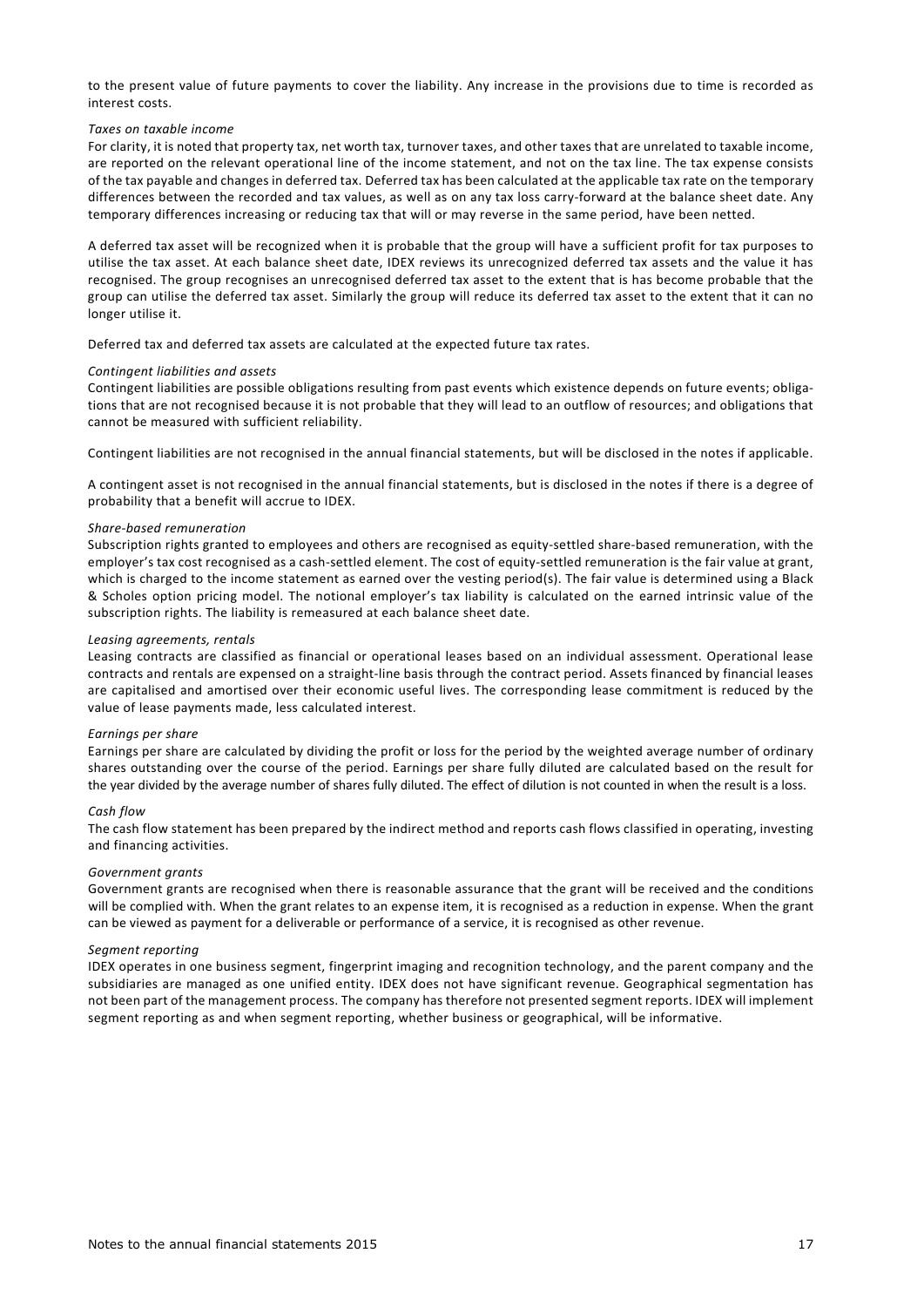to the present value of future payments to cover the liability. Any increase in the provisions due to time is recorded as interest costs.

*Taxes on taxable income*

For clarity, it is noted that property tax, net worth tax, turnover taxes, and other taxes that are unrelated to taxable income, are reported on the relevant operational line of the income statement, and not on the tax line. The tax expense consists of the tax payable and changes in deferred tax. Deferred tax has been calculated at the applicable tax rate on the temporary differences between the recorded and tax values, as well as on any tax loss carry-forward at the balance sheet date. Any temporary differences increasing or reducing tax that will or may reverse in the same period, have been netted.

A deferred tax asset will be recognized when it is probable that the group will have a sufficient profit for tax purposes to utilise the tax asset. At each balance sheet date, IDEX reviews its unrecognized deferred tax assets and the value it has recognised. The group recognises an unrecognised deferred tax asset to the extent that is has become probable that the group can utilise the deferred tax asset. Similarly the group will reduce its deferred tax asset to the extent that it can no longer utilise it.

Deferred tax and deferred tax assets are calculated at the expected future tax rates.

*Contingent liabilities and assets*

Contingent liabilities are possible obligations resulting from past events which existence depends on future events; obligations that are not recognised because it is not probable that they will lead to an outflow of resources; and obligations that cannot be measured with sufficient reliability.

Contingent liabilities are not recognised in the annual financial statements, but will be disclosed in the notes if applicable.

A contingent asset is not recognised in the annual financial statements, but is disclosed in the notes if there is a degree of probability that a benefit will accrue to IDEX.

*Share-based remuneration*

Subscription rights granted to employees and others are recognised as equity-settled share-based remuneration, with the employer's tax cost recognised as a cash-settled element. The cost of equity-settled remuneration is the fair value at grant, which is charged to the income statement as earned over the vesting period(s). The fair value is determined using a Black & Scholes option pricing model. The notional employer's tax liability is calculated on the earned intrinsic value of the subscription rights. The liability is remeasured at each balance sheet date.

*Leasing agreements, rentals*

Leasing contracts are classified as financial or operational leases based on an individual assessment. Operational lease contracts and rentals are expensed on a straight-line basis through the contract period. Assets financed by financial leases are capitalised and amortised over their economic useful lives. The corresponding lease commitment is reduced by the value of lease payments made, less calculated interest.

*Earnings per share*

Earnings per share are calculated by dividing the profit or loss for the period by the weighted average number of ordinary shares outstanding over the course of the period. Earnings per share fully diluted are calculated based on the result for the year divided by the average number of shares fully diluted. The effect of dilution is not counted in when the result is a loss.

*Cash flow*

The cash flow statement has been prepared by the indirect method and reports cash flows classified in operating, investing and financing activities.

*Government grants*

Government grants are recognised when there is reasonable assurance that the grant will be received and the conditions will be complied with. When the grant relates to an expense item, it is recognised as a reduction in expense. When the grant can be viewed as payment for a deliverable or performance of a service, it is recognised as other revenue.

*Segment reporting*

IDEX operates in one business segment, fingerprint imaging and recognition technology, and the parent company and the subsidiaries are managed as one unified entity. IDEX does not have significant revenue. Geographical segmentation has not been part of the management process. The company has therefore not presented segment reports. IDEX will implement segment reporting as and when segment reporting, whether business or geographical, will be informative.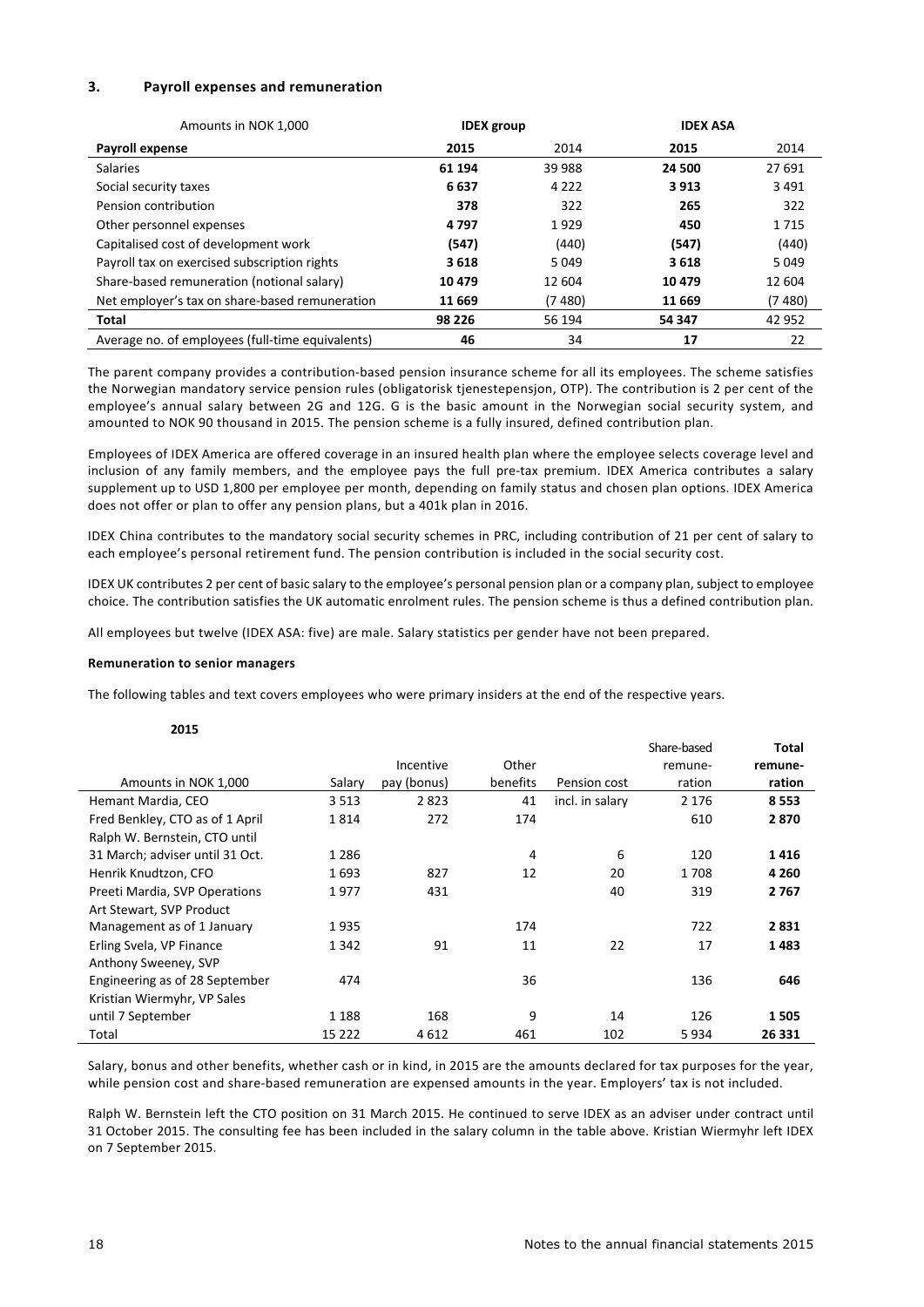## 3. Payroll expenses and remuneration

| Amounts in NOK 1,000 | IDEX group | | IDEX ASA | |
|---|---|---|---|---|
| **Payroll expense** | **2015** | 2014 | **2015** | 2014 |
| Salaries | **61 194** | 39 988 | **24 500** | 27 691 |
| Social security taxes | **6 637** | 4 222 | **3 913** | 3 491 |
| Pension contribution | **378** | 322 | **265** | 322 |
| Other personnel expenses | **4 797** | 1 929 | **450** | 1 715 |
| Capitalised cost of development work | **(547)** | (440) | **(547)** | (440) |
| Payroll tax on exercised subscription rights | **3 618** | 5 049 | **3 618** | 5 049 |
| Share-based remuneration (notional salary) | **10 479** | 12 604 | **10 479** | 12 604 |
| Net employer's tax on share-based remuneration | **11 669** | (7 480) | **11 669** | (7 480) |
| **Total** | **98 226** | 56 194 | **54 347** | 42 952 |
| Average no. of employees (full-time equivalents) | **46** | 34 | **17** | 22 |

The parent company provides a contribution-based pension insurance scheme for all its employees. The scheme satisfies the Norwegian mandatory service pension rules (obligatorisk tjenestepensjon, OTP). The contribution is 2 per cent of the employee's annual salary between 2G and 12G. G is the basic amount in the Norwegian social security system, and amounted to NOK 90 thousand in 2015. The pension scheme is a fully insured, defined contribution plan.

Employees of IDEX America are offered coverage in an insured health plan where the employee selects coverage level and inclusion of any family members, and the employee pays the full pre-tax premium. IDEX America contributes a salary supplement up to USD 1,800 per employee per month, depending on family status and chosen plan options. IDEX America does not offer or plan to offer any pension plans, but a 401k plan in 2016.

IDEX China contributes to the mandatory social security schemes in PRC, including contribution of 21 per cent of salary to each employee's personal retirement fund. The pension contribution is included in the social security cost.

IDEX UK contributes 2 per cent of basic salary to the employee's personal pension plan or a company plan, subject to employee choice. The contribution satisfies the UK automatic enrolment rules. The pension scheme is thus a defined contribution plan.

All employees but twelve (IDEX ASA: five) are male. Salary statistics per gender have not been prepared.

**Remuneration to senior managers**

The following tables and text covers employees who were primary insiders at the end of the respective years.

**2015**

| Amounts in NOK 1,000 | Salary | Incentive pay (bonus) | Other benefits | Pension cost | Share-based remune-ration | **Total remune-ration** |
|---|---|---|---|---|---|---|
| Hemant Mardia, CEO | 3 513 | 2 823 | 41 | incl. in salary | 2 176 | **8 553** |
| Fred Benkley, CTO as of 1 April | 1 814 | 272 | 174 | | 610 | **2 870** |
| Ralph W. Bernstein, CTO until 31 March; adviser until 31 Oct. | 1 286 | | 4 | 6 | 120 | **1 416** |
| Henrik Knudtzon, CFO | 1 693 | 827 | 12 | 20 | 1 708 | **4 260** |
| Preeti Mardia, SVP Operations | 1 977 | 431 | | 40 | 319 | **2 767** |
| Art Stewart, SVP Product Management as of 1 January | 1 935 | | 174 | | 722 | **2 831** |
| Erling Svela, VP Finance | 1 342 | 91 | 11 | 22 | 17 | **1 483** |
| Anthony Sweeney, SVP Engineering as of 28 September | 474 | | 36 | | 136 | **646** |
| Kristian Wiermyhr, VP Sales until 7 September | 1 188 | 168 | 9 | 14 | 126 | **1 505** |
| Total | 15 222 | 4 612 | 461 | 102 | 5 934 | **26 331** |

Salary, bonus and other benefits, whether cash or in kind, in 2015 are the amounts declared for tax purposes for the year, while pension cost and share-based remuneration are expensed amounts in the year. Employers' tax is not included.

Ralph W. Bernstein left the CTO position on 31 March 2015. He continued to serve IDEX as an adviser under contract until 31 October 2015. The consulting fee has been included in the salary column in the table above. Kristian Wiermyhr left IDEX on 7 September 2015.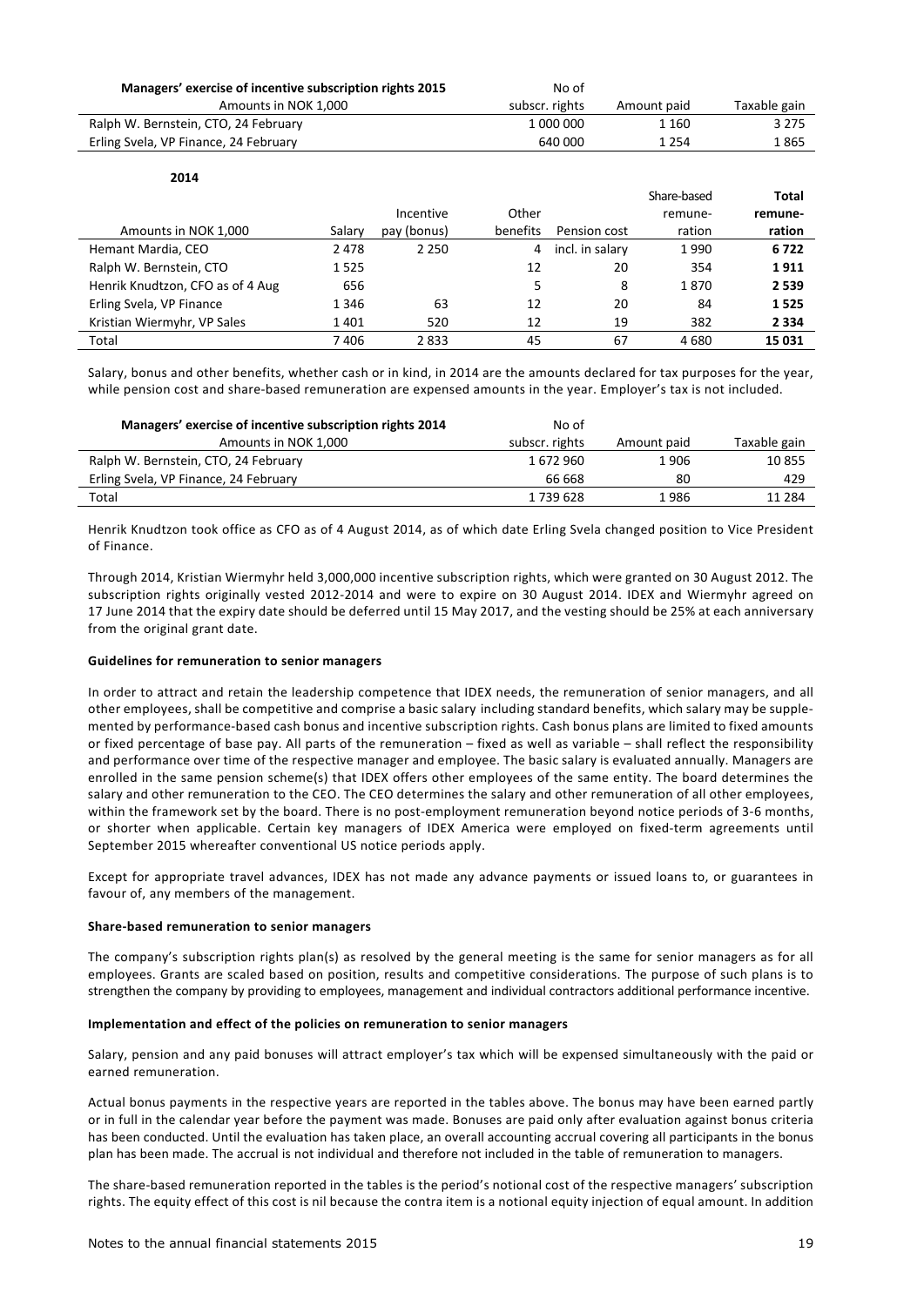| **Managers' exercise of incentive subscription rights 2015** | No of | | |
|---|---|---|---|
| Amounts in NOK 1,000 | subscr. rights | Amount paid | Taxable gain |
| Ralph W. Bernstein, CTO, 24 February | 1 000 000 | 1 160 | 3 275 |
| Erling Svela, VP Finance, 24 February | 640 000 | 1 254 | 1 865 |

**2014**

| Amounts in NOK 1,000 | Salary | Incentive pay (bonus) | Other benefits | Pension cost | Share-based remuneration | **Total remuneration** |
|---|---|---|---|---|---|---|
| Hemant Mardia, CEO | 2 478 | 2 250 | 4 | incl. in salary | 1 990 | **6 722** |
| Ralph W. Bernstein, CTO | 1 525 | | 12 | 20 | 354 | **1 911** |
| Henrik Knudtzon, CFO as of 4 Aug | 656 | | 5 | 8 | 1 870 | **2 539** |
| Erling Svela, VP Finance | 1 346 | 63 | 12 | 20 | 84 | **1 525** |
| Kristian Wiermyhr, VP Sales | 1 401 | 520 | 12 | 19 | 382 | **2 334** |
| Total | 7 406 | 2 833 | 45 | 67 | 4 680 | **15 031** |

Salary, bonus and other benefits, whether cash or in kind, in 2014 are the amounts declared for tax purposes for the year, while pension cost and share-based remuneration are expensed amounts in the year. Employer's tax is not included.

| **Managers' exercise of incentive subscription rights 2014** | No of | | |
|---|---|---|---|
| Amounts in NOK 1,000 | subscr. rights | Amount paid | Taxable gain |
| Ralph W. Bernstein, CTO, 24 February | 1 672 960 | 1 906 | 10 855 |
| Erling Svela, VP Finance, 24 February | 66 668 | 80 | 429 |
| Total | 1 739 628 | 1 986 | 11 284 |

Henrik Knudtzon took office as CFO as of 4 August 2014, as of which date Erling Svela changed position to Vice President of Finance.

Through 2014, Kristian Wiermyhr held 3,000,000 incentive subscription rights, which were granted on 30 August 2012. The subscription rights originally vested 2012-2014 and were to expire on 30 August 2014. IDEX and Wiermyhr agreed on 17 June 2014 that the expiry date should be deferred until 15 May 2017, and the vesting should be 25% at each anniversary from the original grant date.

**Guidelines for remuneration to senior managers**

In order to attract and retain the leadership competence that IDEX needs, the remuneration of senior managers, and all other employees, shall be competitive and comprise a basic salary including standard benefits, which salary may be supplemented by performance-based cash bonus and incentive subscription rights. Cash bonus plans are limited to fixed amounts or fixed percentage of base pay. All parts of the remuneration – fixed as well as variable – shall reflect the responsibility and performance over time of the respective manager and employee. The basic salary is evaluated annually. Managers are enrolled in the same pension scheme(s) that IDEX offers other employees of the same entity. The board determines the salary and other remuneration to the CEO. The CEO determines the salary and other remuneration of all other employees, within the framework set by the board. There is no post-employment remuneration beyond notice periods of 3-6 months, or shorter when applicable. Certain key managers of IDEX America were employed on fixed-term agreements until September 2015 whereafter conventional US notice periods apply.

Except for appropriate travel advances, IDEX has not made any advance payments or issued loans to, or guarantees in favour of, any members of the management.

**Share-based remuneration to senior managers**

The company's subscription rights plan(s) as resolved by the general meeting is the same for senior managers as for all employees. Grants are scaled based on position, results and competitive considerations. The purpose of such plans is to strengthen the company by providing to employees, management and individual contractors additional performance incentive.

**Implementation and effect of the policies on remuneration to senior managers**

Salary, pension and any paid bonuses will attract employer's tax which will be expensed simultaneously with the paid or earned remuneration.

Actual bonus payments in the respective years are reported in the tables above. The bonus may have been earned partly or in full in the calendar year before the payment was made. Bonuses are paid only after evaluation against bonus criteria has been conducted. Until the evaluation has taken place, an overall accounting accrual covering all participants in the bonus plan has been made. The accrual is not individual and therefore not included in the table of remuneration to managers.

The share-based remuneration reported in the tables is the period's notional cost of the respective managers' subscription rights. The equity effect of this cost is nil because the contra item is a notional equity injection of equal amount. In addition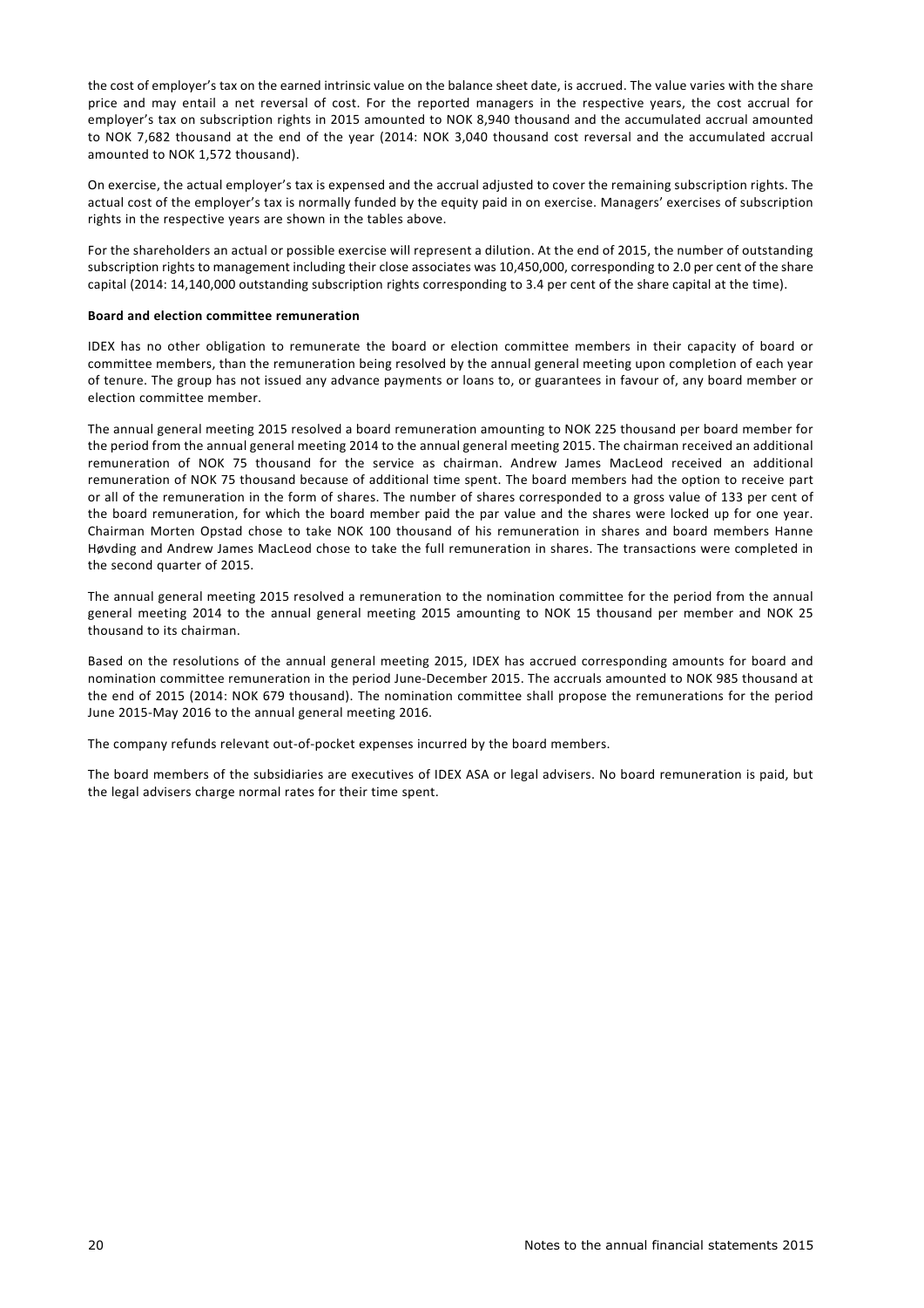the cost of employer's tax on the earned intrinsic value on the balance sheet date, is accrued. The value varies with the share price and may entail a net reversal of cost. For the reported managers in the respective years, the cost accrual for employer's tax on subscription rights in 2015 amounted to NOK 8,940 thousand and the accumulated accrual amounted to NOK 7,682 thousand at the end of the year (2014: NOK 3,040 thousand cost reversal and the accumulated accrual amounted to NOK 1,572 thousand).

On exercise, the actual employer's tax is expensed and the accrual adjusted to cover the remaining subscription rights. The actual cost of the employer's tax is normally funded by the equity paid in on exercise. Managers' exercises of subscription rights in the respective years are shown in the tables above.

For the shareholders an actual or possible exercise will represent a dilution. At the end of 2015, the number of outstanding subscription rights to management including their close associates was 10,450,000, corresponding to 2.0 per cent of the share capital (2014: 14,140,000 outstanding subscription rights corresponding to 3.4 per cent of the share capital at the time).

**Board and election committee remuneration**

IDEX has no other obligation to remunerate the board or election committee members in their capacity of board or committee members, than the remuneration being resolved by the annual general meeting upon completion of each year of tenure. The group has not issued any advance payments or loans to, or guarantees in favour of, any board member or election committee member.

The annual general meeting 2015 resolved a board remuneration amounting to NOK 225 thousand per board member for the period from the annual general meeting 2014 to the annual general meeting 2015. The chairman received an additional remuneration of NOK 75 thousand for the service as chairman. Andrew James MacLeod received an additional remuneration of NOK 75 thousand because of additional time spent. The board members had the option to receive part or all of the remuneration in the form of shares. The number of shares corresponded to a gross value of 133 per cent of the board remuneration, for which the board member paid the par value and the shares were locked up for one year. Chairman Morten Opstad chose to take NOK 100 thousand of his remuneration in shares and board members Hanne Høvding and Andrew James MacLeod chose to take the full remuneration in shares. The transactions were completed in the second quarter of 2015.

The annual general meeting 2015 resolved a remuneration to the nomination committee for the period from the annual general meeting 2014 to the annual general meeting 2015 amounting to NOK 15 thousand per member and NOK 25 thousand to its chairman.

Based on the resolutions of the annual general meeting 2015, IDEX has accrued corresponding amounts for board and nomination committee remuneration in the period June-December 2015. The accruals amounted to NOK 985 thousand at the end of 2015 (2014: NOK 679 thousand). The nomination committee shall propose the remunerations for the period June 2015-May 2016 to the annual general meeting 2016.

The company refunds relevant out-of-pocket expenses incurred by the board members.

The board members of the subsidiaries are executives of IDEX ASA or legal advisers. No board remuneration is paid, but the legal advisers charge normal rates for their time spent.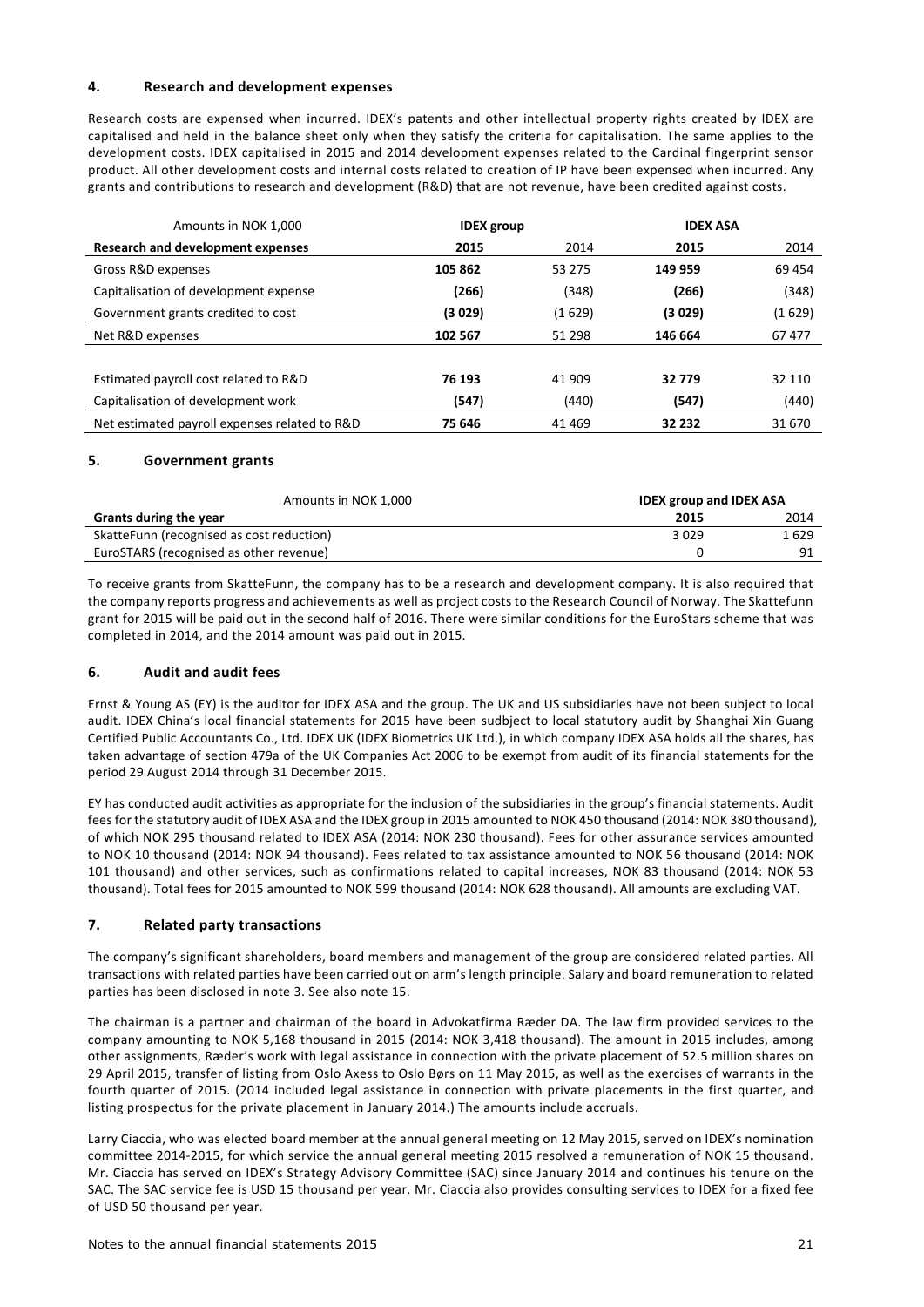## 4. Research and development expenses

Research costs are expensed when incurred. IDEX's patents and other intellectual property rights created by IDEX are capitalised and held in the balance sheet only when they satisfy the criteria for capitalisation. The same applies to the development costs. IDEX capitalised in 2015 and 2014 development expenses related to the Cardinal fingerprint sensor product. All other development costs and internal costs related to creation of IP have been expensed when incurred. Any grants and contributions to research and development (R&D) that are not revenue, have been credited against costs.

| Amounts in NOK 1,000 | IDEX group | | IDEX ASA | |
|---|---|---|---|---|
| **Research and development expenses** | **2015** | 2014 | **2015** | 2014 |
| Gross R&D expenses | **105 862** | 53 275 | **149 959** | 69 454 |
| Capitalisation of development expense | **(266)** | (348) | **(266)** | (348) |
| Government grants credited to cost | **(3 029)** | (1 629) | **(3 029)** | (1 629) |
| Net R&D expenses | **102 567** | 51 298 | **146 664** | 67 477 |
| | | | | |
| Estimated payroll cost related to R&D | **76 193** | 41 909 | **32 779** | 32 110 |
| Capitalisation of development work | **(547)** | (440) | **(547)** | (440) |
| Net estimated payroll expenses related to R&D | **75 646** | 41 469 | **32 232** | 31 670 |

## 5. Government grants

| Amounts in NOK 1,000 | IDEX group and IDEX ASA | |
|---|---|---|
| **Grants during the year** | **2015** | 2014 |
| SkatteFunn (recognised as cost reduction) | 3 029 | 1 629 |
| EuroSTARS (recognised as other revenue) | 0 | 91 |

To receive grants from SkatteFunn, the company has to be a research and development company. It is also required that the company reports progress and achievements as well as project costs to the Research Council of Norway. The Skattefunn grant for 2015 will be paid out in the second half of 2016. There were similar conditions for the EuroStars scheme that was completed in 2014, and the 2014 amount was paid out in 2015.

## 6. Audit and audit fees

Ernst & Young AS (EY) is the auditor for IDEX ASA and the group. The UK and US subsidiaries have not been subject to local audit. IDEX China's local financial statements for 2015 have been sudbject to local statutory audit by Shanghai Xin Guang Certified Public Accountants Co., Ltd. IDEX UK (IDEX Biometrics UK Ltd.), in which company IDEX ASA holds all the shares, has taken advantage of section 479a of the UK Companies Act 2006 to be exempt from audit of its financial statements for the period 29 August 2014 through 31 December 2015.

EY has conducted audit activities as appropriate for the inclusion of the subsidiaries in the group's financial statements. Audit fees for the statutory audit of IDEX ASA and the IDEX group in 2015 amounted to NOK 450 thousand (2014: NOK 380 thousand), of which NOK 295 thousand related to IDEX ASA (2014: NOK 230 thousand). Fees for other assurance services amounted to NOK 10 thousand (2014: NOK 94 thousand). Fees related to tax assistance amounted to NOK 56 thousand (2014: NOK 101 thousand) and other services, such as confirmations related to capital increases, NOK 83 thousand (2014: NOK 53 thousand). Total fees for 2015 amounted to NOK 599 thousand (2014: NOK 628 thousand). All amounts are excluding VAT.

## 7. Related party transactions

The company's significant shareholders, board members and management of the group are considered related parties. All transactions with related parties have been carried out on arm's length principle. Salary and board remuneration to related parties has been disclosed in note 3. See also note 15.

The chairman is a partner and chairman of the board in Advokatfirma Ræder DA. The law firm provided services to the company amounting to NOK 5,168 thousand in 2015 (2014: NOK 3,418 thousand). The amount in 2015 includes, among other assignments, Ræder's work with legal assistance in connection with the private placement of 52.5 million shares on 29 April 2015, transfer of listing from Oslo Axess to Oslo Børs on 11 May 2015, as well as the exercises of warrants in the fourth quarter of 2015. (2014 included legal assistance in connection with private placements in the first quarter, and listing prospectus for the private placement in January 2014.) The amounts include accruals.

Larry Ciaccia, who was elected board member at the annual general meeting on 12 May 2015, served on IDEX's nomination committee 2014-2015, for which service the annual general meeting 2015 resolved a remuneration of NOK 15 thousand. Mr. Ciaccia has served on IDEX's Strategy Advisory Committee (SAC) since January 2014 and continues his tenure on the SAC. The SAC service fee is USD 15 thousand per year. Mr. Ciaccia also provides consulting services to IDEX for a fixed fee of USD 50 thousand per year.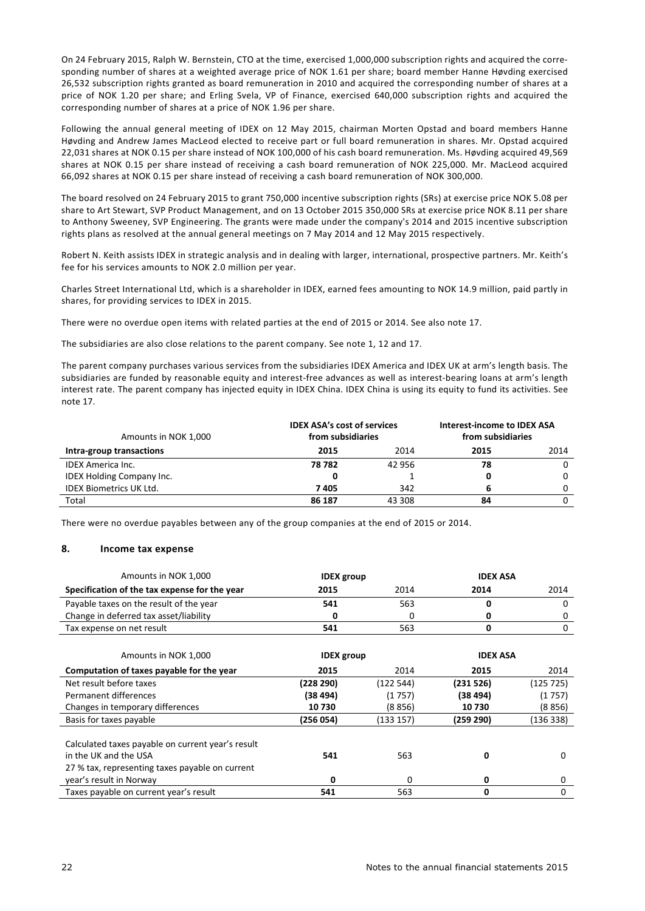On 24 February 2015, Ralph W. Bernstein, CTO at the time, exercised 1,000,000 subscription rights and acquired the corresponding number of shares at a weighted average price of NOK 1.61 per share; board member Hanne Høvding exercised 26,532 subscription rights granted as board remuneration in 2010 and acquired the corresponding number of shares at a price of NOK 1.20 per share; and Erling Svela, VP of Finance, exercised 640,000 subscription rights and acquired the corresponding number of shares at a price of NOK 1.96 per share.

Following the annual general meeting of IDEX on 12 May 2015, chairman Morten Opstad and board members Hanne Høvding and Andrew James MacLeod elected to receive part or full board remuneration in shares. Mr. Opstad acquired 22,031 shares at NOK 0.15 per share instead of NOK 100,000 of his cash board remuneration. Ms. Høvding acquired 49,569 shares at NOK 0.15 per share instead of receiving a cash board remuneration of NOK 225,000. Mr. MacLeod acquired 66,092 shares at NOK 0.15 per share instead of receiving a cash board remuneration of NOK 300,000.

The board resolved on 24 February 2015 to grant 750,000 incentive subscription rights (SRs) at exercise price NOK 5.08 per share to Art Stewart, SVP Product Management, and on 13 October 2015 350,000 SRs at exercise price NOK 8.11 per share to Anthony Sweeney, SVP Engineering. The grants were made under the company's 2014 and 2015 incentive subscription rights plans as resolved at the annual general meetings on 7 May 2014 and 12 May 2015 respectively.

Robert N. Keith assists IDEX in strategic analysis and in dealing with larger, international, prospective partners. Mr. Keith's fee for his services amounts to NOK 2.0 million per year.

Charles Street International Ltd, which is a shareholder in IDEX, earned fees amounting to NOK 14.9 million, paid partly in shares, for providing services to IDEX in 2015.

There were no overdue open items with related parties at the end of 2015 or 2014. See also note 17.

The subsidiaries are also close relations to the parent company. See note 1, 12 and 17.

The parent company purchases various services from the subsidiaries IDEX America and IDEX UK at arm's length basis. The subsidiaries are funded by reasonable equity and interest-free advances as well as interest-bearing loans at arm's length interest rate. The parent company has injected equity in IDEX China. IDEX China is using its equity to fund its activities. See note 17.

| Amounts in NOK 1,000 | IDEX ASA's cost of services from subsidiaries | | Interest-income to IDEX ASA from subsidiaries | |
|---|---|---|---|---|
| **Intra-group transactions** | **2015** | 2014 | **2015** | 2014 |
| IDEX America Inc. | **78 782** | 42 956 | **78** | 0 |
| IDEX Holding Company Inc. | **0** | 1 | **0** | 0 |
| IDEX Biometrics UK Ltd. | **7 405** | 342 | **6** | 0 |
| Total | **86 187** | 43 308 | **84** | 0 |

There were no overdue payables between any of the group companies at the end of 2015 or 2014.

## 8. Income tax expense

| Amounts in NOK 1,000 | IDEX group | | IDEX ASA | |
|---|---|---|---|---|
| **Specification of the tax expense for the year** | **2015** | 2014 | **2014** | 2014 |
| Payable taxes on the result of the year | **541** | 563 | **0** | 0 |
| Change in deferred tax asset/liability | **0** | 0 | **0** | 0 |
| Tax expense on net result | **541** | 563 | **0** | 0 |

| Amounts in NOK 1,000 | IDEX group | | IDEX ASA | |
|---|---|---|---|---|
| **Computation of taxes payable for the year** | **2015** | 2014 | **2015** | 2014 |
| Net result before taxes | **(228 290)** | (122 544) | **(231 526)** | (125 725) |
| Permanent differences | **(38 494)** | (1 757) | **(38 494)** | (1 757) |
| Changes in temporary differences | **10 730** | (8 856) | **10 730** | (8 856) |
| Basis for taxes payable | **(256 054)** | (133 157) | **(259 290)** | (136 338) |
| Calculated taxes payable on current year's result in the UK and the USA | **541** | 563 | **0** | 0 |
| 27 % tax, representing taxes payable on current year's result in Norway | **0** | 0 | **0** | 0 |
| Taxes payable on current year's result | **541** | 563 | **0** | 0 |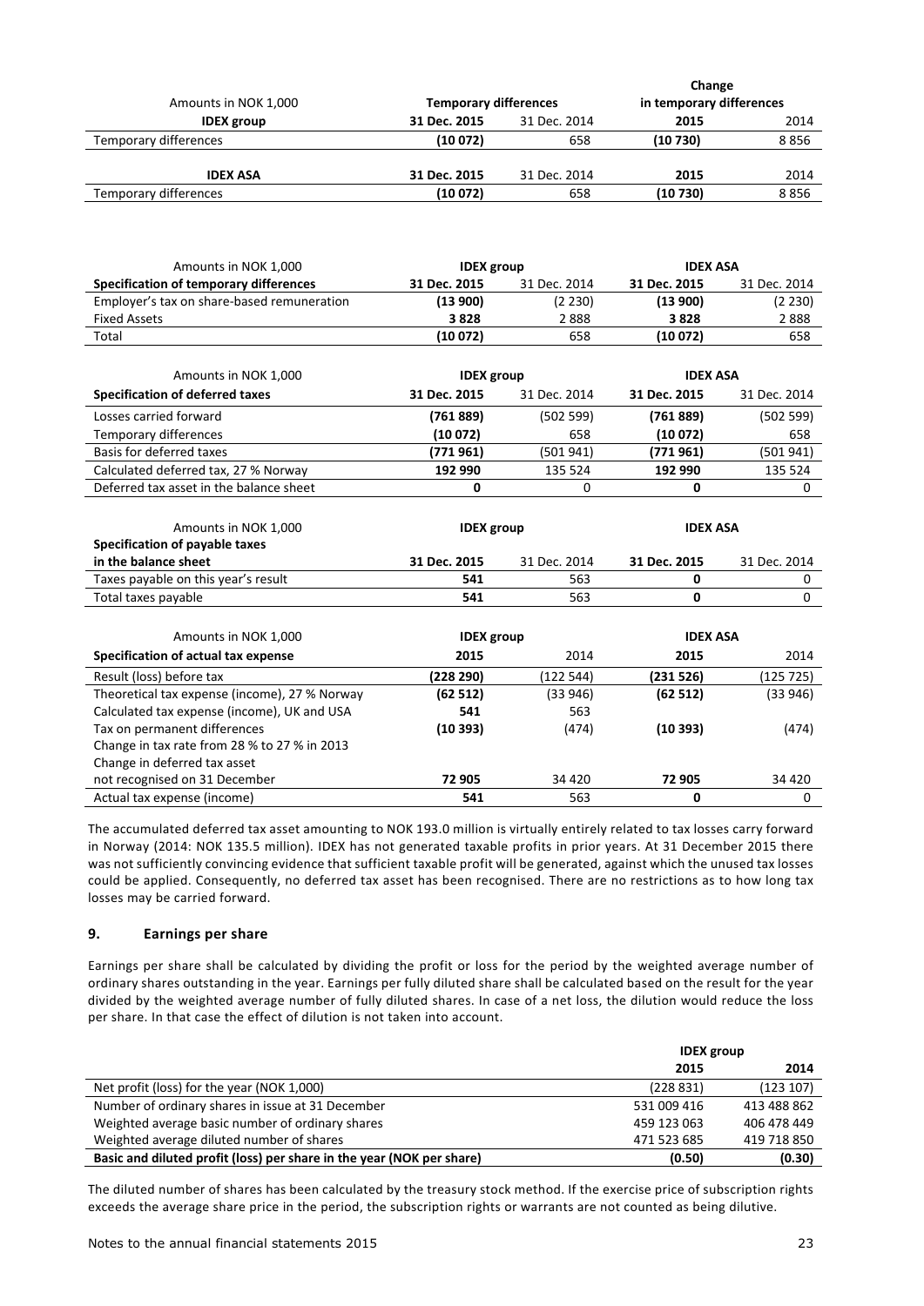| Amounts in NOK 1,000 | Temporary differences | | Change in temporary differences | |
|---|---|---|---|---|
| **IDEX group** | **31 Dec. 2015** | 31 Dec. 2014 | **2015** | 2014 |
| Temporary differences | **(10 072)** | 658 | **(10 730)** | 8 856 |
| | | | | |
| **IDEX ASA** | **31 Dec. 2015** | 31 Dec. 2014 | **2015** | 2014 |
| Temporary differences | **(10 072)** | 658 | **(10 730)** | 8 856 |

| Amounts in NOK 1,000 | IDEX group | | IDEX ASA | |
|---|---|---|---|---|
| **Specification of temporary differences** | **31 Dec. 2015** | 31 Dec. 2014 | **31 Dec. 2015** | 31 Dec. 2014 |
| Employer's tax on share-based remuneration | **(13 900)** | (2 230) | **(13 900)** | (2 230) |
| Fixed Assets | **3 828** | 2 888 | **3 828** | 2 888 |
| Total | **(10 072)** | 658 | **(10 072)** | 658 |

| Amounts in NOK 1,000 | IDEX group | | IDEX ASA | |
|---|---|---|---|---|
| **Specification of deferred taxes** | **31 Dec. 2015** | 31 Dec. 2014 | **31 Dec. 2015** | 31 Dec. 2014 |
| Losses carried forward | **(761 889)** | (502 599) | **(761 889)** | (502 599) |
| Temporary differences | **(10 072)** | 658 | **(10 072)** | 658 |
| Basis for deferred taxes | **(771 961)** | (501 941) | **(771 961)** | (501 941) |
| Calculated deferred tax, 27 % Norway | **192 990** | 135 524 | **192 990** | 135 524 |
| Deferred tax asset in the balance sheet | **0** | 0 | **0** | 0 |

| Amounts in NOK 1,000 | IDEX group | | IDEX ASA | |
|---|---|---|---|---|
| **Specification of payable taxes in the balance sheet** | **31 Dec. 2015** | 31 Dec. 2014 | **31 Dec. 2015** | 31 Dec. 2014 |
| Taxes payable on this year's result | **541** | 563 | **0** | 0 |
| Total taxes payable | **541** | 563 | **0** | 0 |

| Amounts in NOK 1,000 | IDEX group | | IDEX ASA | |
|---|---|---|---|---|
| **Specification of actual tax expense** | **2015** | 2014 | **2015** | 2014 |
| Result (loss) before tax | **(228 290)** | (122 544) | **(231 526)** | (125 725) |
| Theoretical tax expense (income), 27 % Norway | **(62 512)** | (33 946) | **(62 512)** | (33 946) |
| Calculated tax expense (income), UK and USA | **541** | 563 | | |
| Tax on permanent differences | **(10 393)** | (474) | **(10 393)** | (474) |
| Change in tax rate from 28 % to 27 % in 2013 | | | | |
| Change in deferred tax asset not recognised on 31 December | **72 905** | 34 420 | **72 905** | 34 420 |
| Actual tax expense (income) | **541** | 563 | **0** | 0 |

The accumulated deferred tax asset amounting to NOK 193.0 million is virtually entirely related to tax losses carry forward in Norway (2014: NOK 135.5 million). IDEX has not generated taxable profits in prior years. At 31 December 2015 there was not sufficiently convincing evidence that sufficient taxable profit will be generated, against which the unused tax losses could be applied. Consequently, no deferred tax asset has been recognised. There are no restrictions as to how long tax losses may be carried forward.

## 9. Earnings per share

Earnings per share shall be calculated by dividing the profit or loss for the period by the weighted average number of ordinary shares outstanding in the year. Earnings per fully diluted share shall be calculated based on the result for the year divided by the weighted average number of fully diluted shares. In case of a net loss, the dilution would reduce the loss per share. In that case the effect of dilution is not taken into account.

| | IDEX group | |
|---|---|---|
| | **2015** | **2014** |
| Net profit (loss) for the year (NOK 1,000) | (228 831) | (123 107) |
| Number of ordinary shares in issue at 31 December | 531 009 416 | 413 488 862 |
| Weighted average basic number of ordinary shares | 459 123 063 | 406 478 449 |
| Weighted average diluted number of shares | 471 523 685 | 419 718 850 |
| **Basic and diluted profit (loss) per share in the year (NOK per share)** | **(0.50)** | **(0.30)** |

The diluted number of shares has been calculated by the treasury stock method. If the exercise price of subscription rights exceeds the average share price in the period, the subscription rights or warrants are not counted as being dilutive.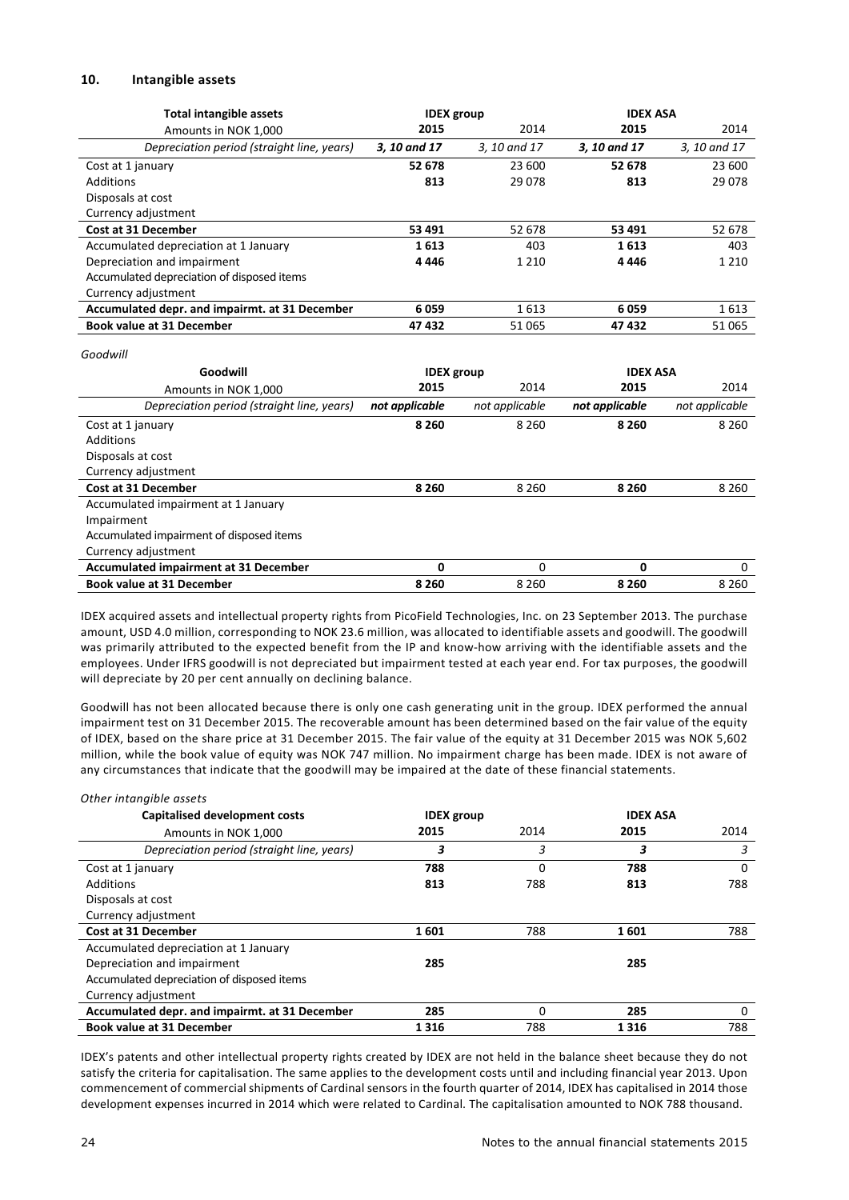## 10. Intangible assets

| Total intangible assets | IDEX group | | IDEX ASA | |
|---|---|---|---|---|
| Amounts in NOK 1,000 | **2015** | 2014 | **2015** | 2014 |
| *Depreciation period (straight line, years)* | ***3, 10 and 17*** | *3, 10 and 17* | ***3, 10 and 17*** | *3, 10 and 17* |
| Cost at 1 january | **52 678** | 23 600 | **52 678** | 23 600 |
| Additions | **813** | 29 078 | **813** | 29 078 |
| Disposals at cost | | | | |
| Currency adjustment | | | | |
| **Cost at 31 December** | **53 491** | 52 678 | **53 491** | 52 678 |
| Accumulated depreciation at 1 January | **1 613** | 403 | **1 613** | 403 |
| Depreciation and impairment | **4 446** | 1 210 | **4 446** | 1 210 |
| Accumulated depreciation of disposed items | | | | |
| Currency adjustment | | | | |
| **Accumulated depr. and impairmt. at 31 December** | **6 059** | 1 613 | **6 059** | 1 613 |
| **Book value at 31 December** | **47 432** | 51 065 | **47 432** | 51 065 |

*Goodwill*

| Goodwill | IDEX group | | IDEX ASA | |
|---|---|---|---|---|
| Amounts in NOK 1,000 | **2015** | 2014 | **2015** | 2014 |
| *Depreciation period (straight line, years)* | ***not applicable*** | *not applicable* | ***not applicable*** | *not applicable* |
| Cost at 1 january | **8 260** | 8 260 | **8 260** | 8 260 |
| Additions | | | | |
| Disposals at cost | | | | |
| Currency adjustment | | | | |
| **Cost at 31 December** | **8 260** | 8 260 | **8 260** | 8 260 |
| Accumulated impairment at 1 January | | | | |
| Impairment | | | | |
| Accumulated impairment of disposed items | | | | |
| Currency adjustment | | | | |
| **Accumulated impairment at 31 December** | **0** | 0 | **0** | 0 |
| **Book value at 31 December** | **8 260** | 8 260 | **8 260** | 8 260 |

IDEX acquired assets and intellectual property rights from PicoField Technologies, Inc. on 23 September 2013. The purchase amount, USD 4.0 million, corresponding to NOK 23.6 million, was allocated to identifiable assets and goodwill. The goodwill was primarily attributed to the expected benefit from the IP and know-how arriving with the identifiable assets and the employees. Under IFRS goodwill is not depreciated but impairment tested at each year end. For tax purposes, the goodwill will depreciate by 20 per cent annually on declining balance.

Goodwill has not been allocated because there is only one cash generating unit in the group. IDEX performed the annual impairment test on 31 December 2015. The recoverable amount has been determined based on the fair value of the equity of IDEX, based on the share price at 31 December 2015. The fair value of the equity at 31 December 2015 was NOK 5,602 million, while the book value of equity was NOK 747 million. No impairment charge has been made. IDEX is not aware of any circumstances that indicate that the goodwill may be impaired at the date of these financial statements.

*Other intangible assets*

| Capitalised development costs | IDEX group | | IDEX ASA | |
|---|---|---|---|---|
| Amounts in NOK 1,000 | **2015** | 2014 | **2015** | 2014 |
| *Depreciation period (straight line, years)* | ***3*** | *3* | ***3*** | *3* |
| Cost at 1 january | **788** | 0 | **788** | 0 |
| Additions | **813** | 788 | **813** | 788 |
| Disposals at cost | | | | |
| Currency adjustment | | | | |
| **Cost at 31 December** | **1 601** | 788 | **1 601** | 788 |
| Accumulated depreciation at 1 January | | | | |
| Depreciation and impairment | **285** | | **285** | |
| Accumulated depreciation of disposed items | | | | |
| Currency adjustment | | | | |
| **Accumulated depr. and impairmt. at 31 December** | **285** | 0 | **285** | 0 |
| **Book value at 31 December** | **1 316** | 788 | **1 316** | 788 |

IDEX's patents and other intellectual property rights created by IDEX are not held in the balance sheet because they do not satisfy the criteria for capitalisation. The same applies to the development costs until and including financial year 2013. Upon commencement of commercial shipments of Cardinal sensors in the fourth quarter of 2014, IDEX has capitalised in 2014 those development expenses incurred in 2014 which were related to Cardinal. The capitalisation amounted to NOK 788 thousand.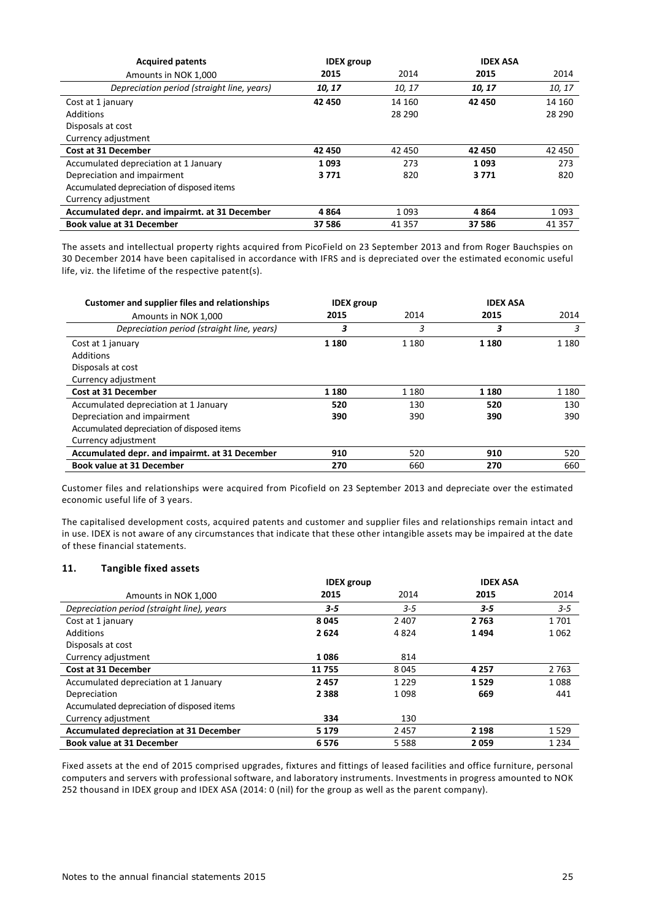| **Acquired patents** | **IDEX group** | | **IDEX ASA** | |
|---|---|---|---|---|
| Amounts in NOK 1,000 | **2015** | 2014 | **2015** | 2014 |
| *Depreciation period (straight line, years)* | ***10, 17*** | *10, 17* | ***10, 17*** | *10, 17* |
| Cost at 1 january | **42 450** | 14 160 | **42 450** | 14 160 |
| Additions | | 28 290 | | 28 290 |
| Disposals at cost | | | | |
| Currency adjustment | | | | |
| **Cost at 31 December** | **42 450** | 42 450 | **42 450** | 42 450 |
| Accumulated depreciation at 1 January | **1 093** | 273 | **1 093** | 273 |
| Depreciation and impairment | **3 771** | 820 | **3 771** | 820 |
| Accumulated depreciation of disposed items | | | | |
| Currency adjustment | | | | |
| **Accumulated depr. and impairmt. at 31 December** | **4 864** | 1 093 | **4 864** | 1 093 |
| **Book value at 31 December** | **37 586** | 41 357 | **37 586** | 41 357 |

The assets and intellectual property rights acquired from PicoField on 23 September 2013 and from Roger Bauchspies on 30 December 2014 have been capitalised in accordance with IFRS and is depreciated over the estimated economic useful life, viz. the lifetime of the respective patent(s).

| **Customer and supplier files and relationships** | **IDEX group** | | **IDEX ASA** | |
|---|---|---|---|---|
| Amounts in NOK 1,000 | **2015** | 2014 | **2015** | 2014 |
| *Depreciation period (straight line, years)* | ***3*** | *3* | ***3*** | *3* |
| Cost at 1 january | **1 180** | 1 180 | **1 180** | 1 180 |
| Additions | | | | |
| Disposals at cost | | | | |
| Currency adjustment | | | | |
| **Cost at 31 December** | **1 180** | 1 180 | **1 180** | 1 180 |
| Accumulated depreciation at 1 January | **520** | 130 | **520** | 130 |
| Depreciation and impairment | **390** | 390 | **390** | 390 |
| Accumulated depreciation of disposed items | | | | |
| Currency adjustment | | | | |
| **Accumulated depr. and impairmt. at 31 December** | **910** | 520 | **910** | 520 |
| **Book value at 31 December** | **270** | 660 | **270** | 660 |

Customer files and relationships were acquired from Picofield on 23 September 2013 and depreciate over the estimated economic useful life of 3 years.

The capitalised development costs, acquired patents and customer and supplier files and relationships remain intact and in use. IDEX is not aware of any circumstances that indicate that these other intangible assets may be impaired at the date of these financial statements.

### 11. Tangible fixed assets

| | **IDEX group** | | **IDEX ASA** | |
|---|---|---|---|---|
| Amounts in NOK 1,000 | **2015** | 2014 | **2015** | 2014 |
| *Depreciation period (straight line), years* | ***3-5*** | *3-5* | ***3-5*** | *3-5* |
| Cost at 1 january | **8 045** | 2 407 | **2 763** | 1 701 |
| Additions | **2 624** | 4 824 | **1 494** | 1 062 |
| Disposals at cost | | | | |
| Currency adjustment | **1 086** | 814 | | |
| **Cost at 31 December** | **11 755** | 8 045 | **4 257** | 2 763 |
| Accumulated depreciation at 1 January | **2 457** | 1 229 | **1 529** | 1 088 |
| Depreciation | **2 388** | 1 098 | **669** | 441 |
| Accumulated depreciation of disposed items | | | | |
| Currency adjustment | **334** | 130 | | |
| **Accumulated depreciation at 31 December** | **5 179** | 2 457 | **2 198** | 1 529 |
| **Book value at 31 December** | **6 576** | 5 588 | **2 059** | 1 234 |

Fixed assets at the end of 2015 comprised upgrades, fixtures and fittings of leased facilities and office furniture, personal computers and servers with professional software, and laboratory instruments. Investments in progress amounted to NOK 252 thousand in IDEX group and IDEX ASA (2014: 0 (nil) for the group as well as the parent company).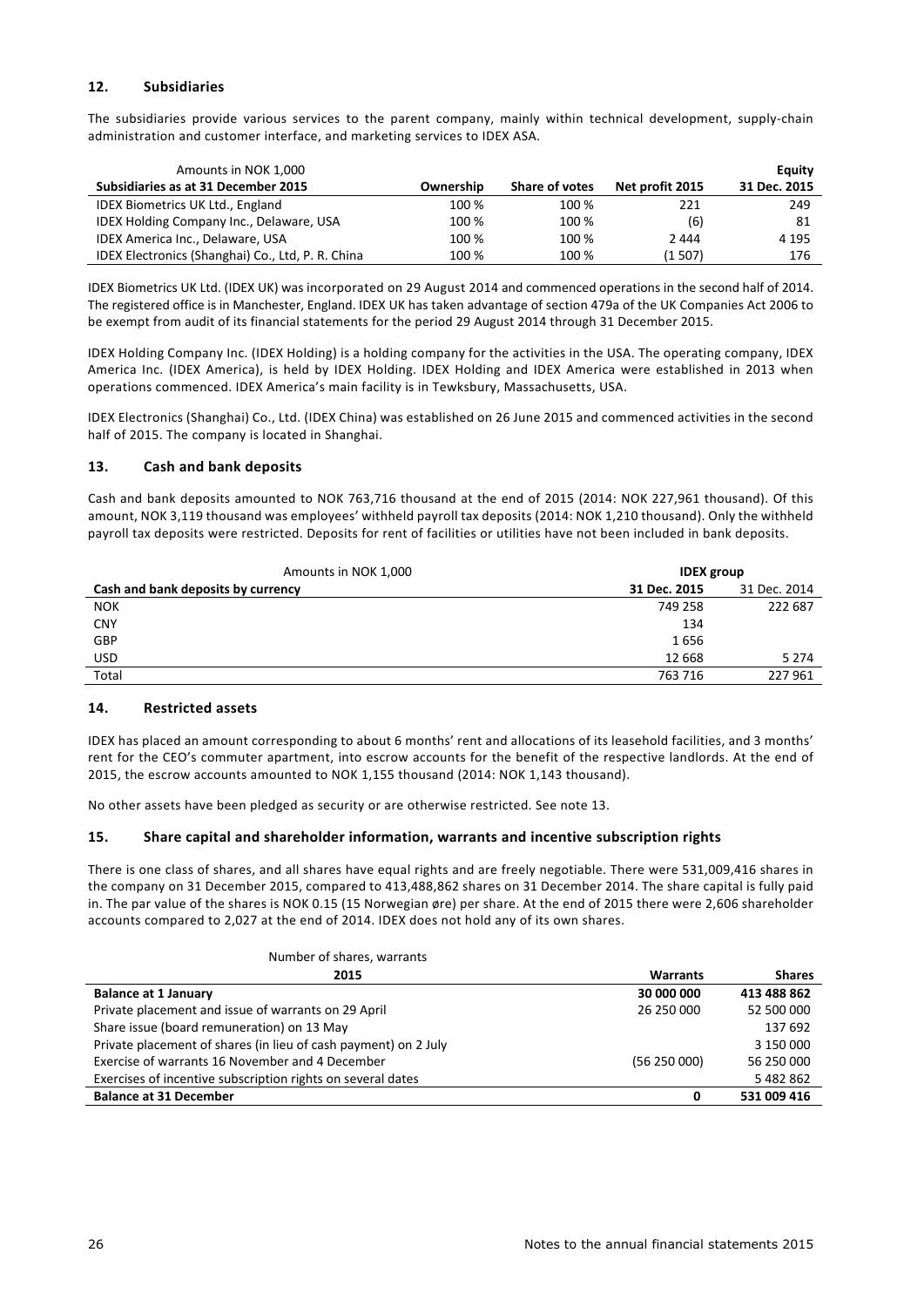## 12. Subsidiaries

The subsidiaries provide various services to the parent company, mainly within technical development, supply-chain administration and customer interface, and marketing services to IDEX ASA.

| Amounts in NOK 1,000<br>Subsidiaries as at 31 December 2015 | Ownership | Share of votes | Net profit 2015 | Equity<br>31 Dec. 2015 |
|---|---|---|---|---|
| IDEX Biometrics UK Ltd., England | 100 % | 100 % | 221 | 249 |
| IDEX Holding Company Inc., Delaware, USA | 100 % | 100 % | (6) | 81 |
| IDEX America Inc., Delaware, USA | 100 % | 100 % | 2 444 | 4 195 |
| IDEX Electronics (Shanghai) Co., Ltd, P. R. China | 100 % | 100 % | (1 507) | 176 |

IDEX Biometrics UK Ltd. (IDEX UK) was incorporated on 29 August 2014 and commenced operations in the second half of 2014. The registered office is in Manchester, England. IDEX UK has taken advantage of section 479a of the UK Companies Act 2006 to be exempt from audit of its financial statements for the period 29 August 2014 through 31 December 2015.

IDEX Holding Company Inc. (IDEX Holding) is a holding company for the activities in the USA. The operating company, IDEX America Inc. (IDEX America), is held by IDEX Holding. IDEX Holding and IDEX America were established in 2013 when operations commenced. IDEX America's main facility is in Tewksbury, Massachusetts, USA.

IDEX Electronics (Shanghai) Co., Ltd. (IDEX China) was established on 26 June 2015 and commenced activities in the second half of 2015. The company is located in Shanghai.

## 13. Cash and bank deposits

Cash and bank deposits amounted to NOK 763,716 thousand at the end of 2015 (2014: NOK 227,961 thousand). Of this amount, NOK 3,119 thousand was employees' withheld payroll tax deposits (2014: NOK 1,210 thousand). Only the withheld payroll tax deposits were restricted. Deposits for rent of facilities or utilities have not been included in bank deposits.

| Amounts in NOK 1,000 | IDEX group | |
|---|---|---|
| **Cash and bank deposits by currency** | **31 Dec. 2015** | 31 Dec. 2014 |
| NOK | 749 258 | 222 687 |
| CNY | 134 | |
| GBP | 1 656 | |
| USD | 12 668 | 5 274 |
| Total | 763 716 | 227 961 |

## 14. Restricted assets

IDEX has placed an amount corresponding to about 6 months' rent and allocations of its leasehold facilities, and 3 months' rent for the CEO's commuter apartment, into escrow accounts for the benefit of the respective landlords. At the end of 2015, the escrow accounts amounted to NOK 1,155 thousand (2014: NOK 1,143 thousand).

No other assets have been pledged as security or are otherwise restricted. See note 13.

## 15. Share capital and shareholder information, warrants and incentive subscription rights

There is one class of shares, and all shares have equal rights and are freely negotiable. There were 531,009,416 shares in the company on 31 December 2015, compared to 413,488,862 shares on 31 December 2014. The share capital is fully paid in. The par value of the shares is NOK 0.15 (15 Norwegian øre) per share. At the end of 2015 there were 2,606 shareholder accounts compared to 2,027 at the end of 2014. IDEX does not hold any of its own shares.

| Number of shares, warrants<br>2015 | Warrants | Shares |
|---|---|---|
| **Balance at 1 January** | **30 000 000** | **413 488 862** |
| Private placement and issue of warrants on 29 April | 26 250 000 | 52 500 000 |
| Share issue (board remuneration) on 13 May | | 137 692 |
| Private placement of shares (in lieu of cash payment) on 2 July | | 3 150 000 |
| Exercise of warrants 16 November and 4 December | (56 250 000) | 56 250 000 |
| Exercises of incentive subscription rights on several dates | | 5 482 862 |
| **Balance at 31 December** | **0** | **531 009 416** |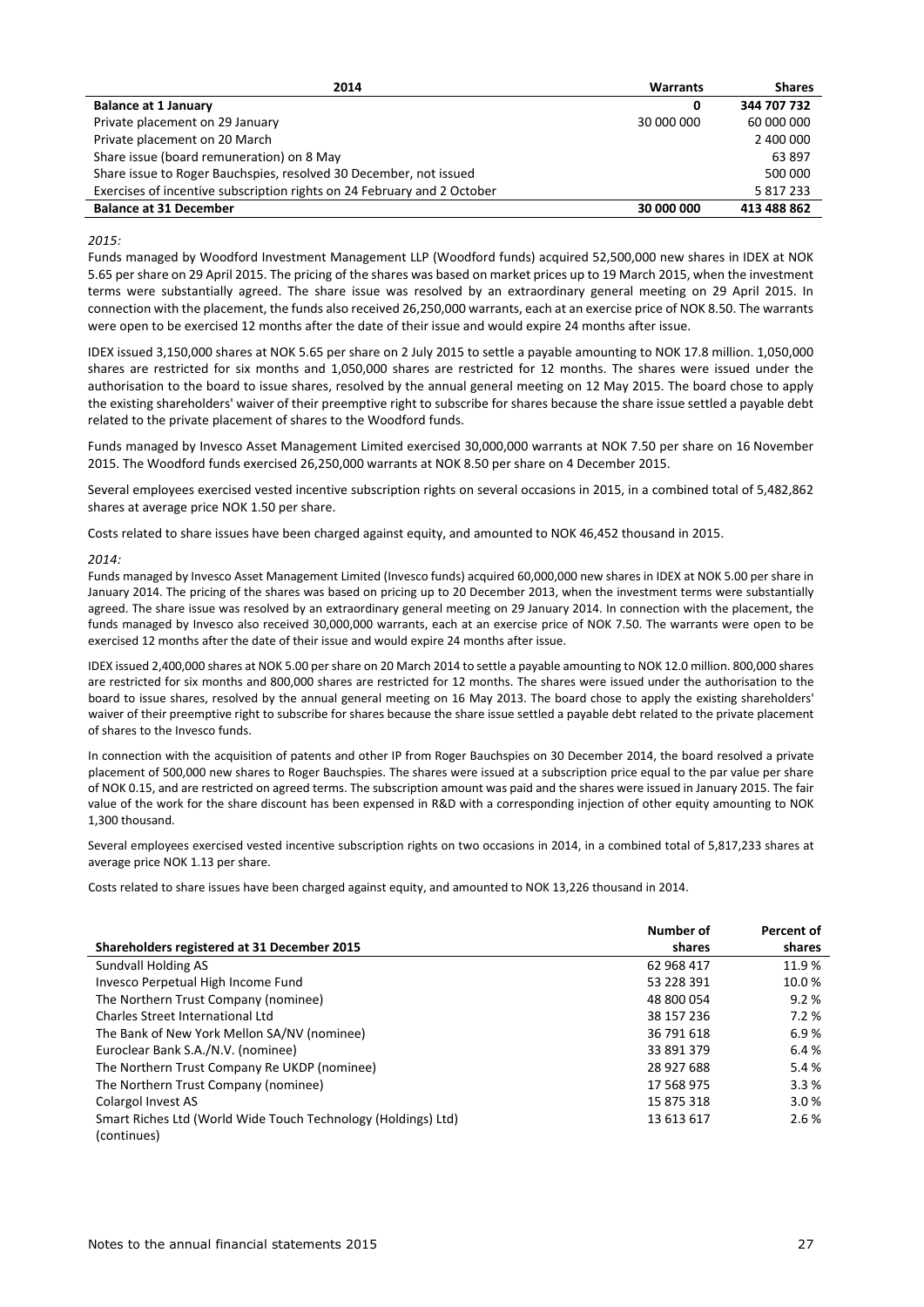| 2014 | Warrants | Shares |
|---|---|---|
| **Balance at 1 January** | **0** | **344 707 732** |
| Private placement on 29 January | 30 000 000 | 60 000 000 |
| Private placement on 20 March | | 2 400 000 |
| Share issue (board remuneration) on 8 May | | 63 897 |
| Share issue to Roger Bauchspies, resolved 30 December, not issued | | 500 000 |
| Exercises of incentive subscription rights on 24 February and 2 October | | 5 817 233 |
| **Balance at 31 December** | **30 000 000** | **413 488 862** |

*2015:*

Funds managed by Woodford Investment Management LLP (Woodford funds) acquired 52,500,000 new shares in IDEX at NOK 5.65 per share on 29 April 2015. The pricing of the shares was based on market prices up to 19 March 2015, when the investment terms were substantially agreed. The share issue was resolved by an extraordinary general meeting on 29 April 2015. In connection with the placement, the funds also received 26,250,000 warrants, each at an exercise price of NOK 8.50. The warrants were open to be exercised 12 months after the date of their issue and would expire 24 months after issue.

IDEX issued 3,150,000 shares at NOK 5.65 per share on 2 July 2015 to settle a payable amounting to NOK 17.8 million. 1,050,000 shares are restricted for six months and 1,050,000 shares are restricted for 12 months. The shares were issued under the authorisation to the board to issue shares, resolved by the annual general meeting on 12 May 2015. The board chose to apply the existing shareholders' waiver of their preemptive right to subscribe for shares because the share issue settled a payable debt related to the private placement of shares to the Woodford funds.

Funds managed by Invesco Asset Management Limited exercised 30,000,000 warrants at NOK 7.50 per share on 16 November 2015. The Woodford funds exercised 26,250,000 warrants at NOK 8.50 per share on 4 December 2015.

Several employees exercised vested incentive subscription rights on several occasions in 2015, in a combined total of 5,482,862 shares at average price NOK 1.50 per share.

Costs related to share issues have been charged against equity, and amounted to NOK 46,452 thousand in 2015.

*2014:*

Funds managed by Invesco Asset Management Limited (Invesco funds) acquired 60,000,000 new shares in IDEX at NOK 5.00 per share in January 2014. The pricing of the shares was based on pricing up to 20 December 2013, when the investment terms were substantially agreed. The share issue was resolved by an extraordinary general meeting on 29 January 2014. In connection with the placement, the funds managed by Invesco also received 30,000,000 warrants, each at an exercise price of NOK 7.50. The warrants were open to be exercised 12 months after the date of their issue and would expire 24 months after issue.

IDEX issued 2,400,000 shares at NOK 5.00 per share on 20 March 2014 to settle a payable amounting to NOK 12.0 million. 800,000 shares are restricted for six months and 800,000 shares are restricted for 12 months. The shares were issued under the authorisation to the board to issue shares, resolved by the annual general meeting on 16 May 2013. The board chose to apply the existing shareholders' waiver of their preemptive right to subscribe for shares because the share issue settled a payable debt related to the private placement of shares to the Invesco funds.

In connection with the acquisition of patents and other IP from Roger Bauchspies on 30 December 2014, the board resolved a private placement of 500,000 new shares to Roger Bauchspies. The shares were issued at a subscription price equal to the par value per share of NOK 0.15, and are restricted on agreed terms. The subscription amount was paid and the shares were issued in January 2015. The fair value of the work for the share discount has been expensed in R&D with a corresponding injection of other equity amounting to NOK 1,300 thousand.

Several employees exercised vested incentive subscription rights on two occasions in 2014, in a combined total of 5,817,233 shares at average price NOK 1.13 per share.

Costs related to share issues have been charged against equity, and amounted to NOK 13,226 thousand in 2014.

| Shareholders registered at 31 December 2015 | Number of shares | Percent of shares |
|---|---|---|
| Sundvall Holding AS | 62 968 417 | 11.9 % |
| Invesco Perpetual High Income Fund | 53 228 391 | 10.0 % |
| The Northern Trust Company (nominee) | 48 800 054 | 9.2 % |
| Charles Street International Ltd | 38 157 236 | 7.2 % |
| The Bank of New York Mellon SA/NV (nominee) | 36 791 618 | 6.9 % |
| Euroclear Bank S.A./N.V. (nominee) | 33 891 379 | 6.4 % |
| The Northern Trust Company Re UKDP (nominee) | 28 927 688 | 5.4 % |
| The Northern Trust Company (nominee) | 17 568 975 | 3.3 % |
| Colargol Invest AS | 15 875 318 | 3.0 % |
| Smart Riches Ltd (World Wide Touch Technology (Holdings) Ltd) | 13 613 617 | 2.6 % |

(continues)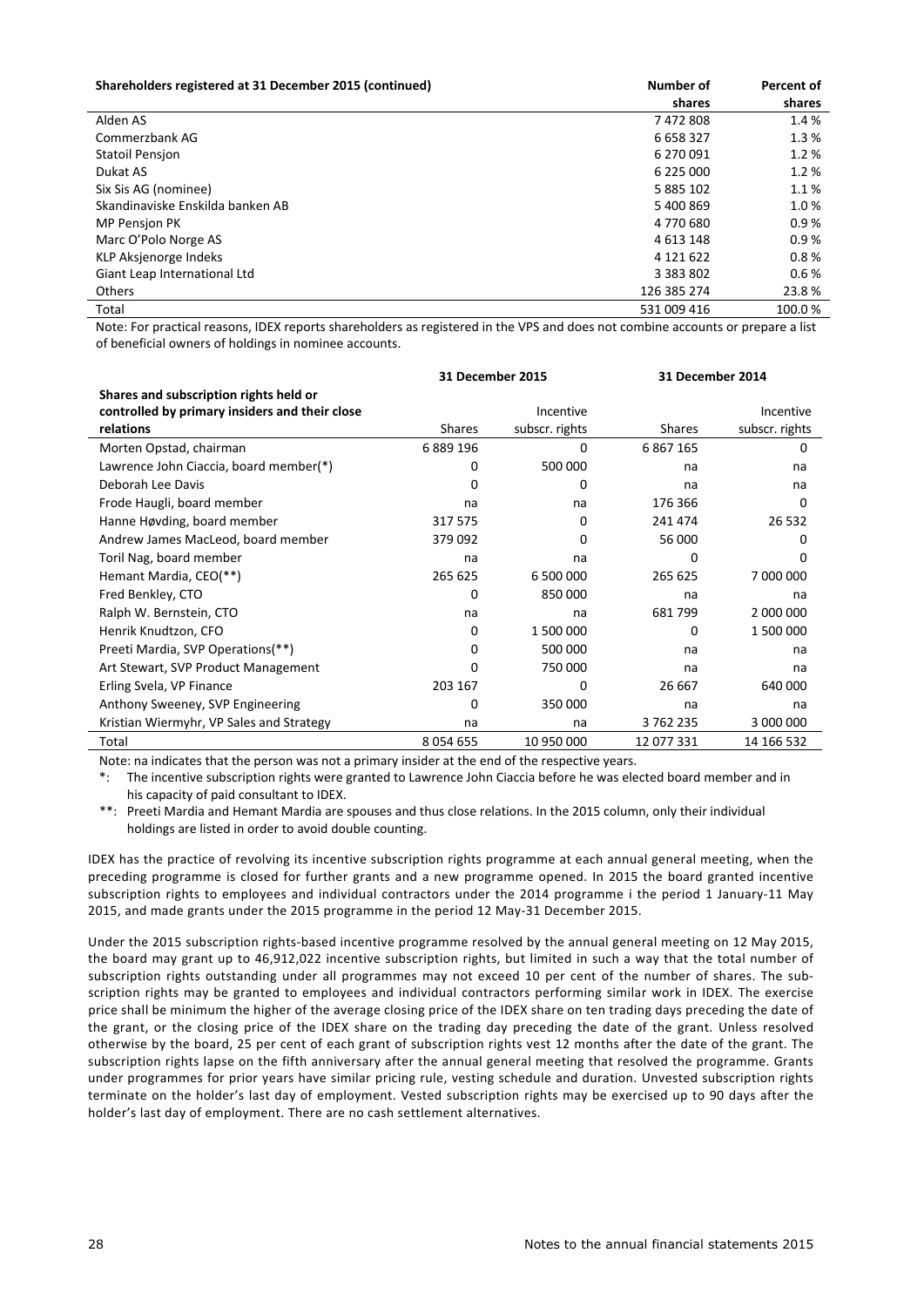| Shareholders registered at 31 December 2015 (continued) | Number of shares | Percent of shares |
|---|---|---|
| Alden AS | 7 472 808 | 1.4 % |
| Commerzbank AG | 6 658 327 | 1.3 % |
| Statoil Pensjon | 6 270 091 | 1.2 % |
| Dukat AS | 6 225 000 | 1.2 % |
| Six Sis AG (nominee) | 5 885 102 | 1.1 % |
| Skandinaviske Enskilda banken AB | 5 400 869 | 1.0 % |
| MP Pensjon PK | 4 770 680 | 0.9 % |
| Marc O'Polo Norge AS | 4 613 148 | 0.9 % |
| KLP Aksjenorge Indeks | 4 121 622 | 0.8 % |
| Giant Leap International Ltd | 3 383 802 | 0.6 % |
| Others | 126 385 274 | 23.8 % |
| Total | 531 009 416 | 100.0 % |

Note: For practical reasons, IDEX reports shareholders as registered in the VPS and does not combine accounts or prepare a list of beneficial owners of holdings in nominee accounts.

| Shares and subscription rights held or controlled by primary insiders and their close relations | 31 December 2015 | | 31 December 2014 | |
|---|---|---|---|---|
| | Shares | Incentive subscr. rights | Shares | Incentive subscr. rights |
| Morten Opstad, chairman | 6 889 196 | 0 | 6 867 165 | 0 |
| Lawrence John Ciaccia, board member(*) | 0 | 500 000 | na | na |
| Deborah Lee Davis | 0 | 0 | na | na |
| Frode Haugli, board member | na | na | 176 366 | 0 |
| Hanne Høvding, board member | 317 575 | 0 | 241 474 | 26 532 |
| Andrew James MacLeod, board member | 379 092 | 0 | 56 000 | 0 |
| Toril Nag, board member | na | na | 0 | 0 |
| Hemant Mardia, CEO(**) | 265 625 | 6 500 000 | 265 625 | 7 000 000 |
| Fred Benkley, CTO | 0 | 850 000 | na | na |
| Ralph W. Bernstein, CTO | na | na | 681 799 | 2 000 000 |
| Henrik Knudtzon, CFO | 0 | 1 500 000 | 0 | 1 500 000 |
| Preeti Mardia, SVP Operations(**) | 0 | 500 000 | na | na |
| Art Stewart, SVP Product Management | 0 | 750 000 | na | na |
| Erling Svela, VP Finance | 203 167 | 0 | 26 667 | 640 000 |
| Anthony Sweeney, SVP Engineering | 0 | 350 000 | na | na |
| Kristian Wiermyhr, VP Sales and Strategy | na | na | 3 762 235 | 3 000 000 |
| Total | 8 054 655 | 10 950 000 | 12 077 331 | 14 166 532 |

Note: na indicates that the person was not a primary insider at the end of the respective years.

*: The incentive subscription rights were granted to Lawrence John Ciaccia before he was elected board member and in his capacity of paid consultant to IDEX.

**: Preeti Mardia and Hemant Mardia are spouses and thus close relations. In the 2015 column, only their individual holdings are listed in order to avoid double counting.

IDEX has the practice of revolving its incentive subscription rights programme at each annual general meeting, when the preceding programme is closed for further grants and a new programme opened. In 2015 the board granted incentive subscription rights to employees and individual contractors under the 2014 programme i the period 1 January-11 May 2015, and made grants under the 2015 programme in the period 12 May-31 December 2015.

Under the 2015 subscription rights-based incentive programme resolved by the annual general meeting on 12 May 2015, the board may grant up to 46,912,022 incentive subscription rights, but limited in such a way that the total number of subscription rights outstanding under all programmes may not exceed 10 per cent of the number of shares. The subscription rights may be granted to employees and individual contractors performing similar work in IDEX. The exercise price shall be minimum the higher of the average closing price of the IDEX share on ten trading days preceding the date of the grant, or the closing price of the IDEX share on the trading day preceding the date of the grant. Unless resolved otherwise by the board, 25 per cent of each grant of subscription rights vest 12 months after the date of the grant. The subscription rights lapse on the fifth anniversary after the annual general meeting that resolved the programme. Grants under programmes for prior years have similar pricing rule, vesting schedule and duration. Unvested subscription rights terminate on the holder's last day of employment. Vested subscription rights may be exercised up to 90 days after the holder's last day of employment. There are no cash settlement alternatives.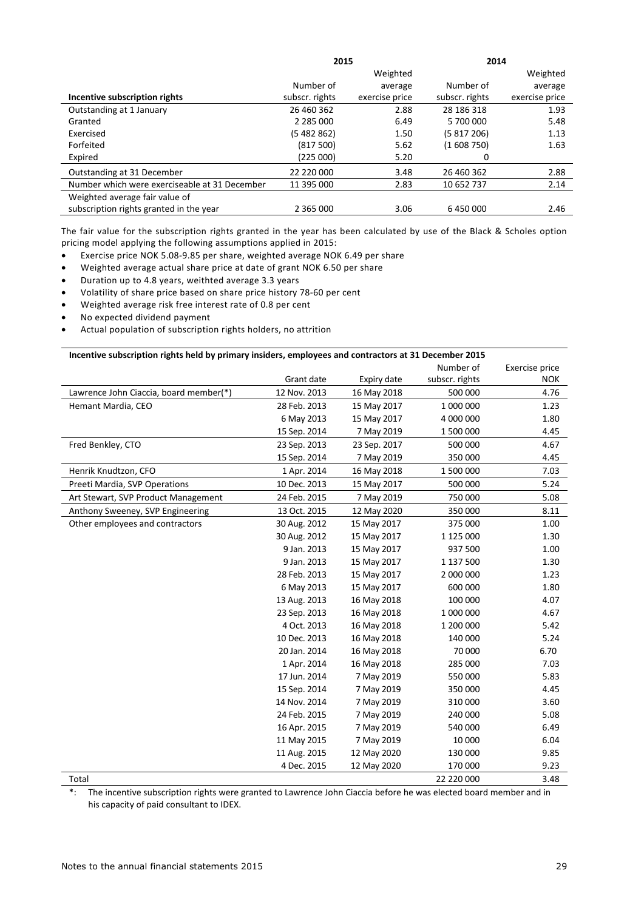| Incentive subscription rights | 2015 | | 2014 | |
|---|---|---|---|---|
| | Number of subscr. rights | Weighted average exercise price | Number of subscr. rights | Weighted average exercise price |
| Outstanding at 1 January | 26 460 362 | 2.88 | 28 186 318 | 1.93 |
| Granted | 2 285 000 | 6.49 | 5 700 000 | 5.48 |
| Exercised | (5 482 862) | 1.50 | (5 817 206) | 1.13 |
| Forfeited | (817 500) | 5.62 | (1 608 750) | 1.63 |
| Expired | (225 000) | 5.20 | 0 | |
| Outstanding at 31 December | 22 220 000 | 3.48 | 26 460 362 | 2.88 |
| Number which were exerciseable at 31 December | 11 395 000 | 2.83 | 10 652 737 | 2.14 |
| Weighted average fair value of subscription rights granted in the year | 2 365 000 | 3.06 | 6 450 000 | 2.46 |

The fair value for the subscription rights granted in the year has been calculated by use of the Black & Scholes option pricing model applying the following assumptions applied in 2015:

- Exercise price NOK 5.08-9.85 per share, weighted average NOK 6.49 per share
- Weighted average actual share price at date of grant NOK 6.50 per share
- Duration up to 4.8 years, weithted average 3.3 years
- Volatility of share price based on share price history 78-60 per cent
- Weighted average risk free interest rate of 0.8 per cent
- No expected dividend payment
- Actual population of subscription rights holders, no attrition

| Incentive subscription rights held by primary insiders, employees and contractors at 31 December 2015 | Grant date | Expiry date | Number of subscr. rights | Exercise price NOK |
|---|---|---|---|---|
| Lawrence John Ciaccia, board member(*) | 12 Nov. 2013 | 16 May 2018 | 500 000 | 4.76 |
| Hemant Mardia, CEO | 28 Feb. 2013 | 15 May 2017 | 1 000 000 | 1.23 |
| | 6 May 2013 | 15 May 2017 | 4 000 000 | 1.80 |
| | 15 Sep. 2014 | 7 May 2019 | 1 500 000 | 4.45 |
| Fred Benkley, CTO | 23 Sep. 2013 | 23 Sep. 2017 | 500 000 | 4.67 |
| | 15 Sep. 2014 | 7 May 2019 | 350 000 | 4.45 |
| Henrik Knudtzon, CFO | 1 Apr. 2014 | 16 May 2018 | 1 500 000 | 7.03 |
| Preeti Mardia, SVP Operations | 10 Dec. 2013 | 15 May 2017 | 500 000 | 5.24 |
| Art Stewart, SVP Product Management | 24 Feb. 2015 | 7 May 2019 | 750 000 | 5.08 |
| Anthony Sweeney, SVP Engineering | 13 Oct. 2015 | 12 May 2020 | 350 000 | 8.11 |
| Other employees and contractors | 30 Aug. 2012 | 15 May 2017 | 375 000 | 1.00 |
| | 30 Aug. 2012 | 15 May 2017 | 1 125 000 | 1.30 |
| | 9 Jan. 2013 | 15 May 2017 | 937 500 | 1.00 |
| | 9 Jan. 2013 | 15 May 2017 | 1 137 500 | 1.30 |
| | 28 Feb. 2013 | 15 May 2017 | 2 000 000 | 1.23 |
| | 6 May 2013 | 15 May 2017 | 600 000 | 1.80 |
| | 13 Aug. 2013 | 16 May 2018 | 100 000 | 4.07 |
| | 23 Sep. 2013 | 16 May 2018 | 1 000 000 | 4.67 |
| | 4 Oct. 2013 | 16 May 2018 | 1 200 000 | 5.42 |
| | 10 Dec. 2013 | 16 May 2018 | 140 000 | 5.24 |
| | 20 Jan. 2014 | 16 May 2018 | 70 000 | 6.70 |
| | 1 Apr. 2014 | 16 May 2018 | 285 000 | 7.03 |
| | 17 Jun. 2014 | 7 May 2019 | 550 000 | 5.83 |
| | 15 Sep. 2014 | 7 May 2019 | 350 000 | 4.45 |
| | 14 Nov. 2014 | 7 May 2019 | 310 000 | 3.60 |
| | 24 Feb. 2015 | 7 May 2019 | 240 000 | 5.08 |
| | 16 Apr. 2015 | 7 May 2019 | 540 000 | 6.49 |
| | 11 May 2015 | 7 May 2019 | 10 000 | 6.04 |
| | 11 Aug. 2015 | 12 May 2020 | 130 000 | 9.85 |
| | 4 Dec. 2015 | 12 May 2020 | 170 000 | 9.23 |
| Total | | | 22 220 000 | 3.48 |

*: The incentive subscription rights were granted to Lawrence John Ciaccia before he was elected board member and in his capacity of paid consultant to IDEX.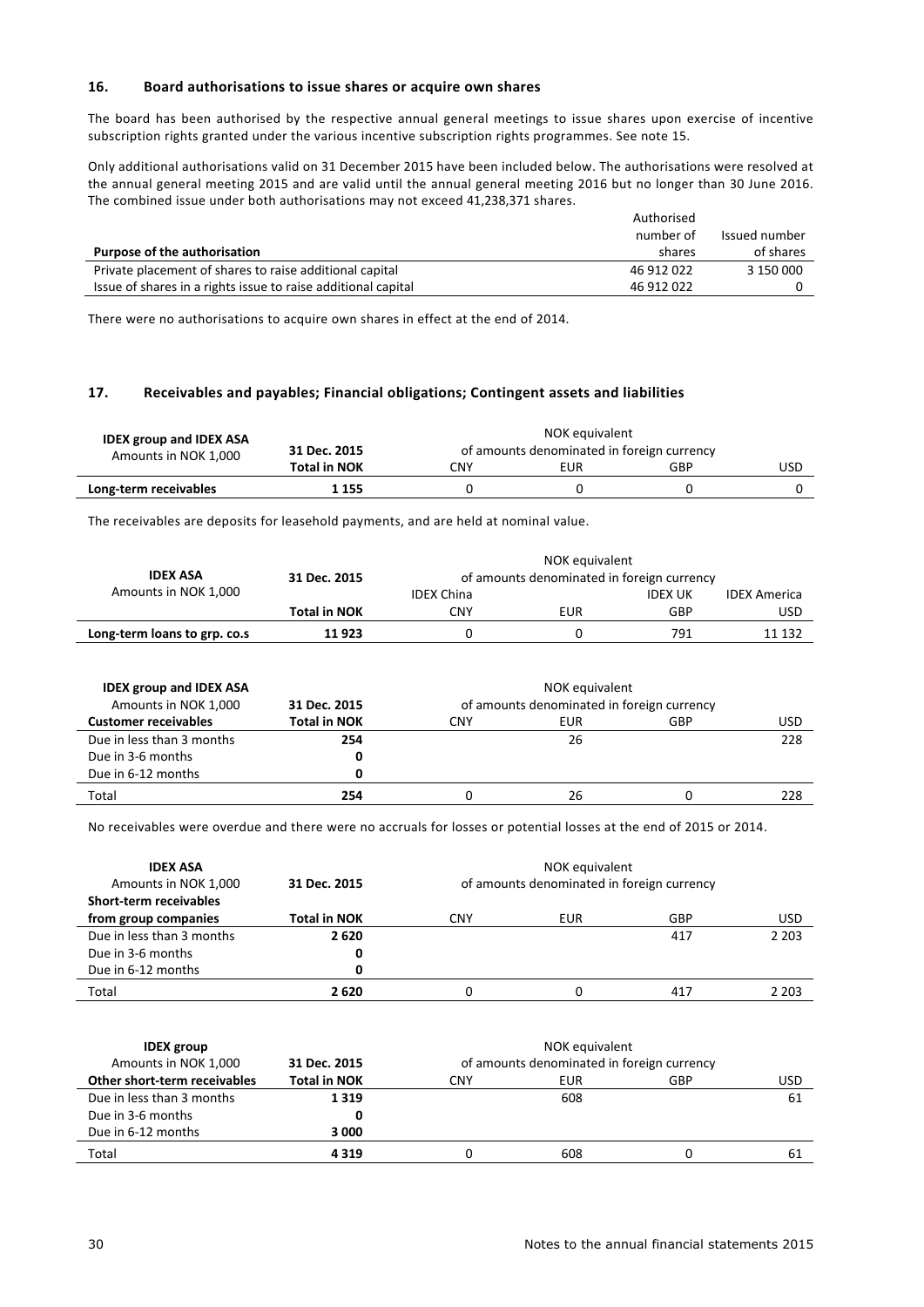## 16. Board authorisations to issue shares or acquire own shares

The board has been authorised by the respective annual general meetings to issue shares upon exercise of incentive subscription rights granted under the various incentive subscription rights programmes. See note 15.

Only additional authorisations valid on 31 December 2015 have been included below. The authorisations were resolved at the annual general meeting 2015 and are valid until the annual general meeting 2016 but no longer than 30 June 2016. The combined issue under both authorisations may not exceed 41,238,371 shares.

| Purpose of the authorisation | Authorised number of shares | Issued number of shares |
|---|---|---|
| Private placement of shares to raise additional capital | 46 912 022 | 3 150 000 |
| Issue of shares in a rights issue to raise additional capital | 46 912 022 | 0 |

There were no authorisations to acquire own shares in effect at the end of 2014.

## 17. Receivables and payables; Financial obligations; Contingent assets and liabilities

| IDEX group and IDEX ASA<br>Amounts in NOK 1,000 | 31 Dec. 2015<br>Total in NOK | NOK equivalent of amounts denominated in foreign currency<br>CNY | EUR | GBP | USD |
|---|---|---|---|---|---|
| **Long-term receivables** | 1 155 | 0 | 0 | 0 | 0 |

The receivables are deposits for leasehold payments, and are held at nominal value.

| IDEX ASA<br>Amounts in NOK 1,000 | 31 Dec. 2015<br>Total in NOK | NOK equivalent of amounts denominated in foreign currency<br>IDEX China<br>CNY | EUR | IDEX UK<br>GBP | IDEX America<br>USD |
|---|---|---|---|---|---|
| **Long-term loans to grp. co.s** | 11 923 | 0 | 0 | 791 | 11 132 |

| IDEX group and IDEX ASA<br>Amounts in NOK 1,000<br>**Customer receivables** | 31 Dec. 2015<br>**Total in NOK** | NOK equivalent of amounts denominated in foreign currency<br>CNY | EUR | GBP | USD |
|---|---|---|---|---|---|
| Due in less than 3 months | **254** | | 26 | | 228 |
| Due in 3-6 months | **0** | | | | |
| Due in 6-12 months | **0** | | | | |
| Total | **254** | 0 | 26 | 0 | 228 |

No receivables were overdue and there were no accruals for losses or potential losses at the end of 2015 or 2014.

| IDEX ASA<br>Amounts in NOK 1,000<br>**Short-term receivables from group companies** | 31 Dec. 2015<br>**Total in NOK** | NOK equivalent of amounts denominated in foreign currency<br>CNY | EUR | GBP | USD |
|---|---|---|---|---|---|
| Due in less than 3 months | **2 620** | | | 417 | 2 203 |
| Due in 3-6 months | **0** | | | | |
| Due in 6-12 months | **0** | | | | |
| Total | **2 620** | 0 | 0 | 417 | 2 203 |

| IDEX group<br>Amounts in NOK 1,000<br>**Other short-term receivables** | 31 Dec. 2015<br>**Total in NOK** | NOK equivalent of amounts denominated in foreign currency<br>CNY | EUR | GBP | USD |
|---|---|---|---|---|---|
| Due in less than 3 months | **1 319** | | 608 | | 61 |
| Due in 3-6 months | **0** | | | | |
| Due in 6-12 months | **3 000** | | | | |
| Total | **4 319** | 0 | 608 | 0 | 61 |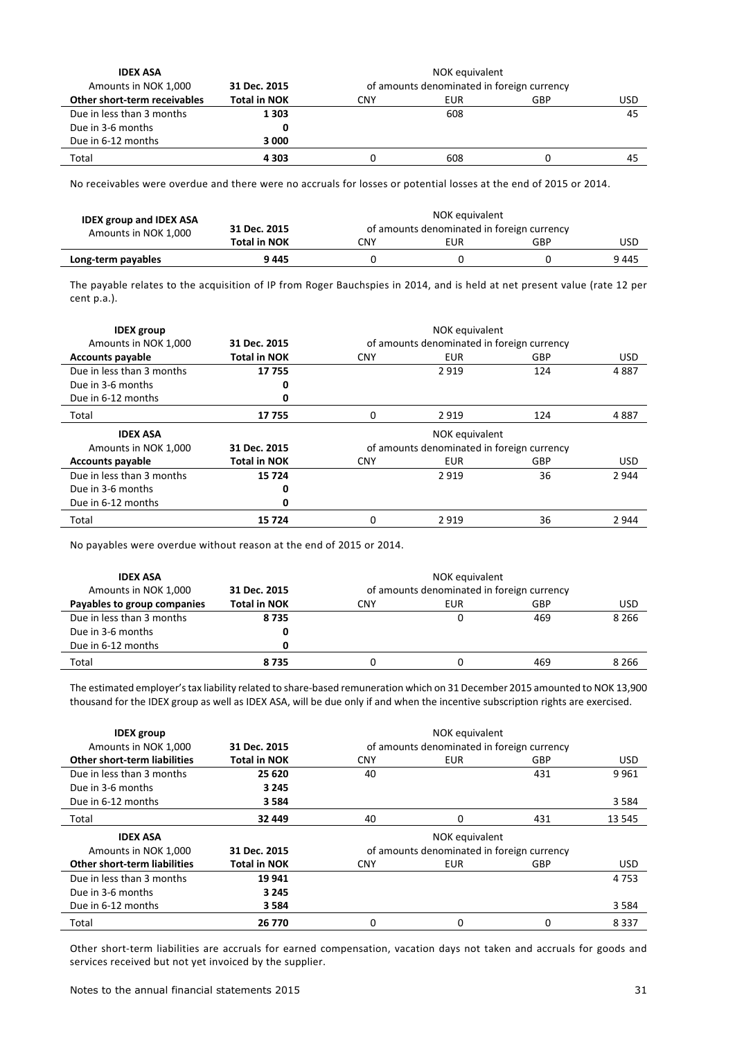| IDEX ASA | | NOK equivalent | | | |
|---|---|---|---|---|---|
| Amounts in NOK 1,000 | 31 Dec. 2015 | of amounts denominated in foreign currency | | | |
| **Other short-term receivables** | **Total in NOK** | CNY | EUR | GBP | USD |
| Due in less than 3 months | **1 303** | | 608 | | 45 |
| Due in 3-6 months | **0** | | | | |
| Due in 6-12 months | **3 000** | | | | |
| Total | **4 303** | 0 | 608 | 0 | 45 |

No receivables were overdue and there were no accruals for losses or potential losses at the end of 2015 or 2014.

| IDEX group and IDEX ASA | | NOK equivalent | | | |
|---|---|---|---|---|---|
| Amounts in NOK 1,000 | 31 Dec. 2015 | of amounts denominated in foreign currency | | | |
| | **Total in NOK** | CNY | EUR | GBP | USD |
| **Long-term payables** | **9 445** | 0 | 0 | 0 | 9 445 |

The payable relates to the acquisition of IP from Roger Bauchspies in 2014, and is held at net present value (rate 12 per cent p.a.).

| IDEX group | | NOK equivalent | | | |
|---|---|---|---|---|---|
| Amounts in NOK 1,000 | 31 Dec. 2015 | of amounts denominated in foreign currency | | | |
| **Accounts payable** | **Total in NOK** | CNY | EUR | GBP | USD |
| Due in less than 3 months | **17 755** | | 2 919 | 124 | 4 887 |
| Due in 3-6 months | **0** | | | | |
| Due in 6-12 months | **0** | | | | |
| Total | **17 755** | 0 | 2 919 | 124 | 4 887 |

| IDEX ASA | | NOK equivalent | | | |
|---|---|---|---|---|---|
| Amounts in NOK 1,000 | 31 Dec. 2015 | of amounts denominated in foreign currency | | | |
| **Accounts payable** | **Total in NOK** | CNY | EUR | GBP | USD |
| Due in less than 3 months | **15 724** | | 2 919 | 36 | 2 944 |
| Due in 3-6 months | **0** | | | | |
| Due in 6-12 months | **0** | | | | |
| Total | **15 724** | 0 | 2 919 | 36 | 2 944 |

No payables were overdue without reason at the end of 2015 or 2014.

| IDEX ASA | | NOK equivalent | | | |
|---|---|---|---|---|---|
| Amounts in NOK 1,000 | 31 Dec. 2015 | of amounts denominated in foreign currency | | | |
| **Payables to group companies** | **Total in NOK** | CNY | EUR | GBP | USD |
| Due in less than 3 months | **8 735** | | 0 | 469 | 8 266 |
| Due in 3-6 months | **0** | | | | |
| Due in 6-12 months | **0** | | | | |
| Total | **8 735** | 0 | 0 | 469 | 8 266 |

The estimated employer's tax liability related to share-based remuneration which on 31 December 2015 amounted to NOK 13,900 thousand for the IDEX group as well as IDEX ASA, will be due only if and when the incentive subscription rights are exercised.

| IDEX group | | NOK equivalent | | | |
|---|---|---|---|---|---|
| Amounts in NOK 1,000 | 31 Dec. 2015 | of amounts denominated in foreign currency | | | |
| **Other short-term liabilities** | **Total in NOK** | CNY | EUR | GBP | USD |
| Due in less than 3 months | **25 620** | 40 | | 431 | 9 961 |
| Due in 3-6 months | **3 245** | | | | |
| Due in 6-12 months | **3 584** | | | | 3 584 |
| Total | **32 449** | 40 | 0 | 431 | 13 545 |

| IDEX ASA | | NOK equivalent | | | |
|---|---|---|---|---|---|
| Amounts in NOK 1,000 | 31 Dec. 2015 | of amounts denominated in foreign currency | | | |
| **Other short-term liabilities** | **Total in NOK** | CNY | EUR | GBP | USD |
| Due in less than 3 months | **19 941** | | | | 4 753 |
| Due in 3-6 months | **3 245** | | | | |
| Due in 6-12 months | **3 584** | | | | 3 584 |
| Total | **26 770** | 0 | 0 | 0 | 8 337 |

Other short-term liabilities are accruals for earned compensation, vacation days not taken and accruals for goods and services received but not yet invoiced by the supplier.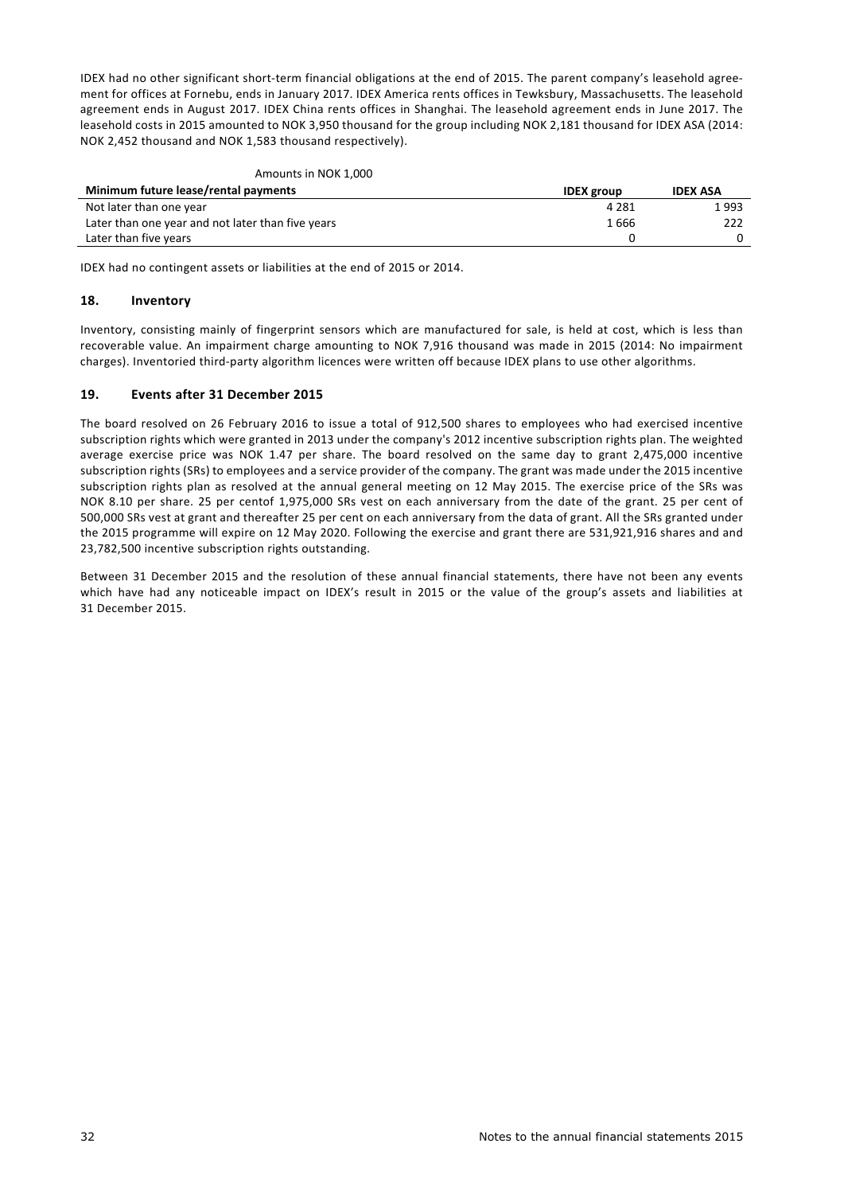IDEX had no other significant short-term financial obligations at the end of 2015. The parent company's leasehold agreement for offices at Fornebu, ends in January 2017. IDEX America rents offices in Tewksbury, Massachusetts. The leasehold agreement ends in August 2017. IDEX China rents offices in Shanghai. The leasehold agreement ends in June 2017. The leasehold costs in 2015 amounted to NOK 3,950 thousand for the group including NOK 2,181 thousand for IDEX ASA (2014: NOK 2,452 thousand and NOK 1,583 thousand respectively).

Amounts in NOK 1,000

| Minimum future lease/rental payments | IDEX group | IDEX ASA |
|---|---|---|
| Not later than one year | 4 281 | 1 993 |
| Later than one year and not later than five years | 1 666 | 222 |
| Later than five years | 0 | 0 |

IDEX had no contingent assets or liabilities at the end of 2015 or 2014.

## 18. Inventory

Inventory, consisting mainly of fingerprint sensors which are manufactured for sale, is held at cost, which is less than recoverable value. An impairment charge amounting to NOK 7,916 thousand was made in 2015 (2014: No impairment charges). Inventoried third-party algorithm licences were written off because IDEX plans to use other algorithms.

## 19. Events after 31 December 2015

The board resolved on 26 February 2016 to issue a total of 912,500 shares to employees who had exercised incentive subscription rights which were granted in 2013 under the company's 2012 incentive subscription rights plan. The weighted average exercise price was NOK 1.47 per share. The board resolved on the same day to grant 2,475,000 incentive subscription rights (SRs) to employees and a service provider of the company. The grant was made under the 2015 incentive subscription rights plan as resolved at the annual general meeting on 12 May 2015. The exercise price of the SRs was NOK 8.10 per share. 25 per centof 1,975,000 SRs vest on each anniversary from the date of the grant. 25 per cent of 500,000 SRs vest at grant and thereafter 25 per cent on each anniversary from the data of grant. All the SRs granted under the 2015 programme will expire on 12 May 2020. Following the exercise and grant there are 531,921,916 shares and and 23,782,500 incentive subscription rights outstanding.

Between 31 December 2015 and the resolution of these annual financial statements, there have not been any events which have had any noticeable impact on IDEX's result in 2015 or the value of the group's assets and liabilities at 31 December 2015.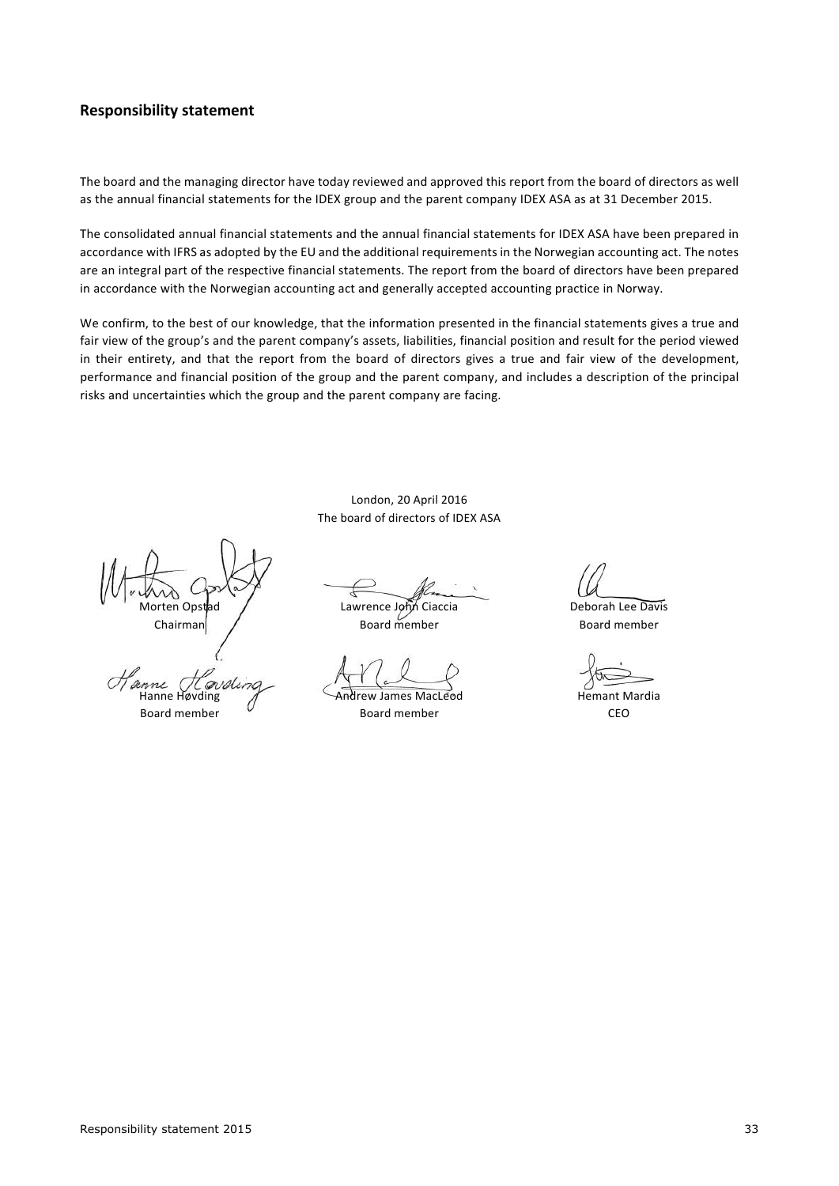## Responsibility statement

The board and the managing director have today reviewed and approved this report from the board of directors as well as the annual financial statements for the IDEX group and the parent company IDEX ASA as at 31 December 2015.

The consolidated annual financial statements and the annual financial statements for IDEX ASA have been prepared in accordance with IFRS as adopted by the EU and the additional requirements in the Norwegian accounting act. The notes are an integral part of the respective financial statements. The report from the board of directors have been prepared in accordance with the Norwegian accounting act and generally accepted accounting practice in Norway.

We confirm, to the best of our knowledge, that the information presented in the financial statements gives a true and fair view of the group's and the parent company's assets, liabilities, financial position and result for the period viewed in their entirety, and that the report from the board of directors gives a true and fair view of the development, performance and financial position of the group and the parent company, and includes a description of the principal risks and uncertainties which the group and the parent company are facing.

London, 20 April 2016
The board of directors of IDEX ASA

| | | |
|---|---|---|
| Morten Opstad<br>Chairman | Lawrence John Ciaccia<br>Board member | Deborah Lee Davis<br>Board member |
| Hanne Høvding<br>Board member | Andrew James MacLeod<br>Board member | Hemant Mardia<br>CEO |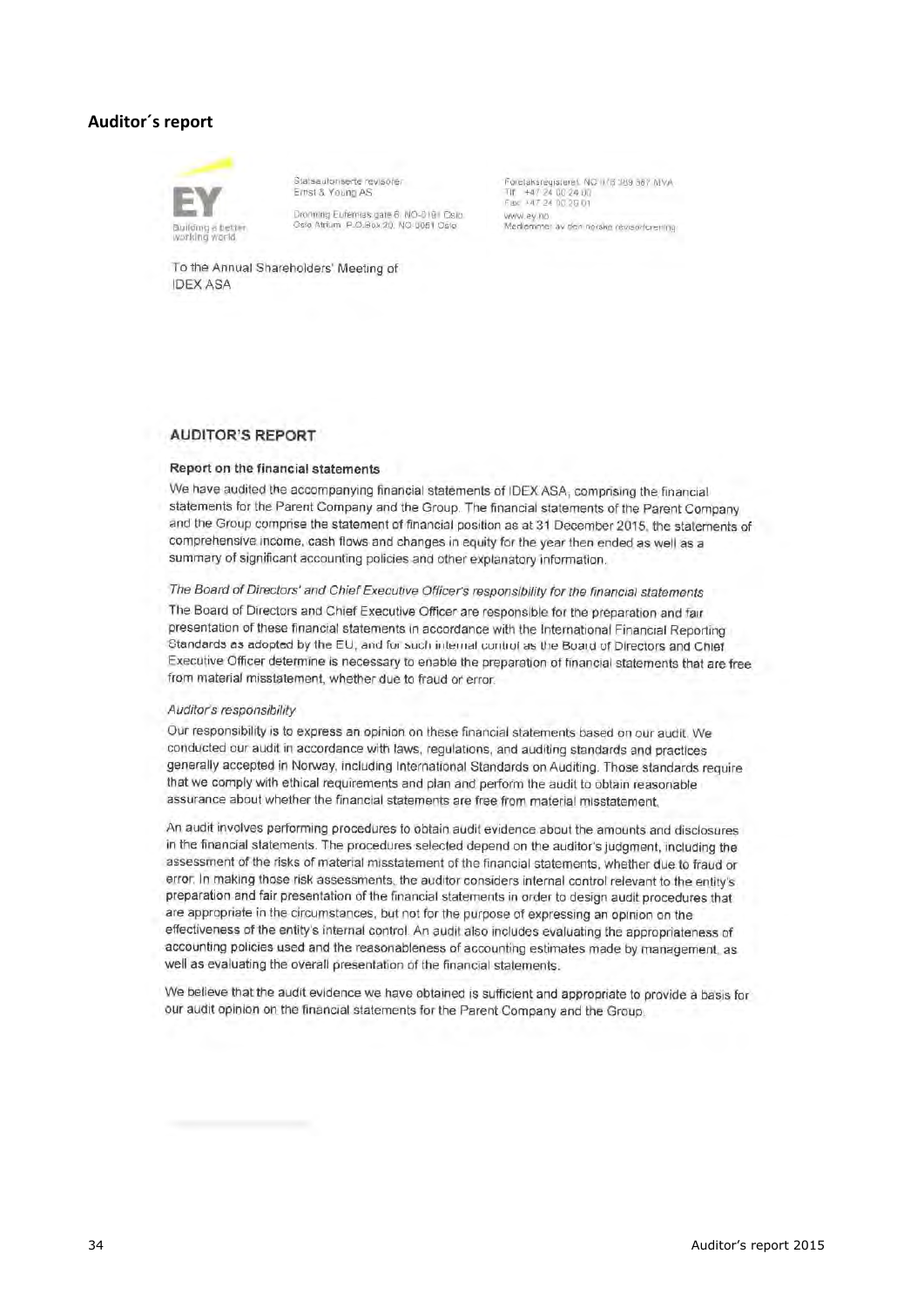## Auditor´s report

Statsautoriserte revisorer
Ernst & Young AS

Dronning Eufemias gate 6, NO-0191 Oslo
Oslo Atrium, P.O.Box 20, NO-0051 Oslo

Foretaksregisteret: NO 976 389 387 MVA
Tlf: +47 24 00 24 00
Fax: +47 24 00 24 01
www.ey.no
Medlemmer av den norske revisorforening

To the Annual Shareholders' Meeting of
IDEX ASA

### AUDITOR'S REPORT

#### Report on the financial statements

We have audited the accompanying financial statements of IDEX ASA, comprising the financial statements for the Parent Company and the Group. The financial statements of the Parent Company and the Group comprise the statement of financial position as at 31 December 2015, the statements of comprehensive income, cash flows and changes in equity for the year then ended as well as a summary of significant accounting policies and other explanatory information.

*The Board of Directors' and Chief Executive Officer's responsibility for the financial statements*

The Board of Directors and Chief Executive Officer are responsible for the preparation and fair presentation of these financial statements in accordance with the International Financial Reporting Standards as adopted by the EU, and for such internal control as the Board of Directors and Chief Executive Officer determine is necessary to enable the preparation of financial statements that are free from material misstatement, whether due to fraud or error.

*Auditor's responsibility*

Our responsibility is to express an opinion on these financial statements based on our audit. We conducted our audit in accordance with laws, regulations, and auditing standards and practices generally accepted in Norway, including International Standards on Auditing. Those standards require that we comply with ethical requirements and plan and perform the audit to obtain reasonable assurance about whether the financial statements are free from material misstatement.

An audit involves performing procedures to obtain audit evidence about the amounts and disclosures in the financial statements. The procedures selected depend on the auditor's judgment, including the assessment of the risks of material misstatement of the financial statements, whether due to fraud or error. In making those risk assessments, the auditor considers internal control relevant to the entity's preparation and fair presentation of the financial statements in order to design audit procedures that are appropriate in the circumstances, but not for the purpose of expressing an opinion on the effectiveness of the entity's internal control. An audit also includes evaluating the appropriateness of accounting policies used and the reasonableness of accounting estimates made by management, as well as evaluating the overall presentation of the financial statements.

We believe that the audit evidence we have obtained is sufficient and appropriate to provide a basis for our audit opinion on the financial statements for the Parent Company and the Group.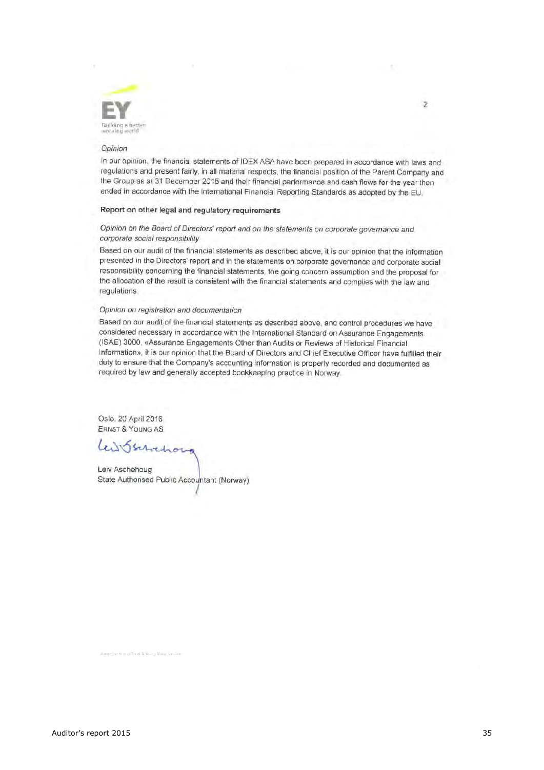*Opinion*

In our opinion, the financial statements of IDEX ASA have been prepared in accordance with laws and regulations and present fairly, in all material respects, the financial position of the Parent Company and the Group as at 31 December 2015 and their financial performance and cash flows for the year then ended in accordance with the International Financial Reporting Standards as adopted by the EU.

**Report on other legal and regulatory requirements**

*Opinion on the Board of Directors' report and on the statements on corporate governance and corporate social responsibility*

Based on our audit of the financial statements as described above, it is our opinion that the information presented in the Directors' report and in the statements on corporate governance and corporate social responsibility concerning the financial statements, the going concern assumption and the proposal for the allocation of the result is consistent with the financial statements and complies with the law and regulations.

*Opinion on registration and documentation*

Based on our audit of the financial statements as described above, and control procedures we have considered necessary in accordance with the International Standard on Assurance Engagements (ISAE) 3000, «Assurance Engagements Other than Audits or Reviews of Historical Financial Information», it is our opinion that the Board of Directors and Chief Executive Officer have fulfilled their duty to ensure that the Company's accounting information is properly recorded and documented as required by law and generally accepted bookkeeping practice in Norway.

Oslo, 20 April 2016
ERNST & YOUNG AS

Leiv Aschehoug
State Authorised Public Accountant (Norway)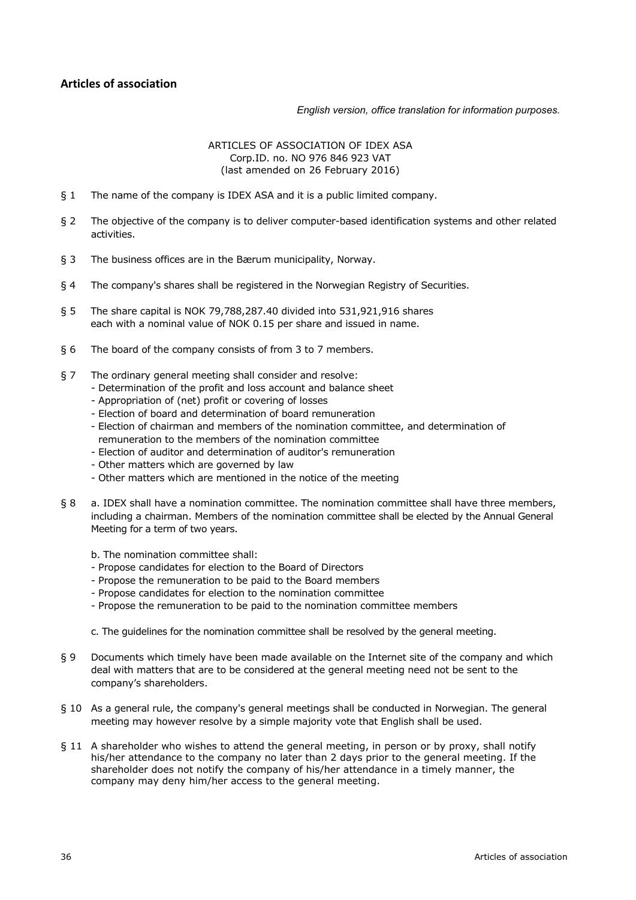## Articles of association

*English version, office translation for information purposes.*

ARTICLES OF ASSOCIATION OF IDEX ASA
Corp.ID. no. NO 976 846 923 VAT
(last amended on 26 February 2016)

§ 1 The name of the company is IDEX ASA and it is a public limited company.

§ 2 The objective of the company is to deliver computer-based identification systems and other related activities.

§ 3 The business offices are in the Bærum municipality, Norway.

§ 4 The company's shares shall be registered in the Norwegian Registry of Securities.

§ 5 The share capital is NOK 79,788,287.40 divided into 531,921,916 shares each with a nominal value of NOK 0.15 per share and issued in name.

§ 6 The board of the company consists of from 3 to 7 members.

§ 7 The ordinary general meeting shall consider and resolve:
- Determination of the profit and loss account and balance sheet
- Appropriation of (net) profit or covering of losses
- Election of board and determination of board remuneration
- Election of chairman and members of the nomination committee, and determination of remuneration to the members of the nomination committee
- Election of auditor and determination of auditor's remuneration
- Other matters which are governed by law
- Other matters which are mentioned in the notice of the meeting

§ 8 a. IDEX shall have a nomination committee. The nomination committee shall have three members, including a chairman. Members of the nomination committee shall be elected by the Annual General Meeting for a term of two years.

b. The nomination committee shall:
- Propose candidates for election to the Board of Directors
- Propose the remuneration to be paid to the Board members
- Propose candidates for election to the nomination committee
- Propose the remuneration to be paid to the nomination committee members

c. The guidelines for the nomination committee shall be resolved by the general meeting.

§ 9 Documents which timely have been made available on the Internet site of the company and which deal with matters that are to be considered at the general meeting need not be sent to the company's shareholders.

§ 10 As a general rule, the company's general meetings shall be conducted in Norwegian. The general meeting may however resolve by a simple majority vote that English shall be used.

§ 11 A shareholder who wishes to attend the general meeting, in person or by proxy, shall notify his/her attendance to the company no later than 2 days prior to the general meeting. If the shareholder does not notify the company of his/her attendance in a timely manner, the company may deny him/her access to the general meeting.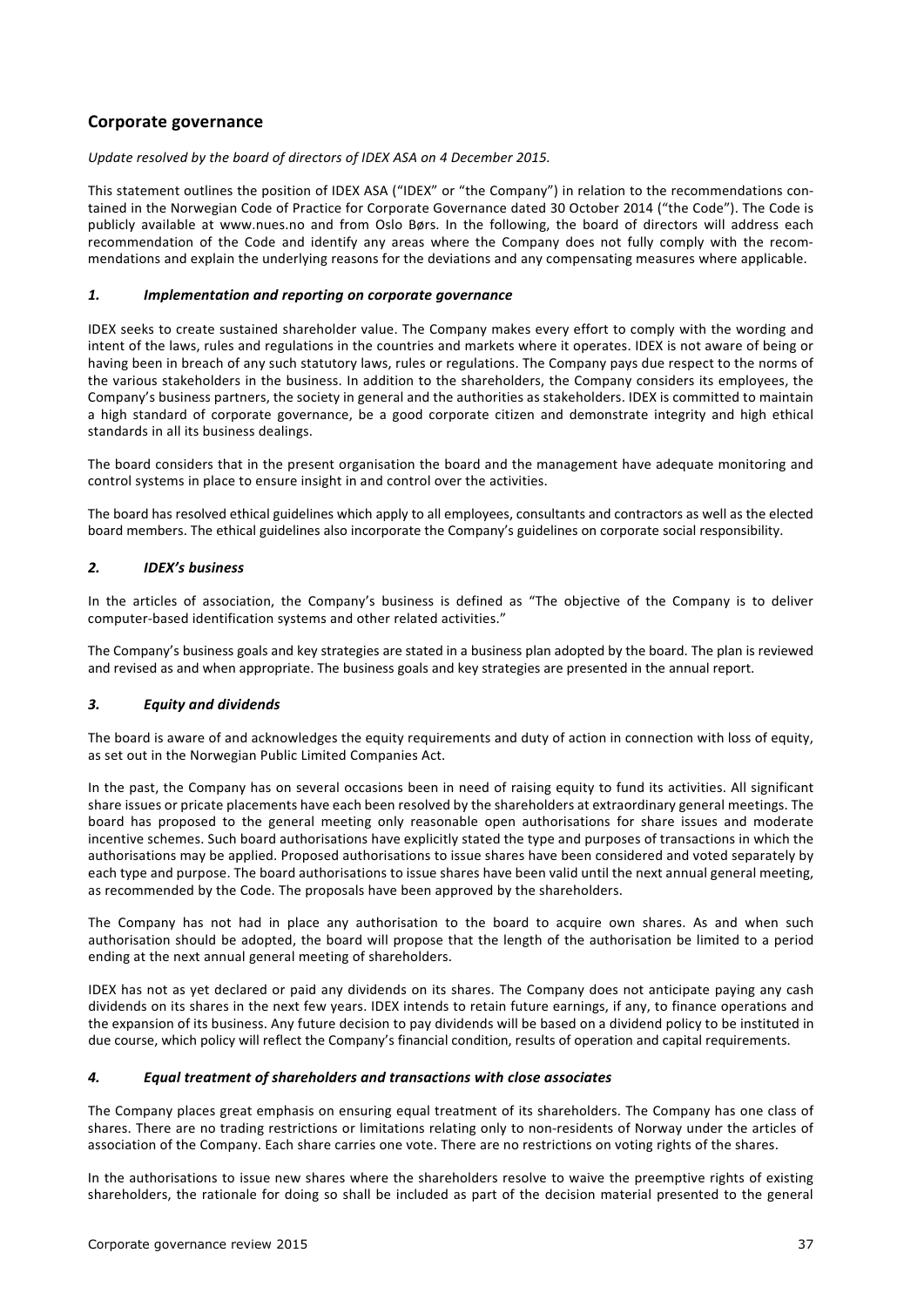## Corporate governance

*Update resolved by the board of directors of IDEX ASA on 4 December 2015.*

This statement outlines the position of IDEX ASA ("IDEX" or "the Company") in relation to the recommendations contained in the Norwegian Code of Practice for Corporate Governance dated 30 October 2014 ("the Code"). The Code is publicly available at www.nues.no and from Oslo Børs. In the following, the board of directors will address each recommendation of the Code and identify any areas where the Company does not fully comply with the recommendations and explain the underlying reasons for the deviations and any compensating measures where applicable.

### *1. Implementation and reporting on corporate governance*

IDEX seeks to create sustained shareholder value. The Company makes every effort to comply with the wording and intent of the laws, rules and regulations in the countries and markets where it operates. IDEX is not aware of being or having been in breach of any such statutory laws, rules or regulations. The Company pays due respect to the norms of the various stakeholders in the business. In addition to the shareholders, the Company considers its employees, the Company's business partners, the society in general and the authorities as stakeholders. IDEX is committed to maintain a high standard of corporate governance, be a good corporate citizen and demonstrate integrity and high ethical standards in all its business dealings.

The board considers that in the present organisation the board and the management have adequate monitoring and control systems in place to ensure insight in and control over the activities.

The board has resolved ethical guidelines which apply to all employees, consultants and contractors as well as the elected board members. The ethical guidelines also incorporate the Company's guidelines on corporate social responsibility.

### *2. IDEX's business*

In the articles of association, the Company's business is defined as "The objective of the Company is to deliver computer-based identification systems and other related activities."

The Company's business goals and key strategies are stated in a business plan adopted by the board. The plan is reviewed and revised as and when appropriate. The business goals and key strategies are presented in the annual report.

### *3. Equity and dividends*

The board is aware of and acknowledges the equity requirements and duty of action in connection with loss of equity, as set out in the Norwegian Public Limited Companies Act.

In the past, the Company has on several occasions been in need of raising equity to fund its activities. All significant share issues or pricate placements have each been resolved by the shareholders at extraordinary general meetings. The board has proposed to the general meeting only reasonable open authorisations for share issues and moderate incentive schemes. Such board authorisations have explicitly stated the type and purposes of transactions in which the authorisations may be applied. Proposed authorisations to issue shares have been considered and voted separately by each type and purpose. The board authorisations to issue shares have been valid until the next annual general meeting, as recommended by the Code. The proposals have been approved by the shareholders.

The Company has not had in place any authorisation to the board to acquire own shares. As and when such authorisation should be adopted, the board will propose that the length of the authorisation be limited to a period ending at the next annual general meeting of shareholders.

IDEX has not as yet declared or paid any dividends on its shares. The Company does not anticipate paying any cash dividends on its shares in the next few years. IDEX intends to retain future earnings, if any, to finance operations and the expansion of its business. Any future decision to pay dividends will be based on a dividend policy to be instituted in due course, which policy will reflect the Company's financial condition, results of operation and capital requirements.

### *4. Equal treatment of shareholders and transactions with close associates*

The Company places great emphasis on ensuring equal treatment of its shareholders. The Company has one class of shares. There are no trading restrictions or limitations relating only to non-residents of Norway under the articles of association of the Company. Each share carries one vote. There are no restrictions on voting rights of the shares.

In the authorisations to issue new shares where the shareholders resolve to waive the preemptive rights of existing shareholders, the rationale for doing so shall be included as part of the decision material presented to the general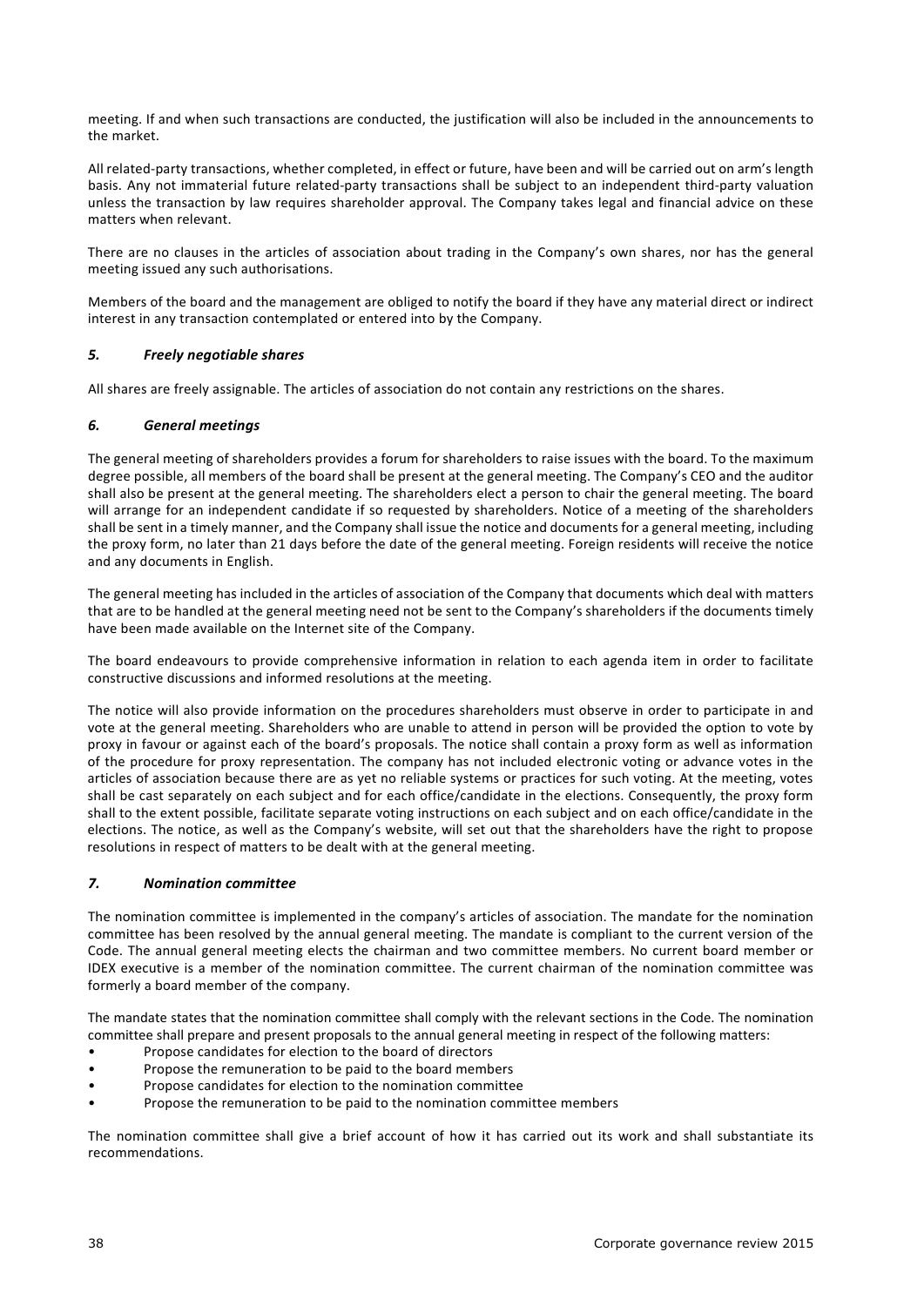meeting. If and when such transactions are conducted, the justification will also be included in the announcements to the market.

All related-party transactions, whether completed, in effect or future, have been and will be carried out on arm's length basis. Any not immaterial future related-party transactions shall be subject to an independent third-party valuation unless the transaction by law requires shareholder approval. The Company takes legal and financial advice on these matters when relevant.

There are no clauses in the articles of association about trading in the Company's own shares, nor has the general meeting issued any such authorisations.

Members of the board and the management are obliged to notify the board if they have any material direct or indirect interest in any transaction contemplated or entered into by the Company.

### *5. Freely negotiable shares*

All shares are freely assignable. The articles of association do not contain any restrictions on the shares.

### *6. General meetings*

The general meeting of shareholders provides a forum for shareholders to raise issues with the board. To the maximum degree possible, all members of the board shall be present at the general meeting. The Company's CEO and the auditor shall also be present at the general meeting. The shareholders elect a person to chair the general meeting. The board will arrange for an independent candidate if so requested by shareholders. Notice of a meeting of the shareholders shall be sent in a timely manner, and the Company shall issue the notice and documents for a general meeting, including the proxy form, no later than 21 days before the date of the general meeting. Foreign residents will receive the notice and any documents in English.

The general meeting has included in the articles of association of the Company that documents which deal with matters that are to be handled at the general meeting need not be sent to the Company's shareholders if the documents timely have been made available on the Internet site of the Company.

The board endeavours to provide comprehensive information in relation to each agenda item in order to facilitate constructive discussions and informed resolutions at the meeting.

The notice will also provide information on the procedures shareholders must observe in order to participate in and vote at the general meeting. Shareholders who are unable to attend in person will be provided the option to vote by proxy in favour or against each of the board's proposals. The notice shall contain a proxy form as well as information of the procedure for proxy representation. The company has not included electronic voting or advance votes in the articles of association because there are as yet no reliable systems or practices for such voting. At the meeting, votes shall be cast separately on each subject and for each office/candidate in the elections. Consequently, the proxy form shall to the extent possible, facilitate separate voting instructions on each subject and on each office/candidate in the elections. The notice, as well as the Company's website, will set out that the shareholders have the right to propose resolutions in respect of matters to be dealt with at the general meeting.

### *7. Nomination committee*

The nomination committee is implemented in the company's articles of association. The mandate for the nomination committee has been resolved by the annual general meeting. The mandate is compliant to the current version of the Code. The annual general meeting elects the chairman and two committee members. No current board member or IDEX executive is a member of the nomination committee. The current chairman of the nomination committee was formerly a board member of the company.

The mandate states that the nomination committee shall comply with the relevant sections in the Code. The nomination committee shall prepare and present proposals to the annual general meeting in respect of the following matters:

- Propose candidates for election to the board of directors
- Propose the remuneration to be paid to the board members
- Propose candidates for election to the nomination committee
- Propose the remuneration to be paid to the nomination committee members

The nomination committee shall give a brief account of how it has carried out its work and shall substantiate its recommendations.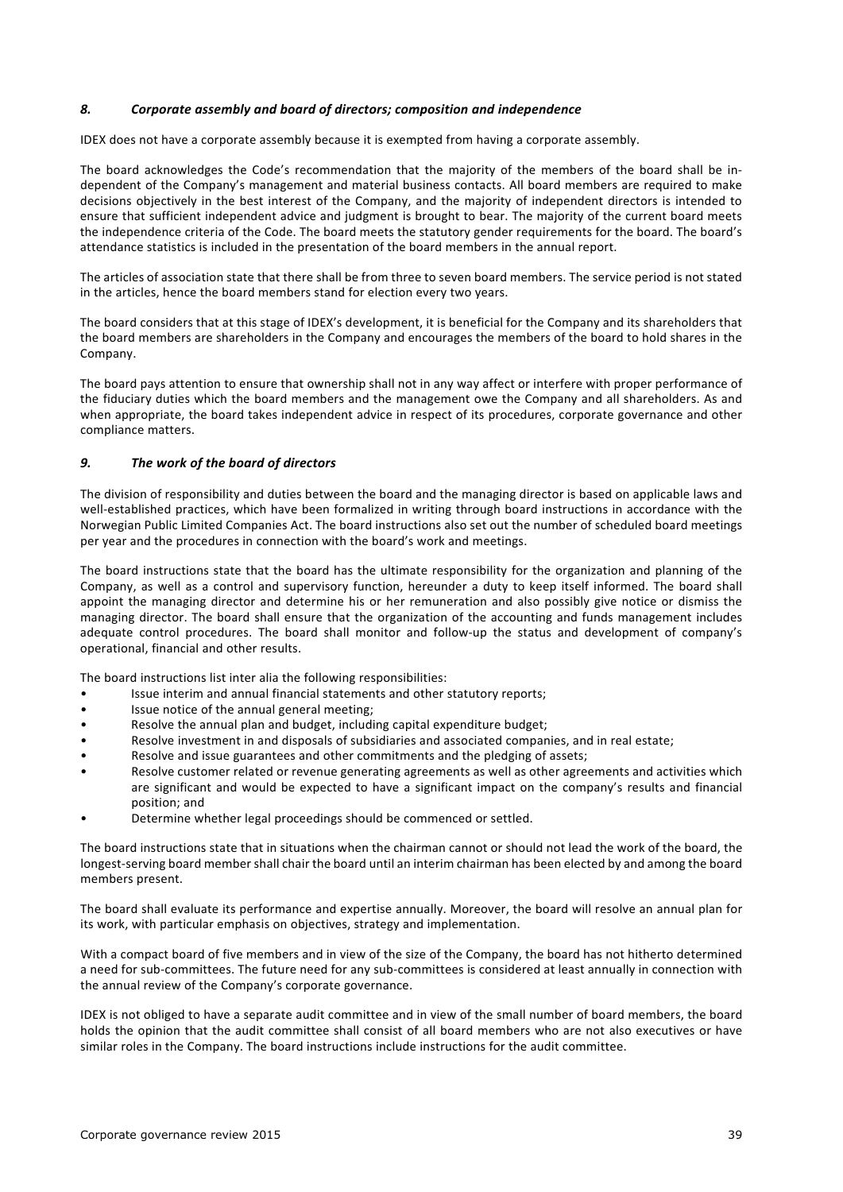## *8. Corporate assembly and board of directors; composition and independence*

IDEX does not have a corporate assembly because it is exempted from having a corporate assembly.

The board acknowledges the Code's recommendation that the majority of the members of the board shall be independent of the Company's management and material business contacts. All board members are required to make decisions objectively in the best interest of the Company, and the majority of independent directors is intended to ensure that sufficient independent advice and judgment is brought to bear. The majority of the current board meets the independence criteria of the Code. The board meets the statutory gender requirements for the board. The board's attendance statistics is included in the presentation of the board members in the annual report.

The articles of association state that there shall be from three to seven board members. The service period is not stated in the articles, hence the board members stand for election every two years.

The board considers that at this stage of IDEX's development, it is beneficial for the Company and its shareholders that the board members are shareholders in the Company and encourages the members of the board to hold shares in the Company.

The board pays attention to ensure that ownership shall not in any way affect or interfere with proper performance of the fiduciary duties which the board members and the management owe the Company and all shareholders. As and when appropriate, the board takes independent advice in respect of its procedures, corporate governance and other compliance matters.

## *9. The work of the board of directors*

The division of responsibility and duties between the board and the managing director is based on applicable laws and well-established practices, which have been formalized in writing through board instructions in accordance with the Norwegian Public Limited Companies Act. The board instructions also set out the number of scheduled board meetings per year and the procedures in connection with the board's work and meetings.

The board instructions state that the board has the ultimate responsibility for the organization and planning of the Company, as well as a control and supervisory function, hereunder a duty to keep itself informed. The board shall appoint the managing director and determine his or her remuneration and also possibly give notice or dismiss the managing director. The board shall ensure that the organization of the accounting and funds management includes adequate control procedures. The board shall monitor and follow-up the status and development of company's operational, financial and other results.

The board instructions list inter alia the following responsibilities:

- Issue interim and annual financial statements and other statutory reports;
- Issue notice of the annual general meeting;
- Resolve the annual plan and budget, including capital expenditure budget;
- Resolve investment in and disposals of subsidiaries and associated companies, and in real estate;
- Resolve and issue guarantees and other commitments and the pledging of assets;
- Resolve customer related or revenue generating agreements as well as other agreements and activities which are significant and would be expected to have a significant impact on the company's results and financial position; and
- Determine whether legal proceedings should be commenced or settled.

The board instructions state that in situations when the chairman cannot or should not lead the work of the board, the longest-serving board member shall chair the board until an interim chairman has been elected by and among the board members present.

The board shall evaluate its performance and expertise annually. Moreover, the board will resolve an annual plan for its work, with particular emphasis on objectives, strategy and implementation.

With a compact board of five members and in view of the size of the Company, the board has not hitherto determined a need for sub-committees. The future need for any sub-committees is considered at least annually in connection with the annual review of the Company's corporate governance.

IDEX is not obliged to have a separate audit committee and in view of the small number of board members, the board holds the opinion that the audit committee shall consist of all board members who are not also executives or have similar roles in the Company. The board instructions include instructions for the audit committee.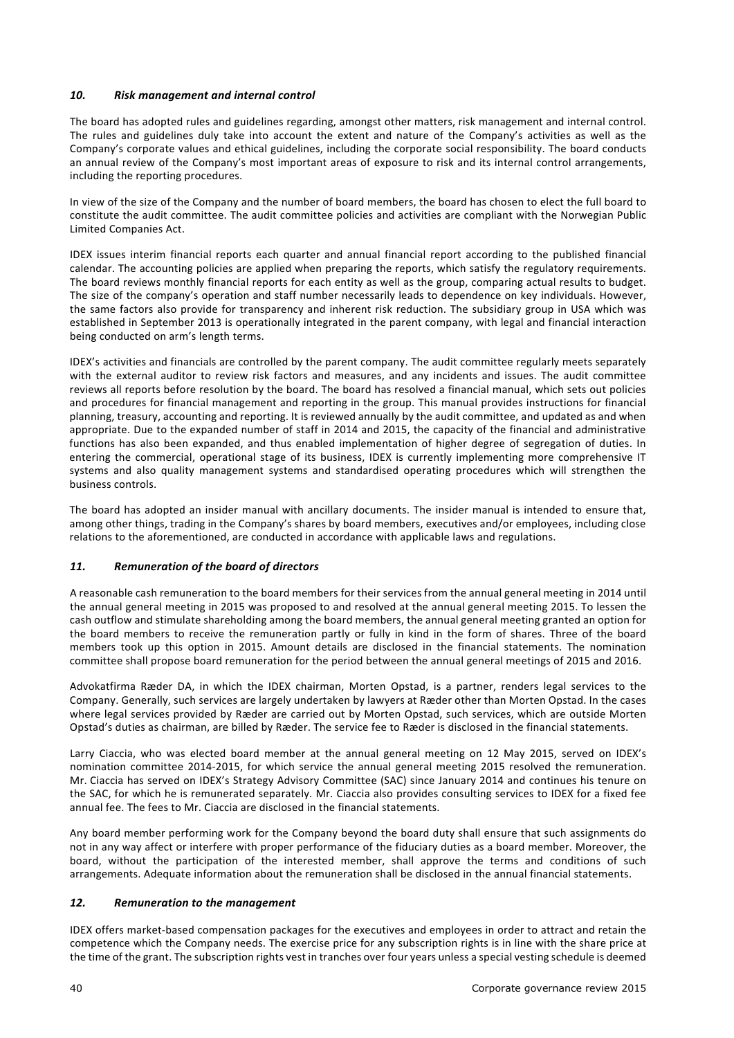### *10. Risk management and internal control*

The board has adopted rules and guidelines regarding, amongst other matters, risk management and internal control. The rules and guidelines duly take into account the extent and nature of the Company's activities as well as the Company's corporate values and ethical guidelines, including the corporate social responsibility. The board conducts an annual review of the Company's most important areas of exposure to risk and its internal control arrangements, including the reporting procedures.

In view of the size of the Company and the number of board members, the board has chosen to elect the full board to constitute the audit committee. The audit committee policies and activities are compliant with the Norwegian Public Limited Companies Act.

IDEX issues interim financial reports each quarter and annual financial report according to the published financial calendar. The accounting policies are applied when preparing the reports, which satisfy the regulatory requirements. The board reviews monthly financial reports for each entity as well as the group, comparing actual results to budget. The size of the company's operation and staff number necessarily leads to dependence on key individuals. However, the same factors also provide for transparency and inherent risk reduction. The subsidiary group in USA which was established in September 2013 is operationally integrated in the parent company, with legal and financial interaction being conducted on arm's length terms.

IDEX's activities and financials are controlled by the parent company. The audit committee regularly meets separately with the external auditor to review risk factors and measures, and any incidents and issues. The audit committee reviews all reports before resolution by the board. The board has resolved a financial manual, which sets out policies and procedures for financial management and reporting in the group. This manual provides instructions for financial planning, treasury, accounting and reporting. It is reviewed annually by the audit committee, and updated as and when appropriate. Due to the expanded number of staff in 2014 and 2015, the capacity of the financial and administrative functions has also been expanded, and thus enabled implementation of higher degree of segregation of duties. In entering the commercial, operational stage of its business, IDEX is currently implementing more comprehensive IT systems and also quality management systems and standardised operating procedures which will strengthen the business controls.

The board has adopted an insider manual with ancillary documents. The insider manual is intended to ensure that, among other things, trading in the Company's shares by board members, executives and/or employees, including close relations to the aforementioned, are conducted in accordance with applicable laws and regulations.

### *11. Remuneration of the board of directors*

A reasonable cash remuneration to the board members for their services from the annual general meeting in 2014 until the annual general meeting in 2015 was proposed to and resolved at the annual general meeting 2015. To lessen the cash outflow and stimulate shareholding among the board members, the annual general meeting granted an option for the board members to receive the remuneration partly or fully in kind in the form of shares. Three of the board members took up this option in 2015. Amount details are disclosed in the financial statements. The nomination committee shall propose board remuneration for the period between the annual general meetings of 2015 and 2016.

Advokatfirma Ræder DA, in which the IDEX chairman, Morten Opstad, is a partner, renders legal services to the Company. Generally, such services are largely undertaken by lawyers at Ræder other than Morten Opstad. In the cases where legal services provided by Ræder are carried out by Morten Opstad, such services, which are outside Morten Opstad's duties as chairman, are billed by Ræder. The service fee to Ræder is disclosed in the financial statements.

Larry Ciaccia, who was elected board member at the annual general meeting on 12 May 2015, served on IDEX's nomination committee 2014-2015, for which service the annual general meeting 2015 resolved the remuneration. Mr. Ciaccia has served on IDEX's Strategy Advisory Committee (SAC) since January 2014 and continues his tenure on the SAC, for which he is remunerated separately. Mr. Ciaccia also provides consulting services to IDEX for a fixed fee annual fee. The fees to Mr. Ciaccia are disclosed in the financial statements.

Any board member performing work for the Company beyond the board duty shall ensure that such assignments do not in any way affect or interfere with proper performance of the fiduciary duties as a board member. Moreover, the board, without the participation of the interested member, shall approve the terms and conditions of such arrangements. Adequate information about the remuneration shall be disclosed in the annual financial statements.

### *12. Remuneration to the management*

IDEX offers market-based compensation packages for the executives and employees in order to attract and retain the competence which the Company needs. The exercise price for any subscription rights is in line with the share price at the time of the grant. The subscription rights vest in tranches over four years unless a special vesting schedule is deemed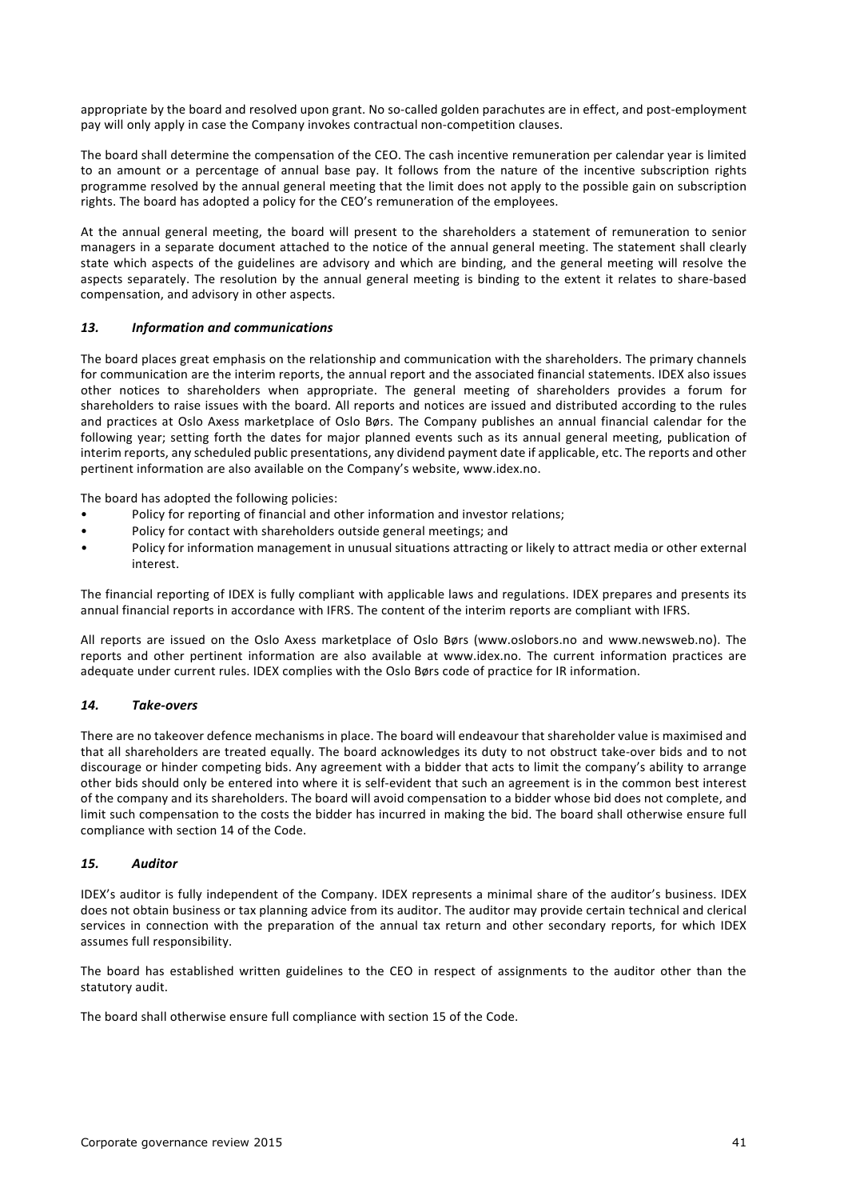appropriate by the board and resolved upon grant. No so-called golden parachutes are in effect, and post-employment pay will only apply in case the Company invokes contractual non-competition clauses.

The board shall determine the compensation of the CEO. The cash incentive remuneration per calendar year is limited to an amount or a percentage of annual base pay. It follows from the nature of the incentive subscription rights programme resolved by the annual general meeting that the limit does not apply to the possible gain on subscription rights. The board has adopted a policy for the CEO's remuneration of the employees.

At the annual general meeting, the board will present to the shareholders a statement of remuneration to senior managers in a separate document attached to the notice of the annual general meeting. The statement shall clearly state which aspects of the guidelines are advisory and which are binding, and the general meeting will resolve the aspects separately. The resolution by the annual general meeting is binding to the extent it relates to share-based compensation, and advisory in other aspects.

### *13. Information and communications*

The board places great emphasis on the relationship and communication with the shareholders. The primary channels for communication are the interim reports, the annual report and the associated financial statements. IDEX also issues other notices to shareholders when appropriate. The general meeting of shareholders provides a forum for shareholders to raise issues with the board. All reports and notices are issued and distributed according to the rules and practices at Oslo Axess marketplace of Oslo Børs. The Company publishes an annual financial calendar for the following year; setting forth the dates for major planned events such as its annual general meeting, publication of interim reports, any scheduled public presentations, any dividend payment date if applicable, etc. The reports and other pertinent information are also available on the Company's website, www.idex.no.

The board has adopted the following policies:

- Policy for reporting of financial and other information and investor relations;
- Policy for contact with shareholders outside general meetings; and
- Policy for information management in unusual situations attracting or likely to attract media or other external interest.

The financial reporting of IDEX is fully compliant with applicable laws and regulations. IDEX prepares and presents its annual financial reports in accordance with IFRS. The content of the interim reports are compliant with IFRS.

All reports are issued on the Oslo Axess marketplace of Oslo Børs (www.oslobors.no and www.newsweb.no). The reports and other pertinent information are also available at www.idex.no. The current information practices are adequate under current rules. IDEX complies with the Oslo Børs code of practice for IR information.

### *14. Take-overs*

There are no takeover defence mechanisms in place. The board will endeavour that shareholder value is maximised and that all shareholders are treated equally. The board acknowledges its duty to not obstruct take-over bids and to not discourage or hinder competing bids. Any agreement with a bidder that acts to limit the company's ability to arrange other bids should only be entered into where it is self-evident that such an agreement is in the common best interest of the company and its shareholders. The board will avoid compensation to a bidder whose bid does not complete, and limit such compensation to the costs the bidder has incurred in making the bid. The board shall otherwise ensure full compliance with section 14 of the Code.

### *15. Auditor*

IDEX's auditor is fully independent of the Company. IDEX represents a minimal share of the auditor's business. IDEX does not obtain business or tax planning advice from its auditor. The auditor may provide certain technical and clerical services in connection with the preparation of the annual tax return and other secondary reports, for which IDEX assumes full responsibility.

The board has established written guidelines to the CEO in respect of assignments to the auditor other than the statutory audit.

The board shall otherwise ensure full compliance with section 15 of the Code.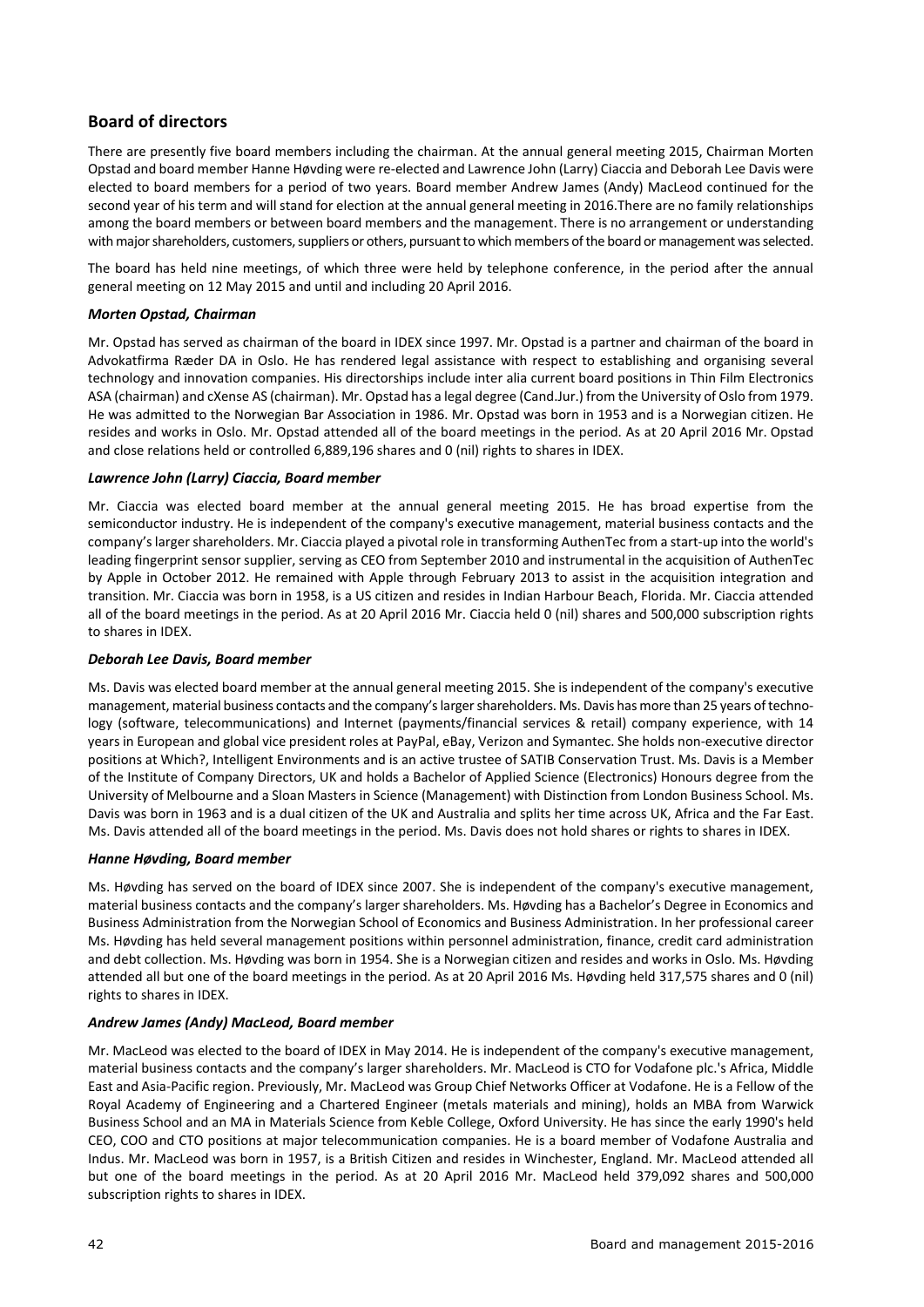## Board of directors

There are presently five board members including the chairman. At the annual general meeting 2015, Chairman Morten Opstad and board member Hanne Høvding were re-elected and Lawrence John (Larry) Ciaccia and Deborah Lee Davis were elected to board members for a period of two years. Board member Andrew James (Andy) MacLeod continued for the second year of his term and will stand for election at the annual general meeting in 2016.There are no family relationships among the board members or between board members and the management. There is no arrangement or understanding with major shareholders, customers, suppliers or others, pursuant to which members of the board or management was selected.

The board has held nine meetings, of which three were held by telephone conference, in the period after the annual general meeting on 12 May 2015 and until and including 20 April 2016.

### *Morten Opstad, Chairman*

Mr. Opstad has served as chairman of the board in IDEX since 1997. Mr. Opstad is a partner and chairman of the board in Advokatfirma Ræder DA in Oslo. He has rendered legal assistance with respect to establishing and organising several technology and innovation companies. His directorships include inter alia current board positions in Thin Film Electronics ASA (chairman) and cXense AS (chairman). Mr. Opstad has a legal degree (Cand.Jur.) from the University of Oslo from 1979. He was admitted to the Norwegian Bar Association in 1986. Mr. Opstad was born in 1953 and is a Norwegian citizen. He resides and works in Oslo. Mr. Opstad attended all of the board meetings in the period. As at 20 April 2016 Mr. Opstad and close relations held or controlled 6,889,196 shares and 0 (nil) rights to shares in IDEX.

### *Lawrence John (Larry) Ciaccia, Board member*

Mr. Ciaccia was elected board member at the annual general meeting 2015. He has broad expertise from the semiconductor industry. He is independent of the company's executive management, material business contacts and the company's larger shareholders. Mr. Ciaccia played a pivotal role in transforming AuthenTec from a start-up into the world's leading fingerprint sensor supplier, serving as CEO from September 2010 and instrumental in the acquisition of AuthenTec by Apple in October 2012. He remained with Apple through February 2013 to assist in the acquisition integration and transition. Mr. Ciaccia was born in 1958, is a US citizen and resides in Indian Harbour Beach, Florida. Mr. Ciaccia attended all of the board meetings in the period. As at 20 April 2016 Mr. Ciaccia held 0 (nil) shares and 500,000 subscription rights to shares in IDEX.

### *Deborah Lee Davis, Board member*

Ms. Davis was elected board member at the annual general meeting 2015. She is independent of the company's executive management, material business contacts and the company's larger shareholders. Ms. Davis has more than 25 years of technology (software, telecommunications) and Internet (payments/financial services & retail) company experience, with 14 years in European and global vice president roles at PayPal, eBay, Verizon and Symantec. She holds non-executive director positions at Which?, Intelligent Environments and is an active trustee of SATIB Conservation Trust. Ms. Davis is a Member of the Institute of Company Directors, UK and holds a Bachelor of Applied Science (Electronics) Honours degree from the University of Melbourne and a Sloan Masters in Science (Management) with Distinction from London Business School. Ms. Davis was born in 1963 and is a dual citizen of the UK and Australia and splits her time across UK, Africa and the Far East. Ms. Davis attended all of the board meetings in the period. Ms. Davis does not hold shares or rights to shares in IDEX.

### *Hanne Høvding, Board member*

Ms. Høvding has served on the board of IDEX since 2007. She is independent of the company's executive management, material business contacts and the company's larger shareholders. Ms. Høvding has a Bachelor's Degree in Economics and Business Administration from the Norwegian School of Economics and Business Administration. In her professional career Ms. Høvding has held several management positions within personnel administration, finance, credit card administration and debt collection. Ms. Høvding was born in 1954. She is a Norwegian citizen and resides and works in Oslo. Ms. Høvding attended all but one of the board meetings in the period. As at 20 April 2016 Ms. Høvding held 317,575 shares and 0 (nil) rights to shares in IDEX.

### *Andrew James (Andy) MacLeod, Board member*

Mr. MacLeod was elected to the board of IDEX in May 2014. He is independent of the company's executive management, material business contacts and the company's larger shareholders. Mr. MacLeod is CTO for Vodafone plc.'s Africa, Middle East and Asia-Pacific region. Previously, Mr. MacLeod was Group Chief Networks Officer at Vodafone. He is a Fellow of the Royal Academy of Engineering and a Chartered Engineer (metals materials and mining), holds an MBA from Warwick Business School and an MA in Materials Science from Keble College, Oxford University. He has since the early 1990's held CEO, COO and CTO positions at major telecommunication companies. He is a board member of Vodafone Australia and Indus. Mr. MacLeod was born in 1957, is a British Citizen and resides in Winchester, England. Mr. MacLeod attended all but one of the board meetings in the period. As at 20 April 2016 Mr. MacLeod held 379,092 shares and 500,000 subscription rights to shares in IDEX.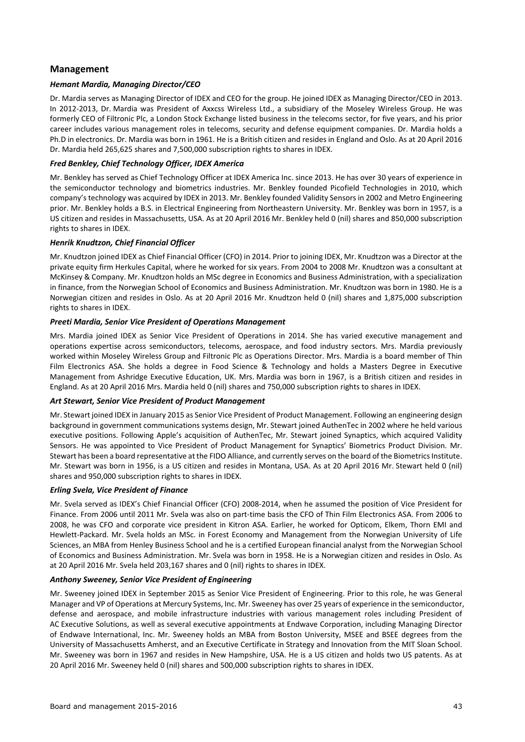## Management

### *Hemant Mardia, Managing Director/CEO*

Dr. Mardia serves as Managing Director of IDEX and CEO for the group. He joined IDEX as Managing Director/CEO in 2013. In 2012-2013, Dr. Mardia was President of Axxcss Wireless Ltd., a subsidiary of the Moseley Wireless Group. He was formerly CEO of Filtronic Plc, a London Stock Exchange listed business in the telecoms sector, for five years, and his prior career includes various management roles in telecoms, security and defense equipment companies. Dr. Mardia holds a Ph.D in electronics. Dr. Mardia was born in 1961. He is a British citizen and resides in England and Oslo. As at 20 April 2016 Dr. Mardia held 265,625 shares and 7,500,000 subscription rights to shares in IDEX.

### *Fred Benkley, Chief Technology Officer, IDEX America*

Mr. Benkley has served as Chief Technology Officer at IDEX America Inc. since 2013. He has over 30 years of experience in the semiconductor technology and biometrics industries. Mr. Benkley founded Picofield Technologies in 2010, which company's technology was acquired by IDEX in 2013. Mr. Benkley founded Validity Sensors in 2002 and Metro Engineering prior. Mr. Benkley holds a B.S. in Electrical Engineering from Northeastern University. Mr. Benkley was born in 1957, is a US citizen and resides in Massachusetts, USA. As at 20 April 2016 Mr. Benkley held 0 (nil) shares and 850,000 subscription rights to shares in IDEX.

### *Henrik Knudtzon, Chief Financial Officer*

Mr. Knudtzon joined IDEX as Chief Financial Officer (CFO) in 2014. Prior to joining IDEX, Mr. Knudtzon was a Director at the private equity firm Herkules Capital, where he worked for six years. From 2004 to 2008 Mr. Knudtzon was a consultant at McKinsey & Company. Mr. Knudtzon holds an MSc degree in Economics and Business Administration, with a specialization in finance, from the Norwegian School of Economics and Business Administration. Mr. Knudtzon was born in 1980. He is a Norwegian citizen and resides in Oslo. As at 20 April 2016 Mr. Knudtzon held 0 (nil) shares and 1,875,000 subscription rights to shares in IDEX.

### *Preeti Mardia, Senior Vice President of Operations Management*

Mrs. Mardia joined IDEX as Senior Vice President of Operations in 2014. She has varied executive management and operations expertise across semiconductors, telecoms, aerospace, and food industry sectors. Mrs. Mardia previously worked within Moseley Wireless Group and Filtronic Plc as Operations Director. Mrs. Mardia is a board member of Thin Film Electronics ASA. She holds a degree in Food Science & Technology and holds a Masters Degree in Executive Management from Ashridge Executive Education, UK. Mrs. Mardia was born in 1967, is a British citizen and resides in England. As at 20 April 2016 Mrs. Mardia held 0 (nil) shares and 750,000 subscription rights to shares in IDEX.

### *Art Stewart, Senior Vice President of Product Management*

Mr. Stewart joined IDEX in January 2015 as Senior Vice President of Product Management. Following an engineering design background in government communications systems design, Mr. Stewart joined AuthenTec in 2002 where he held various executive positions. Following Apple's acquisition of AuthenTec, Mr. Stewart joined Synaptics, which acquired Validity Sensors. He was appointed to Vice President of Product Management for Synaptics' Biometrics Product Division. Mr. Stewart has been a board representative at the FIDO Alliance, and currently serves on the board of the Biometrics Institute. Mr. Stewart was born in 1956, is a US citizen and resides in Montana, USA. As at 20 April 2016 Mr. Stewart held 0 (nil) shares and 950,000 subscription rights to shares in IDEX.

### *Erling Svela, Vice President of Finance*

Mr. Svela served as IDEX's Chief Financial Officer (CFO) 2008-2014, when he assumed the position of Vice President for Finance. From 2006 until 2011 Mr. Svela was also on part-time basis the CFO of Thin Film Electronics ASA. From 2006 to 2008, he was CFO and corporate vice president in Kitron ASA. Earlier, he worked for Opticom, Elkem, Thorn EMI and Hewlett-Packard. Mr. Svela holds an MSc. in Forest Economy and Management from the Norwegian University of Life Sciences, an MBA from Henley Business School and he is a certified European financial analyst from the Norwegian School of Economics and Business Administration. Mr. Svela was born in 1958. He is a Norwegian citizen and resides in Oslo. As at 20 April 2016 Mr. Svela held 203,167 shares and 0 (nil) rights to shares in IDEX.

### *Anthony Sweeney, Senior Vice President of Engineering*

Mr. Sweeney joined IDEX in September 2015 as Senior Vice President of Engineering. Prior to this role, he was General Manager and VP of Operations at Mercury Systems, Inc. Mr. Sweeney has over 25 years of experience in the semiconductor, defense and aerospace, and mobile infrastructure industries with various management roles including President of AC Executive Solutions, as well as several executive appointments at Endwave Corporation, including Managing Director of Endwave International, Inc. Mr. Sweeney holds an MBA from Boston University, MSEE and BSEE degrees from the University of Massachusetts Amherst, and an Executive Certificate in Strategy and Innovation from the MIT Sloan School. Mr. Sweeney was born in 1967 and resides in New Hampshire, USA. He is a US citizen and holds two US patents. As at 20 April 2016 Mr. Sweeney held 0 (nil) shares and 500,000 subscription rights to shares in IDEX.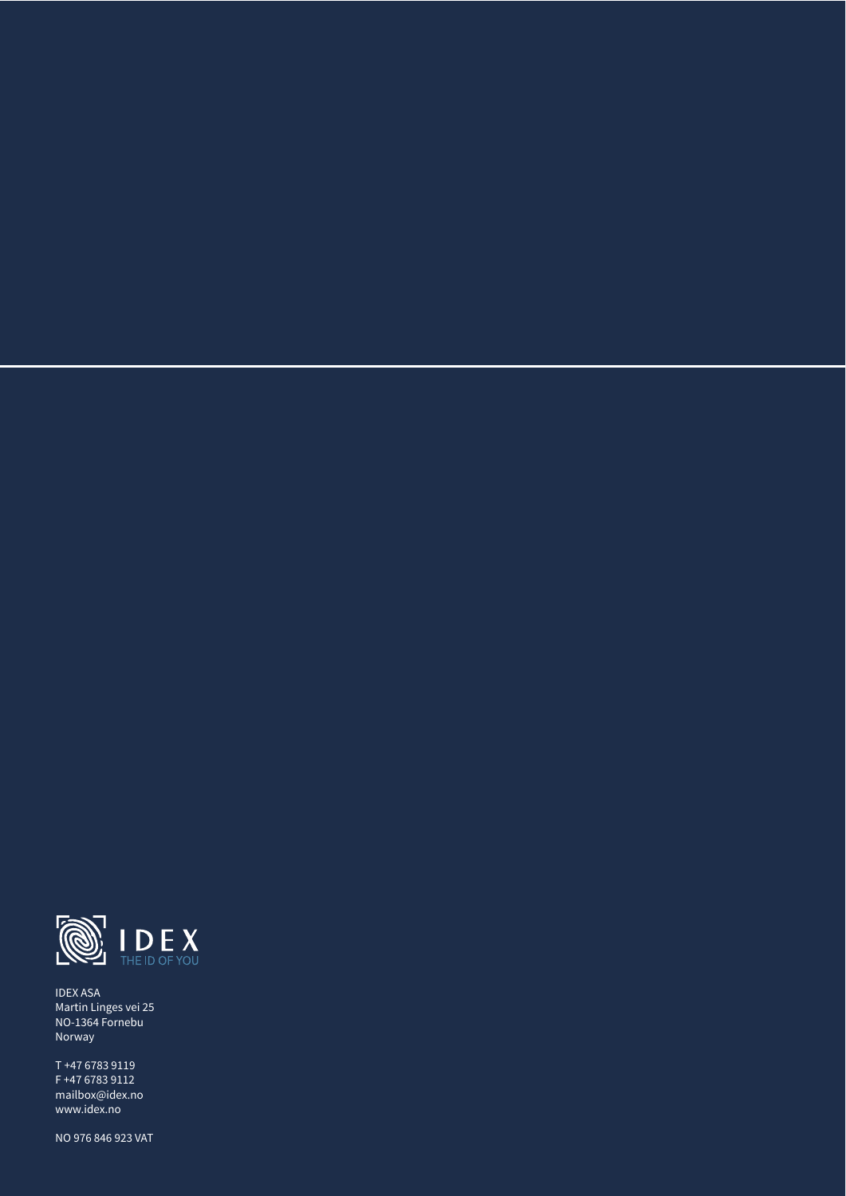IDEX

THE ID OF YOU

IDEX ASA
Martin Linges vei 25
NO-1364 Fornebu
Norway

T +47 6783 9119
F +47 6783 9112
mailbox@idex.no
www.idex.no

NO 976 846 923 VAT